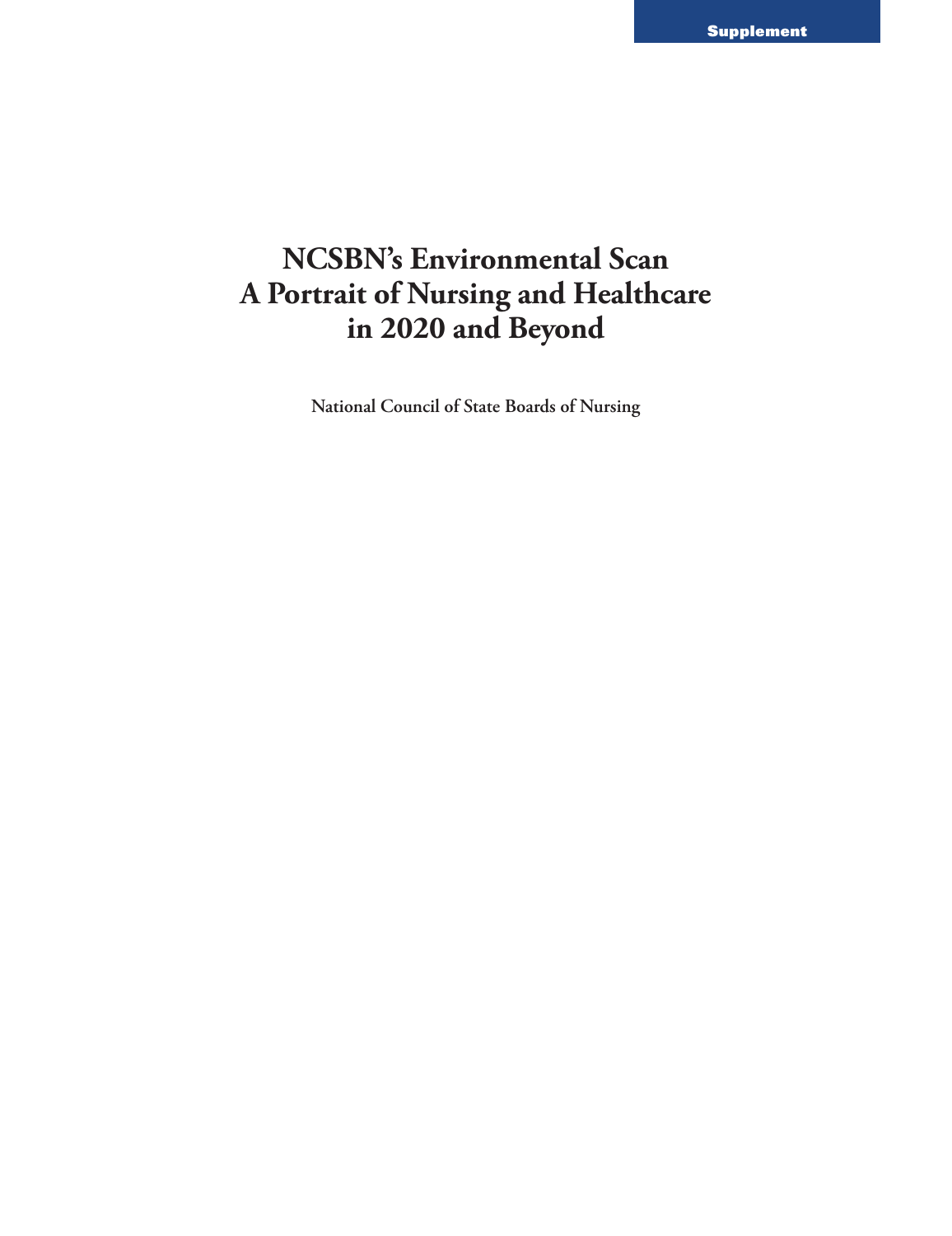Supplement

# NCSBN's Environmental Scan A Portrait of Nursing and Healthcare in 2020 and Beyond

**National Council of State Boards of Nursing**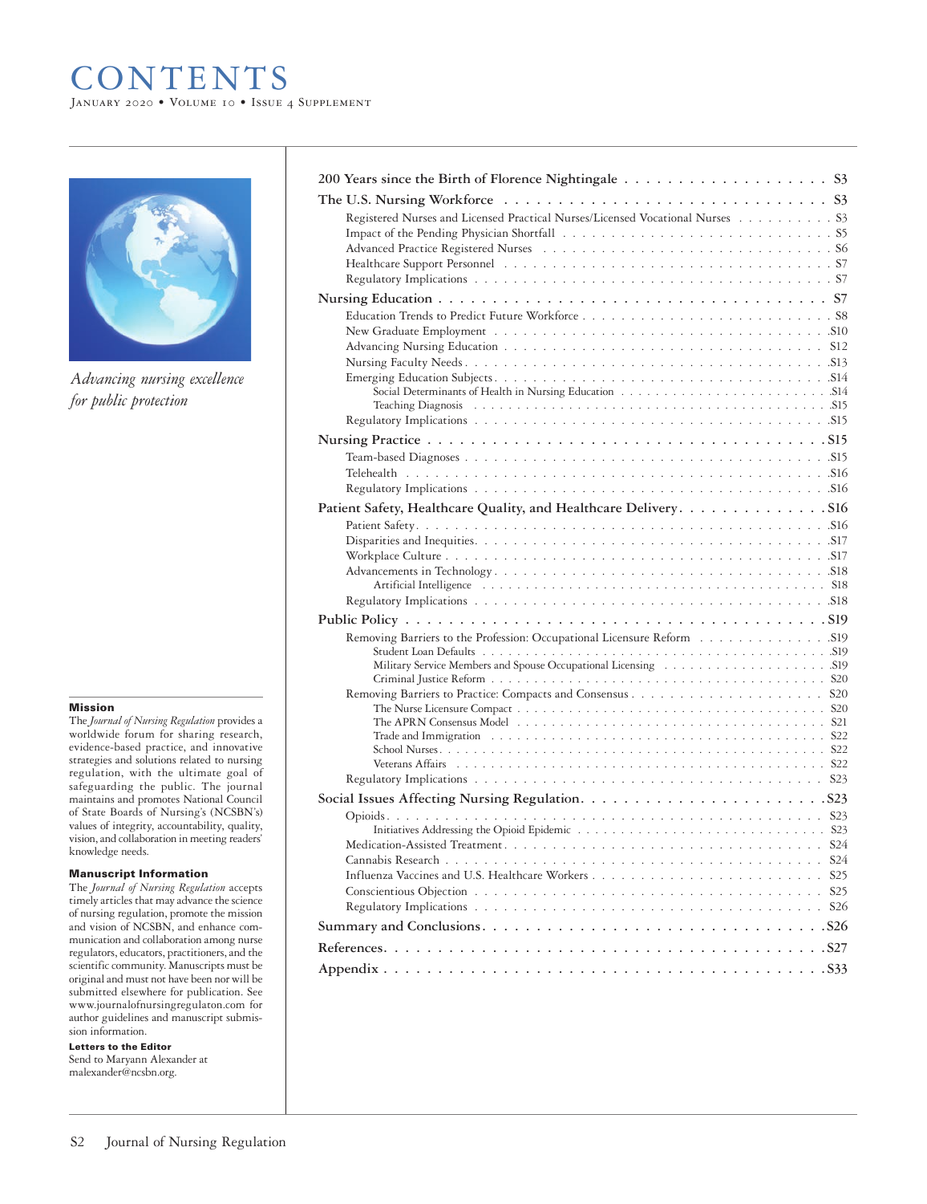# CONTENTS

January 2020 • Volume 10 • Issue 4 Supplement

*Advancing nursing excellence for public protection*

**Mission**

The *Journal of Nursing Regulation* provides a worldwide forum for sharing research, evidence-based practice, and innovative strategies and solutions related to nursing regulation, with the ultimate goal of safeguarding the public. The journal maintains and promotes National Council of State Boards of Nursing's (NCSBN's) values of integrity, accountability, quality, vision, and collaboration in meeting readers' knowledge needs.

**Manuscript Information**

The *Journal of Nursing Regulation* accepts timely articles that may advance the science of nursing regulation, promote the mission and vision of NCSBN, and enhance communication and collaboration among nurse regulators, educators, practitioners, and the scientific community. Manuscripts must be original and must not have been nor will be submitted elsewhere for publication. See www.journalofnursingregulaton.com for author guidelines and manuscript submission information.

**Letters to the Editor**

Send to Maryann Alexander at malexander@ncsbn.org.

200 Years since the Birth of Florence Nightingale . . . S3

The U.S. Nursing Workforce . . . S3
- Registered Nurses and Licensed Practical Nurses/Licensed Vocational Nurses . . . S3
- Impact of the Pending Physician Shortfall . . . S5
- Advanced Practice Registered Nurses . . . S6
- Healthcare Support Personnel . . . S7
- Regulatory Implications . . . S7

Nursing Education . . . S7
- Education Trends to Predict Future Workforce . . . S8
- New Graduate Employment . . . S10
- Advancing Nursing Education . . . S12
- Nursing Faculty Needs . . . S13
- Emerging Education Subjects . . . S14
  - Social Determinants of Health in Nursing Education . . . S14
  - Teaching Diagnosis . . . S15
- Regulatory Implications . . . S15

Nursing Practice . . . S15
- Team-based Diagnoses . . . S15
- Telehealth . . . S16
- Regulatory Implications . . . S16

Patient Safety, Healthcare Quality, and Healthcare Delivery . . . S16
- Patient Safety . . . S16
- Disparities and Inequities . . . S17
- Workplace Culture . . . S17
- Advancements in Technology . . . S18
  - Artificial Intelligence . . . S18
- Regulatory Implications . . . S18

Public Policy . . . S19
- Removing Barriers to the Profession: Occupational Licensure Reform . . . S19
  - Student Loan Defaults . . . S19
  - Military Service Members and Spouse Occupational Licensing . . . S19
  - Criminal Justice Reform . . . S20
- Removing Barriers to Practice: Compacts and Consensus . . . S20
  - The Nurse Licensure Compact . . . S20
  - The APRN Consensus Model . . . S21
  - Trade and Immigration . . . S22
  - School Nurses . . . S22
  - Veterans Affairs . . . S22
- Regulatory Implications . . . S23

Social Issues Affecting Nursing Regulation . . . S23
- Opioids . . . S23
  - Initiatives Addressing the Opioid Epidemic . . . S23
- Medication-Assisted Treatment . . . S24
- Cannabis Research . . . S24
- Influenza Vaccines and U.S. Healthcare Workers . . . S25
- Conscientious Objection . . . S25
- Regulatory Implications . . . S26

Summary and Conclusions . . . S26

References . . . S27

Appendix . . . S33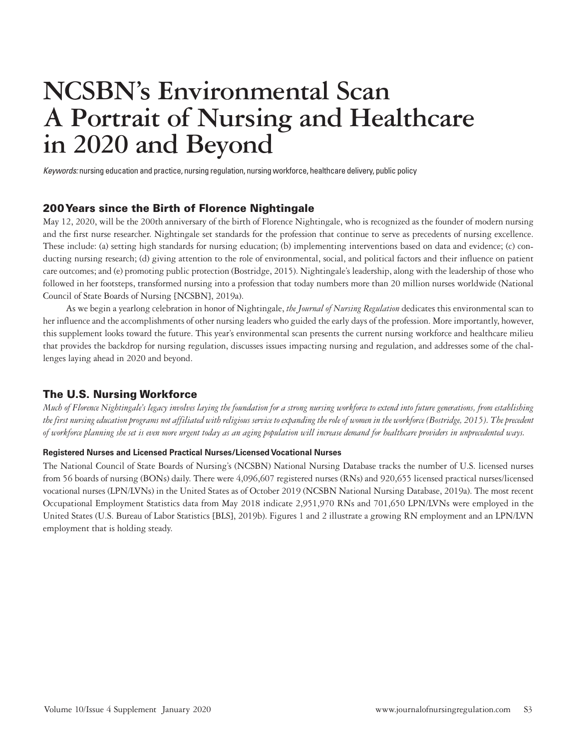# NCSBN's Environmental Scan A Portrait of Nursing and Healthcare in 2020 and Beyond

*Keywords:* nursing education and practice, nursing regulation, nursing workforce, healthcare delivery, public policy

## 200 Years since the Birth of Florence Nightingale

May 12, 2020, will be the 200th anniversary of the birth of Florence Nightingale, who is recognized as the founder of modern nursing and the first nurse researcher. Nightingale set standards for the profession that continue to serve as precedents of nursing excellence. These include: (a) setting high standards for nursing education; (b) implementing interventions based on data and evidence; (c) conducting nursing research; (d) giving attention to the role of environmental, social, and political factors and their influence on patient care outcomes; and (e) promoting public protection (Bostridge, 2015). Nightingale's leadership, along with the leadership of those who followed in her footsteps, transformed nursing into a profession that today numbers more than 20 million nurses worldwide (National Council of State Boards of Nursing [NCSBN], 2019a).

As we begin a yearlong celebration in honor of Nightingale, *the Journal of Nursing Regulation* dedicates this environmental scan to her influence and the accomplishments of other nursing leaders who guided the early days of the profession. More importantly, however, this supplement looks toward the future. This year's environmental scan presents the current nursing workforce and healthcare milieu that provides the backdrop for nursing regulation, discusses issues impacting nursing and regulation, and addresses some of the challenges laying ahead in 2020 and beyond.

## The U.S. Nursing Workforce

*Much of Florence Nightingale's legacy involves laying the foundation for a strong nursing workforce to extend into future generations, from establishing the first nursing education programs not affiliated with religious service to expanding the role of women in the workforce (Bostridge, 2015). The precedent of workforce planning she set is even more urgent today as an aging population will increase demand for healthcare providers in unprecedented ways.*

### Registered Nurses and Licensed Practical Nurses/Licensed Vocational Nurses

The National Council of State Boards of Nursing's (NCSBN) National Nursing Database tracks the number of U.S. licensed nurses from 56 boards of nursing (BONs) daily. There were 4,096,607 registered nurses (RNs) and 920,655 licensed practical nurses/licensed vocational nurses (LPN/LVNs) in the United States as of October 2019 (NCSBN National Nursing Database, 2019a). The most recent Occupational Employment Statistics data from May 2018 indicate 2,951,970 RNs and 701,650 LPN/LVNs were employed in the United States (U.S. Bureau of Labor Statistics [BLS], 2019b). Figures 1 and 2 illustrate a growing RN employment and an LPN/LVN employment that is holding steady.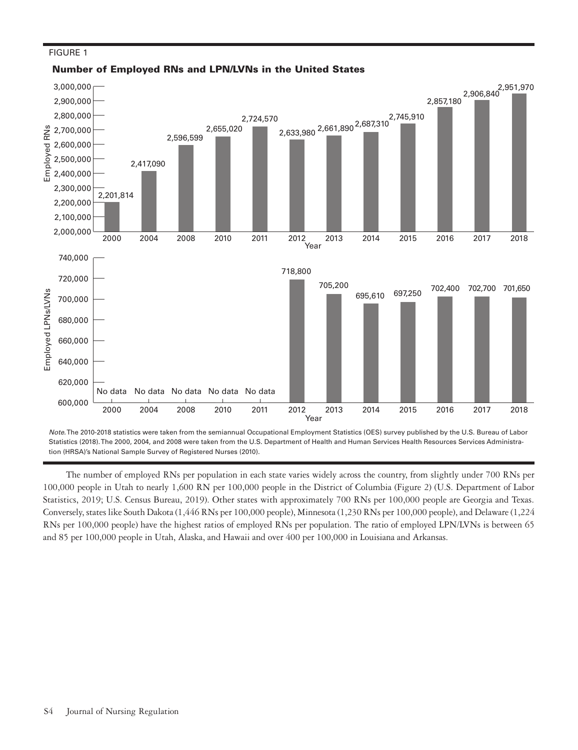FIGURE 1

**Number of Employed RNs and LPN/LVNs in the United States**

Employed RNs

3,000,000
2,900,000
2,800,000
2,700,000
2,600,000
2,500,000
2,400,000
2,300,000
2,200,000
2,100,000
2,000,000

2,201,814
2,417,090
2,596,599
2,655,020
2,724,570
2,633,980
2,661,890
2,687,310
2,745,910
2,857,180
2,906,840
2,951,970

2000 2004 2008 2010 2011 2012 2013 2014 2015 2016 2017 2018

Year

Employed LPNs/LVNs

740,000
720,000
700,000
680,000
660,000
640,000
620,000
600,000

No data No data No data No data No data
718,800
705,200
695,610
697,250
702,400
702,700
701,650

2000 2004 2008 2010 2011 2012 2013 2014 2015 2016 2017 2018

Year

*Note.* The 2010-2018 statistics were taken from the semiannual Occupational Employment Statistics (OES) survey published by the U.S. Bureau of Labor Statistics (2018). The 2000, 2004, and 2008 were taken from the U.S. Department of Health and Human Services Health Resources Services Administration (HRSA)'s National Sample Survey of Registered Nurses (2010).

The number of employed RNs per population in each state varies widely across the country, from slightly under 700 RNs per 100,000 people in Utah to nearly 1,600 RN per 100,000 people in the District of Columbia (Figure 2) (U.S. Department of Labor Statistics, 2019; U.S. Census Bureau, 2019). Other states with approximately 700 RNs per 100,000 people are Georgia and Texas. Conversely, states like South Dakota (1,446 RNs per 100,000 people), Minnesota (1,230 RNs per 100,000 people), and Delaware (1,224 RNs per 100,000 people) have the highest ratios of employed RNs per population. The ratio of employed LPN/LVNs is between 65 and 85 per 100,000 people in Utah, Alaska, and Hawaii and over 400 per 100,000 in Louisiana and Arkansas.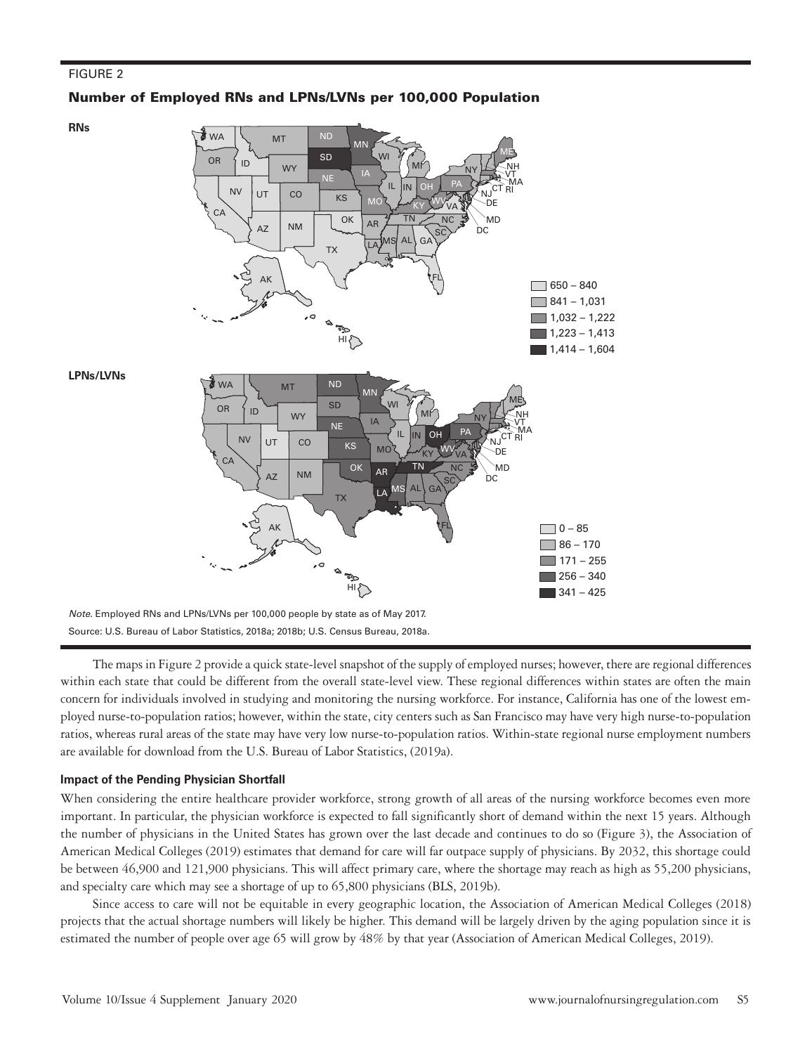FIGURE 2

**Number of Employed RNs and LPNs/LVNs per 100,000 Population**

**RNs**

WA MT ND MN OR ID SD WI ME WY MI NY NH VT IA NE MA NV UT CO IL IN OH PA CT RI NJ KS MO KY WV VA DE CA MD OK TN NC DC AZ NM AR SC MS AL GA LA TX FL AK HI

650 – 840
841 – 1,031
1,032 – 1,222
1,223 – 1,413
1,414 – 1,604

**LPNs/LVNs**

WA MT ND MN OR ID SD WI ME WY MI NY NH VT IA NE MA NV UT CO IL IN OH PA CT RI NJ KS MO KY WV VA DE CA MD OK TN NC DC AZ NM AR SC MS AL GA LA TX FL AK HI

0 – 85
86 – 170
171 – 255
256 – 340
341 – 425

*Note*. Employed RNs and LPNs/LVNs per 100,000 people by state as of May 2017.

Source: U.S. Bureau of Labor Statistics, 2018a; 2018b; U.S. Census Bureau, 2018a.

The maps in Figure 2 provide a quick state-level snapshot of the supply of employed nurses; however, there are regional differences within each state that could be different from the overall state-level view. These regional differences within states are often the main concern for individuals involved in studying and monitoring the nursing workforce. For instance, California has one of the lowest employed nurse-to-population ratios; however, within the state, city centers such as San Francisco may have very high nurse-to-population ratios, whereas rural areas of the state may have very low nurse-to-population ratios. Within-state regional nurse employment numbers are available for download from the U.S. Bureau of Labor Statistics, (2019a).

### Impact of the Pending Physician Shortfall

When considering the entire healthcare provider workforce, strong growth of all areas of the nursing workforce becomes even more important. In particular, the physician workforce is expected to fall significantly short of demand within the next 15 years. Although the number of physicians in the United States has grown over the last decade and continues to do so (Figure 3), the Association of American Medical Colleges (2019) estimates that demand for care will far outpace supply of physicians. By 2032, this shortage could be between 46,900 and 121,900 physicians. This will affect primary care, where the shortage may reach as high as 55,200 physicians, and specialty care which may see a shortage of up to 65,800 physicians (BLS, 2019b).

Since access to care will not be equitable in every geographic location, the Association of American Medical Colleges (2018) projects that the actual shortage numbers will likely be higher. This demand will be largely driven by the aging population since it is estimated the number of people over age 65 will grow by 48% by that year (Association of American Medical Colleges, 2019).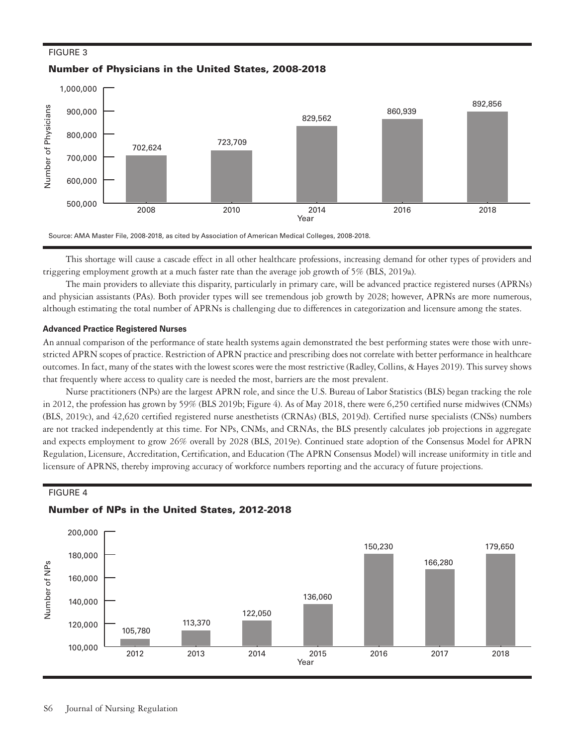FIGURE 3

**Number of Physicians in the United States, 2008-2018**

1,000,000
900,000
800,000
700,000
600,000
500,000

Number of Physicians

702,624
723,709
829,562
860,939
892,856

2008
2010
2014
2016
2018
Year

Source: AMA Master File, 2008-2018, as cited by Association of American Medical Colleges, 2008-2018.

This shortage will cause a cascade effect in all other healthcare professions, increasing demand for other types of providers and triggering employment growth at a much faster rate than the average job growth of 5% (BLS, 2019a).

The main providers to alleviate this disparity, particularly in primary care, will be advanced practice registered nurses (APRNs) and physician assistants (PAs). Both provider types will see tremendous job growth by 2028; however, APRNs are more numerous, although estimating the total number of APRNs is challenging due to differences in categorization and licensure among the states.

#### Advanced Practice Registered Nurses

An annual comparison of the performance of state health systems again demonstrated the best performing states were those with unrestricted APRN scopes of practice. Restriction of APRN practice and prescribing does not correlate with better performance in healthcare outcomes. In fact, many of the states with the lowest scores were the most restrictive (Radley, Collins, & Hayes 2019). This survey shows that frequently where access to quality care is needed the most, barriers are the most prevalent.

Nurse practitioners (NPs) are the largest APRN role, and since the U.S. Bureau of Labor Statistics (BLS) began tracking the role in 2012, the profession has grown by 59% (BLS 2019b; Figure 4). As of May 2018, there were 6,250 certified nurse midwives (CNMs) (BLS, 2019c), and 42,620 certified registered nurse anesthetists (CRNAs) (BLS, 2019d). Certified nurse specialists (CNSs) numbers are not tracked independently at this time. For NPs, CNMs, and CRNAs, the BLS presently calculates job projections in aggregate and expects employment to grow 26% overall by 2028 (BLS, 2019e). Continued state adoption of the Consensus Model for APRN Regulation, Licensure, Accreditation, Certification, and Education (The APRN Consensus Model) will increase uniformity in title and licensure of APRNS, thereby improving accuracy of workforce numbers reporting and the accuracy of future projections.

FIGURE 4

**Number of NPs in the United States, 2012-2018**

200,000
180,000
160,000
140,000
120,000
100,000

Number of NPs

105,780
113,370
122,050
136,060
150,230
166,280
179,650

2012
2013
2014
2015
2016
2017
2018
Year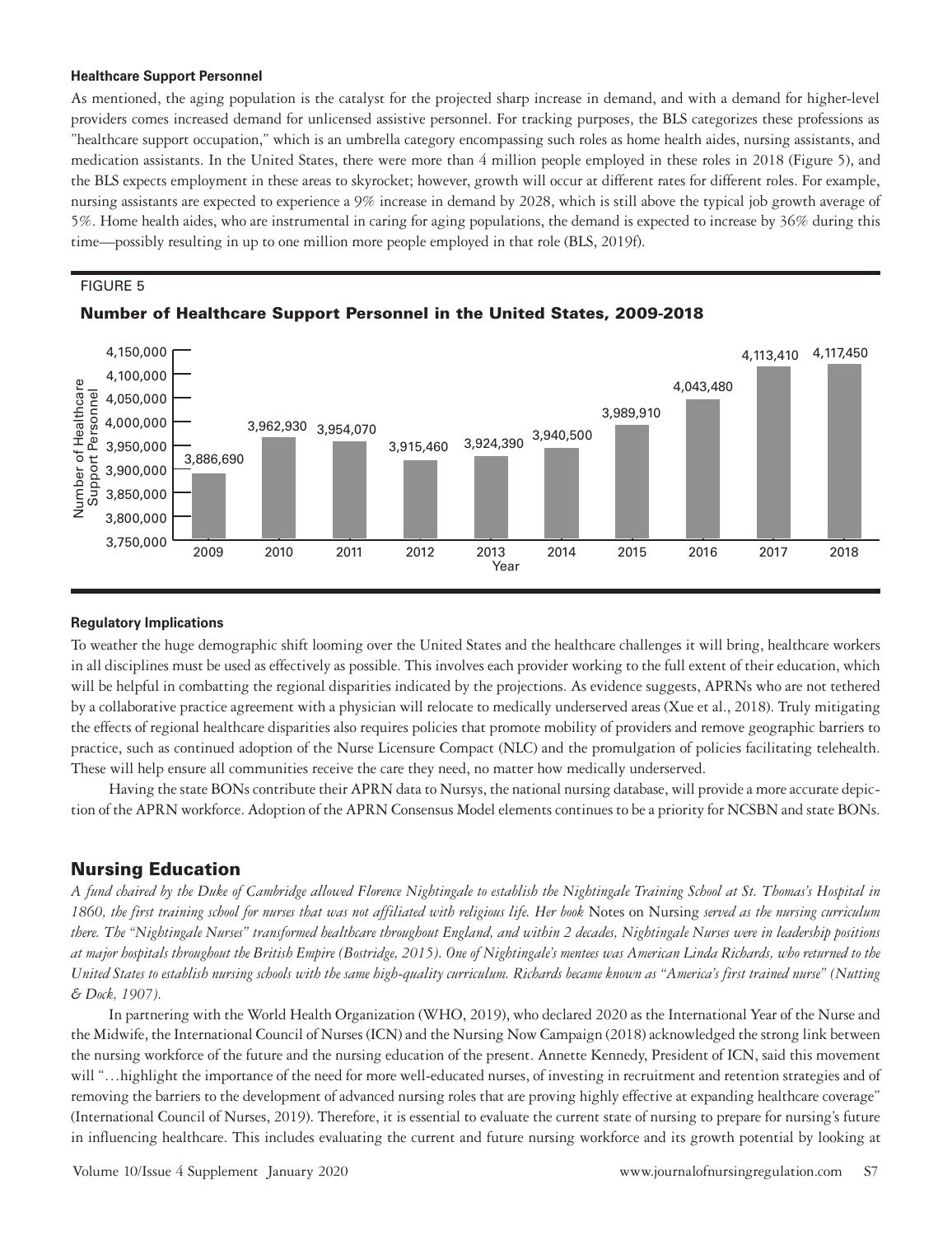### Healthcare Support Personnel

As mentioned, the aging population is the catalyst for the projected sharp increase in demand, and with a demand for higher-level providers comes increased demand for unlicensed assistive personnel. For tracking purposes, the BLS categorizes these professions as "healthcare support occupation," which is an umbrella category encompassing such roles as home health aides, nursing assistants, and medication assistants. In the United States, there were more than 4 million people employed in these roles in 2018 (Figure 5), and the BLS expects employment in these areas to skyrocket; however, growth will occur at different rates for different roles. For example, nursing assistants are expected to experience a 9% increase in demand by 2028, which is still above the typical job growth average of 5%. Home health aides, who are instrumental in caring for aging populations, the demand is expected to increase by 36% during this time—possibly resulting in up to one million more people employed in that role (BLS, 2019f).

FIGURE 5

**Number of Healthcare Support Personnel in the United States, 2009-2018**

Number of Healthcare Support Personnel

4,150,000
4,100,000
4,050,000
4,000,000
3,950,000
3,900,000
3,850,000
3,800,000
3,750,000

3,886,690
3,962,930
3,954,070
3,915,460
3,924,390
3,940,500
3,989,910
4,043,480
4,113,410
4,117,450

2009
2010
2011
2012
2013
2014
2015
2016
2017
2018

Year

### Regulatory Implications

To weather the huge demographic shift looming over the United States and the healthcare challenges it will bring, healthcare workers in all disciplines must be used as effectively as possible. This involves each provider working to the full extent of their education, which will be helpful in combatting the regional disparities indicated by the projections. As evidence suggests, APRNs who are not tethered by a collaborative practice agreement with a physician will relocate to medically underserved areas (Xue et al., 2018). Truly mitigating the effects of regional healthcare disparities also requires policies that promote mobility of providers and remove geographic barriers to practice, such as continued adoption of the Nurse Licensure Compact (NLC) and the promulgation of policies facilitating telehealth. These will help ensure all communities receive the care they need, no matter how medically underserved.

Having the state BONs contribute their APRN data to Nursys, the national nursing database, will provide a more accurate depiction of the APRN workforce. Adoption of the APRN Consensus Model elements continues to be a priority for NCSBN and state BONs.

## Nursing Education

*A fund chaired by the Duke of Cambridge allowed Florence Nightingale to establish the Nightingale Training School at St. Thomas's Hospital in 1860, the first training school for nurses that was not affiliated with religious life. Her book* Notes on Nursing *served as the nursing curriculum there. The "Nightingale Nurses" transformed healthcare throughout England, and within 2 decades, Nightingale Nurses were in leadership positions at major hospitals throughout the British Empire (Bostridge, 2015). One of Nightingale's mentees was American Linda Richards, who returned to the United States to establish nursing schools with the same high-quality curriculum. Richards became known as "America's first trained nurse" (Nutting & Dock, 1907).*

In partnering with the World Health Organization (WHO, 2019), who declared 2020 as the International Year of the Nurse and the Midwife, the International Council of Nurses (ICN) and the Nursing Now Campaign (2018) acknowledged the strong link between the nursing workforce of the future and the nursing education of the present. Annette Kennedy, President of ICN, said this movement will "…highlight the importance of the need for more well-educated nurses, of investing in recruitment and retention strategies and of removing the barriers to the development of advanced nursing roles that are proving highly effective at expanding healthcare coverage" (International Council of Nurses, 2019). Therefore, it is essential to evaluate the current state of nursing to prepare for nursing's future in influencing healthcare. This includes evaluating the current and future nursing workforce and its growth potential by looking at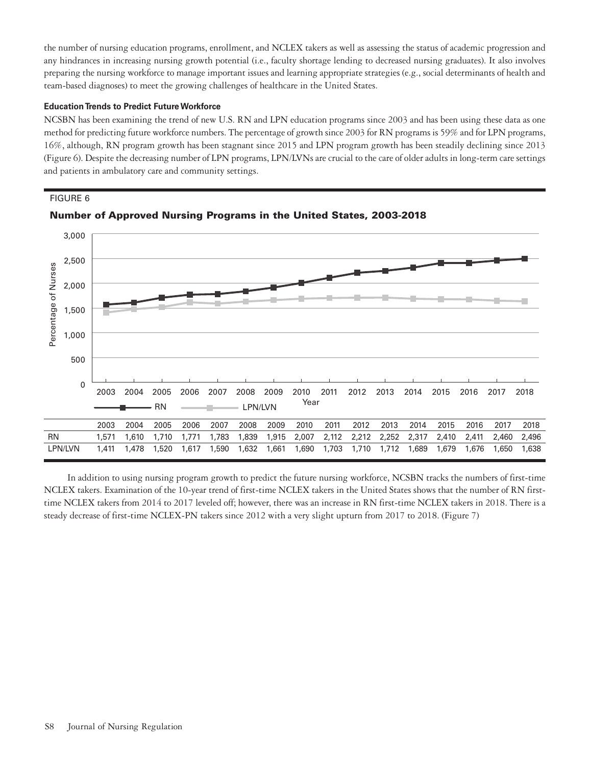the number of nursing education programs, enrollment, and NCLEX takers as well as assessing the status of academic progression and any hindrances in increasing nursing growth potential (i.e., faculty shortage lending to decreased nursing graduates). It also involves preparing the nursing workforce to manage important issues and learning appropriate strategies (e.g., social determinants of health and team-based diagnoses) to meet the growing challenges of healthcare in the United States.

### Education Trends to Predict Future Workforce

NCSBN has been examining the trend of new U.S. RN and LPN education programs since 2003 and has been using these data as one method for predicting future workforce numbers. The percentage of growth since 2003 for RN programs is 59% and for LPN programs, 16%, although, RN program growth has been stagnant since 2015 and LPN program growth has been steadily declining since 2013 (Figure 6). Despite the decreasing number of LPN programs, LPN/LVNs are crucial to the care of older adults in long-term care settings and patients in ambulatory care and community settings.

FIGURE 6

**Number of Approved Nursing Programs in the United States, 2003-2018**

Percentage of Nurses

3,000
2,500
2,000
1,500
1,000
500
0

2003 2004 2005 2006 2007 2008 2009 2010 2011 2012 2013 2014 2015 2016 2017 2018

Year

RN LPN/LVN

| | 2003 | 2004 | 2005 | 2006 | 2007 | 2008 | 2009 | 2010 | 2011 | 2012 | 2013 | 2014 | 2015 | 2016 | 2017 | 2018 |
|---|---|---|---|---|---|---|---|---|---|---|---|---|---|---|---|---|
| RN | 1,571 | 1,610 | 1,710 | 1,771 | 1,783 | 1,839 | 1,915 | 2,007 | 2,112 | 2,212 | 2,252 | 2,317 | 2,410 | 2,411 | 2,460 | 2,496 |
| LPN/LVN | 1,411 | 1,478 | 1,520 | 1,617 | 1,590 | 1,632 | 1,661 | 1,690 | 1,703 | 1,710 | 1,712 | 1,689 | 1,679 | 1,676 | 1,650 | 1,638 |

In addition to using nursing program growth to predict the future nursing workforce, NCSBN tracks the numbers of first-time NCLEX takers. Examination of the 10-year trend of first-time NCLEX takers in the United States shows that the number of RN first-time NCLEX takers from 2014 to 2017 leveled off; however, there was an increase in RN first-time NCLEX takers in 2018. There is a steady decrease of first-time NCLEX-PN takers since 2012 with a very slight upturn from 2017 to 2018. (Figure 7)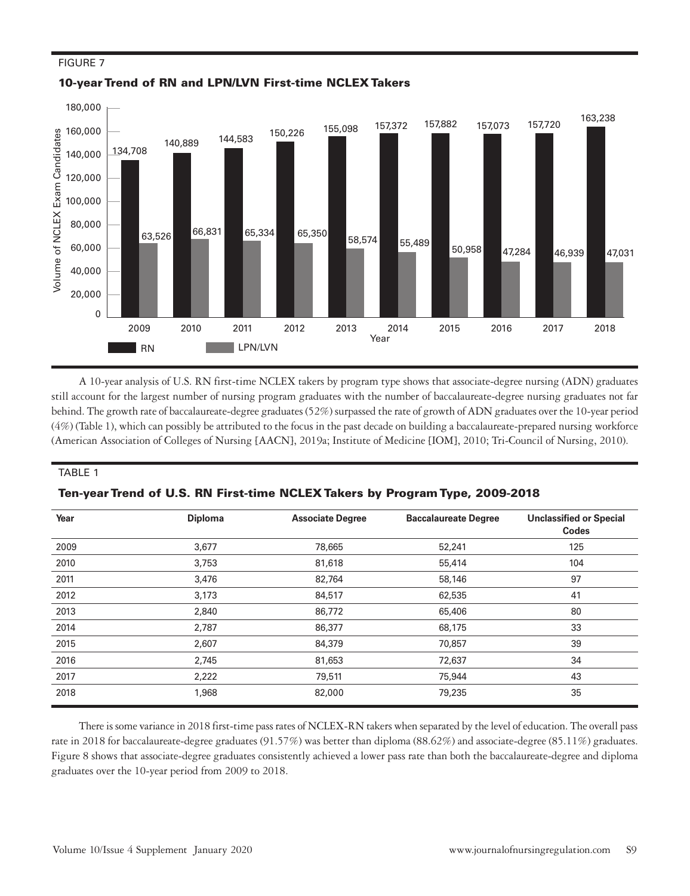FIGURE 7

**10-year Trend of RN and LPN/LVN First-time NCLEX Takers**

180,000
160,000
140,000
120,000
100,000
80,000
60,000
40,000
20,000
0

Volume of NCLEX Exam Candidates

134,708
63,526
140,889
66,831
144,583
65,334
150,226
65,350
155,098
58,574
157,372
55,489
157,882
50,958
157,073
47,284
157,720
46,939
163,238
47,031

2009 2010 2011 2012 2013 2014 2015 2016 2017 2018

Year

RN LPN/LVN

A 10-year analysis of U.S. RN first-time NCLEX takers by program type shows that associate-degree nursing (ADN) graduates still account for the largest number of nursing program graduates with the number of baccalaureate-degree nursing graduates not far behind. The growth rate of baccalaureate-degree graduates (52%) surpassed the rate of growth of ADN graduates over the 10-year period (4%) (Table 1), which can possibly be attributed to the focus in the past decade on building a baccalaureate-prepared nursing workforce (American Association of Colleges of Nursing [AACN], 2019a; Institute of Medicine [IOM], 2010; Tri-Council of Nursing, 2010).

TABLE 1

**Ten-year Trend of U.S. RN First-time NCLEX Takers by Program Type, 2009-2018**

| Year | Diploma | Associate Degree | Baccalaureate Degree | Unclassified or Special Codes |
|---|---|---|---|---|
| 2009 | 3,677 | 78,665 | 52,241 | 125 |
| 2010 | 3,753 | 81,618 | 55,414 | 104 |
| 2011 | 3,476 | 82,764 | 58,146 | 97 |
| 2012 | 3,173 | 84,517 | 62,535 | 41 |
| 2013 | 2,840 | 86,772 | 65,406 | 80 |
| 2014 | 2,787 | 86,377 | 68,175 | 33 |
| 2015 | 2,607 | 84,379 | 70,857 | 39 |
| 2016 | 2,745 | 81,653 | 72,637 | 34 |
| 2017 | 2,222 | 79,511 | 75,944 | 43 |
| 2018 | 1,968 | 82,000 | 79,235 | 35 |

There is some variance in 2018 first-time pass rates of NCLEX-RN takers when separated by the level of education. The overall pass rate in 2018 for baccalaureate-degree graduates (91.57%) was better than diploma (88.62%) and associate-degree (85.11%) graduates. Figure 8 shows that associate-degree graduates consistently achieved a lower pass rate than both the baccalaureate-degree and diploma graduates over the 10-year period from 2009 to 2018.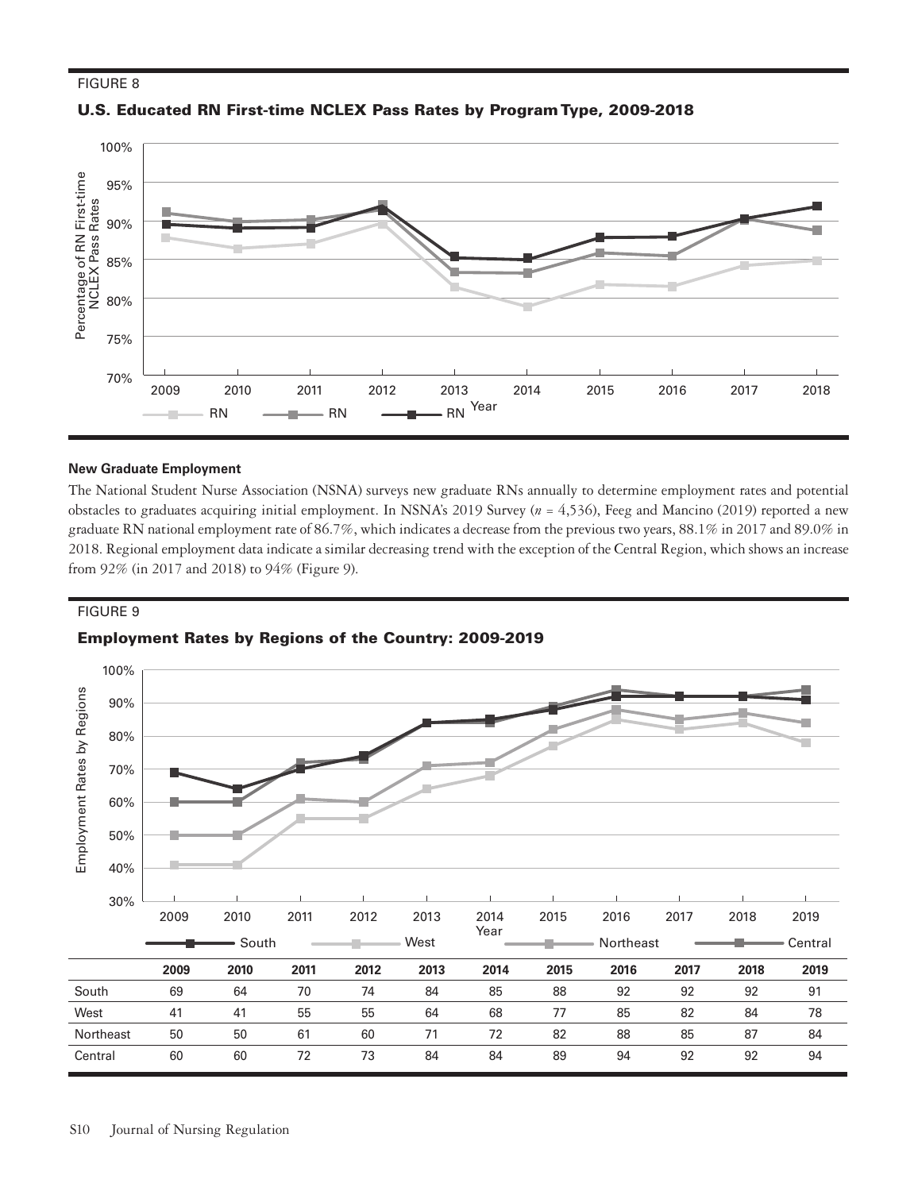FIGURE 8

**U.S. Educated RN First-time NCLEX Pass Rates by Program Type, 2009-2018**

100%
95%
90%
85%
80%
75%
70%

Percentage of RN First-time NCLEX Pass Rates

2009 2010 2011 2012 2013 2014 2015 2016 2017 2018

Year

RN RN RN

### New Graduate Employment

The National Student Nurse Association (NSNA) surveys new graduate RNs annually to determine employment rates and potential obstacles to graduates acquiring initial employment. In NSNA's 2019 Survey (*n* = 4,536), Feeg and Mancino (2019) reported a new graduate RN national employment rate of 86.7%, which indicates a decrease from the previous two years, 88.1% in 2017 and 89.0% in 2018. Regional employment data indicate a similar decreasing trend with the exception of the Central Region, which shows an increase from 92% (in 2017 and 2018) to 94% (Figure 9).

FIGURE 9

**Employment Rates by Regions of the Country: 2009-2019**

100%
90%
80%
70%
60%
50%
40%
30%

Employment Rates by Regions

2009 2010 2011 2012 2013 2014 2015 2016 2017 2018 2019

Year

South West Northeast Central

| | 2009 | 2010 | 2011 | 2012 | 2013 | 2014 | 2015 | 2016 | 2017 | 2018 | 2019 |
|---|---|---|---|---|---|---|---|---|---|---|---|
| South | 69 | 64 | 70 | 74 | 84 | 85 | 88 | 92 | 92 | 92 | 91 |
| West | 41 | 41 | 55 | 55 | 64 | 68 | 77 | 85 | 82 | 84 | 78 |
| Northeast | 50 | 50 | 61 | 60 | 71 | 72 | 82 | 88 | 85 | 87 | 84 |
| Central | 60 | 60 | 72 | 73 | 84 | 84 | 89 | 94 | 92 | 92 | 94 |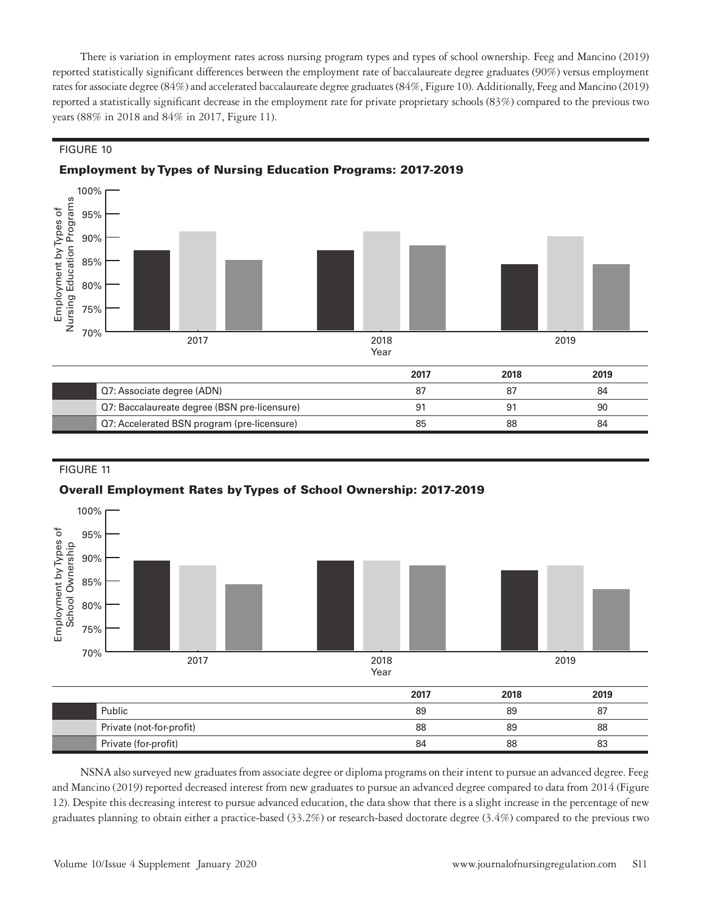There is variation in employment rates across nursing program types and types of school ownership. Feeg and Mancino (2019) reported statistically significant differences between the employment rate of baccalaureate degree graduates (90%) versus employment rates for associate degree (84%) and accelerated baccalaureate degree graduates (84%, Figure 10). Additionally, Feeg and Mancino (2019) reported a statistically significant decrease in the employment rate for private proprietary schools (83%) compared to the previous two years (88% in 2018 and 84% in 2017, Figure 11).

FIGURE 10

**Employment by Types of Nursing Education Programs: 2017-2019**

Employment by Types of Nursing Education Programs

100%
95%
90%
85%
80%
75%
70%

2017
2018
2019
Year

| | 2017 | 2018 | 2019 |
|---|---|---|---|
| Q7: Associate degree (ADN) | 87 | 87 | 84 |
| Q7: Baccalaureate degree (BSN pre-licensure) | 91 | 91 | 90 |
| Q7: Accelerated BSN program (pre-licensure) | 85 | 88 | 84 |

FIGURE 11

**Overall Employment Rates by Types of School Ownership: 2017-2019**

Employment by Types of School Ownership

100%
95%
90%
85%
80%
75%
70%

2017
2018
2019
Year

| | 2017 | 2018 | 2019 |
|---|---|---|---|
| Public | 89 | 89 | 87 |
| Private (not-for-profit) | 88 | 89 | 88 |
| Private (for-profit) | 84 | 88 | 83 |

NSNA also surveyed new graduates from associate degree or diploma programs on their intent to pursue an advanced degree. Feeg and Mancino (2019) reported decreased interest from new graduates to pursue an advanced degree compared to data from 2014 (Figure 12). Despite this decreasing interest to pursue advanced education, the data show that there is a slight increase in the percentage of new graduates planning to obtain either a practice-based (33.2%) or research-based doctorate degree (3.4%) compared to the previous two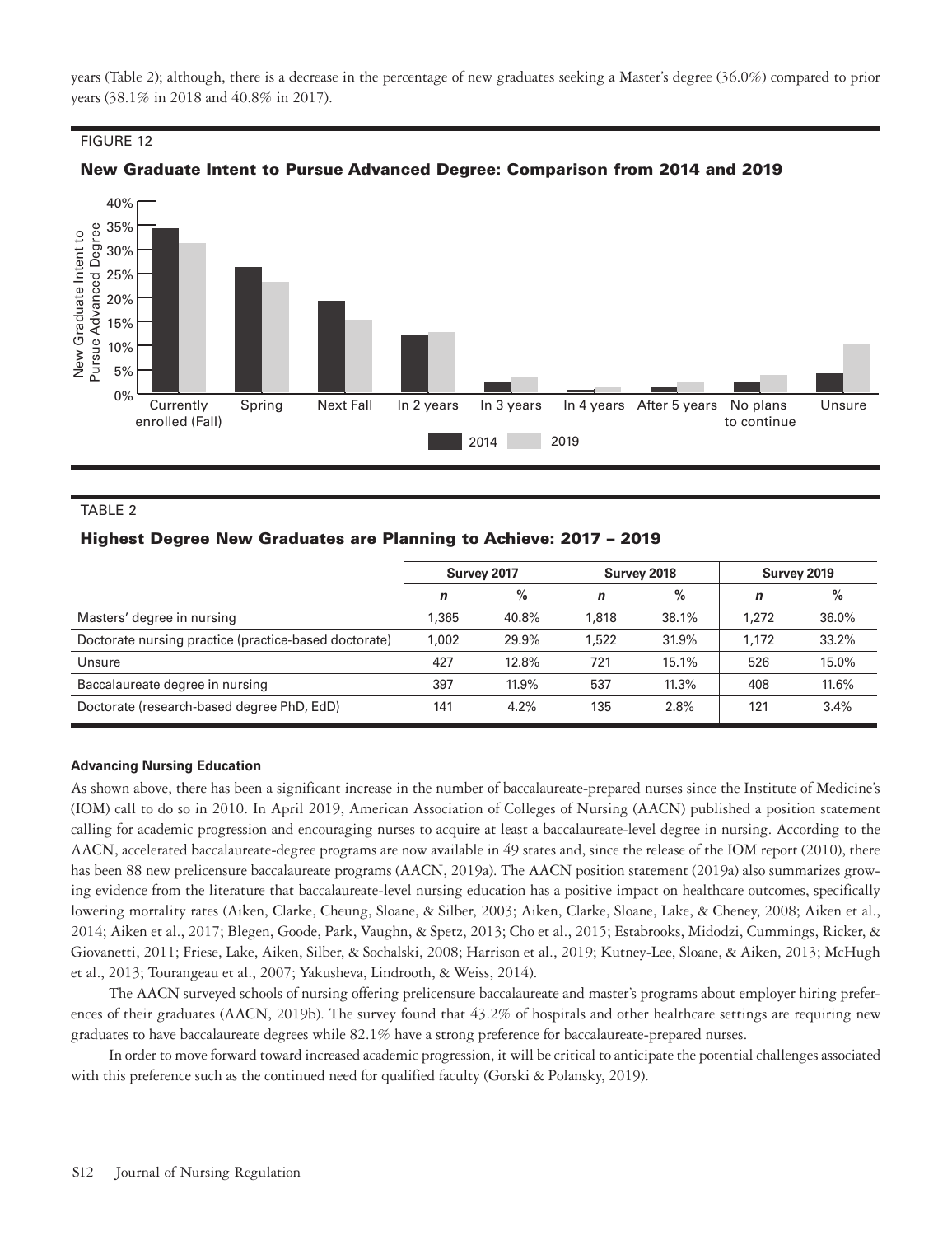years (Table 2); although, there is a decrease in the percentage of new graduates seeking a Master's degree (36.0%) compared to prior years (38.1% in 2018 and 40.8% in 2017).

FIGURE 12

**New Graduate Intent to Pursue Advanced Degree: Comparison from 2014 and 2019**

New Graduate Intent to Pursue Advanced Degree

40%
35%
30%
25%
20%
15%
10%
5%
0%

Currently enrolled (Fall)
Spring
Next Fall
In 2 years
In 3 years
In 4 years
After 5 years
No plans to continue
Unsure

2014
2019

TABLE 2

**Highest Degree New Graduates are Planning to Achieve: 2017 – 2019**

| | Survey 2017 | | Survey 2018 | | Survey 2019 | |
|---|---|---|---|---|---|---|
| | *n* | % | *n* | % | *n* | % |
| Masters' degree in nursing | 1,365 | 40.8% | 1,818 | 38.1% | 1,272 | 36.0% |
| Doctorate nursing practice (practice-based doctorate) | 1,002 | 29.9% | 1,522 | 31.9% | 1,172 | 33.2% |
| Unsure | 427 | 12.8% | 721 | 15.1% | 526 | 15.0% |
| Baccalaureate degree in nursing | 397 | 11.9% | 537 | 11.3% | 408 | 11.6% |
| Doctorate (research-based degree PhD, EdD) | 141 | 4.2% | 135 | 2.8% | 121 | 3.4% |

**Advancing Nursing Education**

As shown above, there has been a significant increase in the number of baccalaureate-prepared nurses since the Institute of Medicine's (IOM) call to do so in 2010. In April 2019, American Association of Colleges of Nursing (AACN) published a position statement calling for academic progression and encouraging nurses to acquire at least a baccalaureate-level degree in nursing. According to the AACN, accelerated baccalaureate-degree programs are now available in 49 states and, since the release of the IOM report (2010), there has been 88 new prelicensure baccalaureate programs (AACN, 2019a). The AACN position statement (2019a) also summarizes growing evidence from the literature that baccalaureate-level nursing education has a positive impact on healthcare outcomes, specifically lowering mortality rates (Aiken, Clarke, Cheung, Sloane, & Silber, 2003; Aiken, Clarke, Sloane, Lake, & Cheney, 2008; Aiken et al., 2014; Aiken et al., 2017; Blegen, Goode, Park, Vaughn, & Spetz, 2013; Cho et al., 2015; Estabrooks, Midodzi, Cummings, Ricker, & Giovanetti, 2011; Friese, Lake, Aiken, Silber, & Sochalski, 2008; Harrison et al., 2019; Kutney-Lee, Sloane, & Aiken, 2013; McHugh et al., 2013; Tourangeau et al., 2007; Yakusheva, Lindrooth, & Weiss, 2014).

The AACN surveyed schools of nursing offering prelicensure baccalaureate and master's programs about employer hiring preferences of their graduates (AACN, 2019b). The survey found that 43.2% of hospitals and other healthcare settings are requiring new graduates to have baccalaureate degrees while 82.1% have a strong preference for baccalaureate-prepared nurses.

In order to move forward toward increased academic progression, it will be critical to anticipate the potential challenges associated with this preference such as the continued need for qualified faculty (Gorski & Polansky, 2019).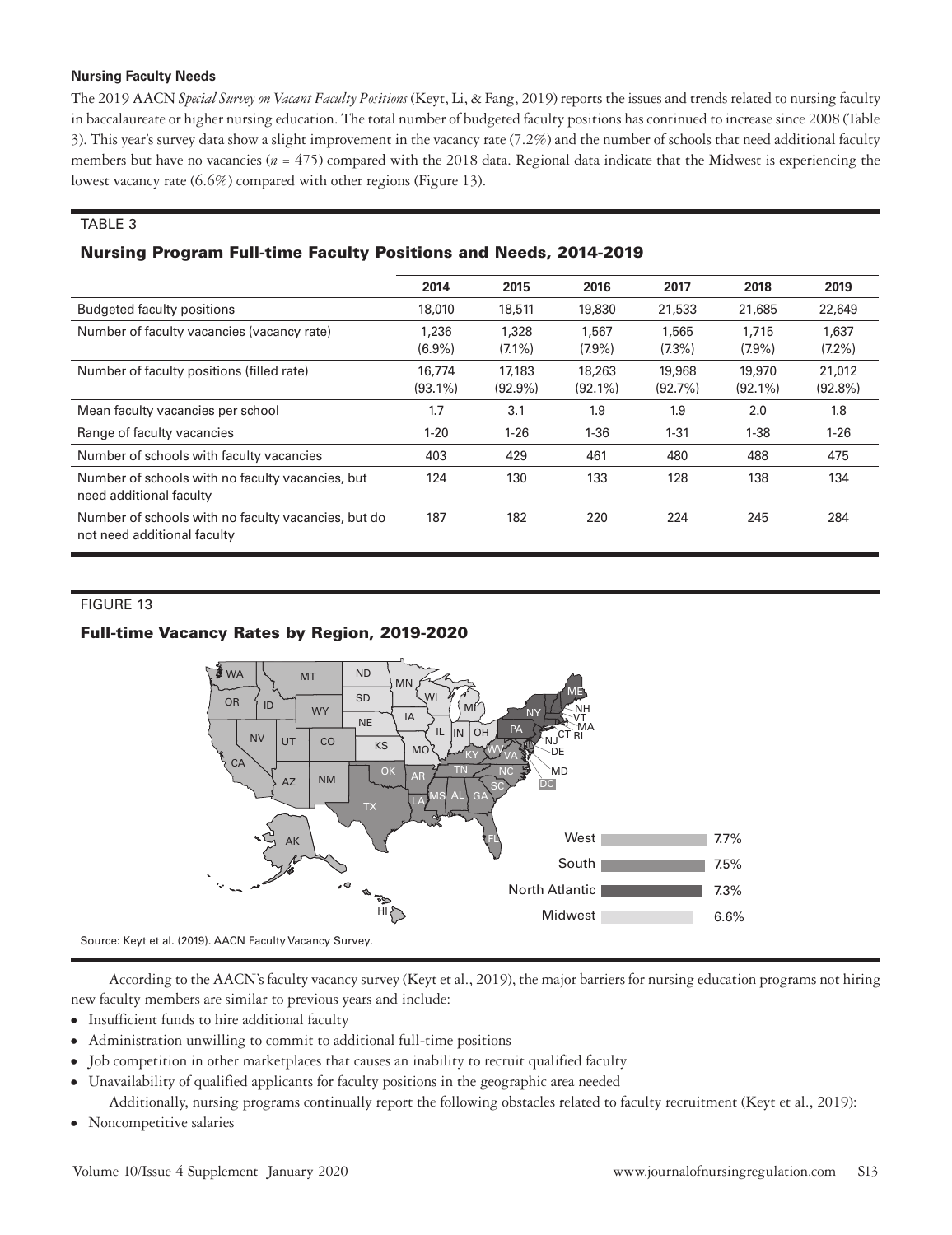**Nursing Faculty Needs**

The 2019 AACN *Special Survey on Vacant Faculty Positions* (Keyt, Li, & Fang, 2019) reports the issues and trends related to nursing faculty in baccalaureate or higher nursing education. The total number of budgeted faculty positions has continued to increase since 2008 (Table 3). This year's survey data show a slight improvement in the vacancy rate (7.2%) and the number of schools that need additional faculty members but have no vacancies ($n$ = 475) compared with the 2018 data. Regional data indicate that the Midwest is experiencing the lowest vacancy rate (6.6%) compared with other regions (Figure 13).

TABLE 3

### Nursing Program Full-time Faculty Positions and Needs, 2014-2019

| | 2014 | 2015 | 2016 | 2017 | 2018 | 2019 |
|---|---|---|---|---|---|---|
| Budgeted faculty positions | 18,010 | 18,511 | 19,830 | 21,533 | 21,685 | 22,649 |
| Number of faculty vacancies (vacancy rate) | 1,236 (6.9%) | 1,328 (7.1%) | 1,567 (7.9%) | 1,565 (7.3%) | 1,715 (7.9%) | 1,637 (7.2%) |
| Number of faculty positions (filled rate) | 16,774 (93.1%) | 17,183 (92.9%) | 18,263 (92.1%) | 19,968 (92.7%) | 19,970 (92.1%) | 21,012 (92.8%) |
| Mean faculty vacancies per school | 1.7 | 3.1 | 1.9 | 1.9 | 2.0 | 1.8 |
| Range of faculty vacancies | 1-20 | 1-26 | 1-36 | 1-31 | 1-38 | 1-26 |
| Number of schools with faculty vacancies | 403 | 429 | 461 | 480 | 488 | 475 |
| Number of schools with no faculty vacancies, but need additional faculty | 124 | 130 | 133 | 128 | 138 | 134 |
| Number of schools with no faculty vacancies, but do not need additional faculty | 187 | 182 | 220 | 224 | 245 | 284 |

FIGURE 13

### Full-time Vacancy Rates by Region, 2019-2020

West 7.7%
South 7.5%
North Atlantic 7.3%
Midwest 6.6%

Source: Keyt et al. (2019). AACN Faculty Vacancy Survey.

According to the AACN's faculty vacancy survey (Keyt et al., 2019), the major barriers for nursing education programs not hiring new faculty members are similar to previous years and include:

- Insufficient funds to hire additional faculty
- Administration unwilling to commit to additional full-time positions
- Job competition in other marketplaces that causes an inability to recruit qualified faculty
- Unavailability of qualified applicants for faculty positions in the geographic area needed

Additionally, nursing programs continually report the following obstacles related to faculty recruitment (Keyt et al., 2019):

- Noncompetitive salaries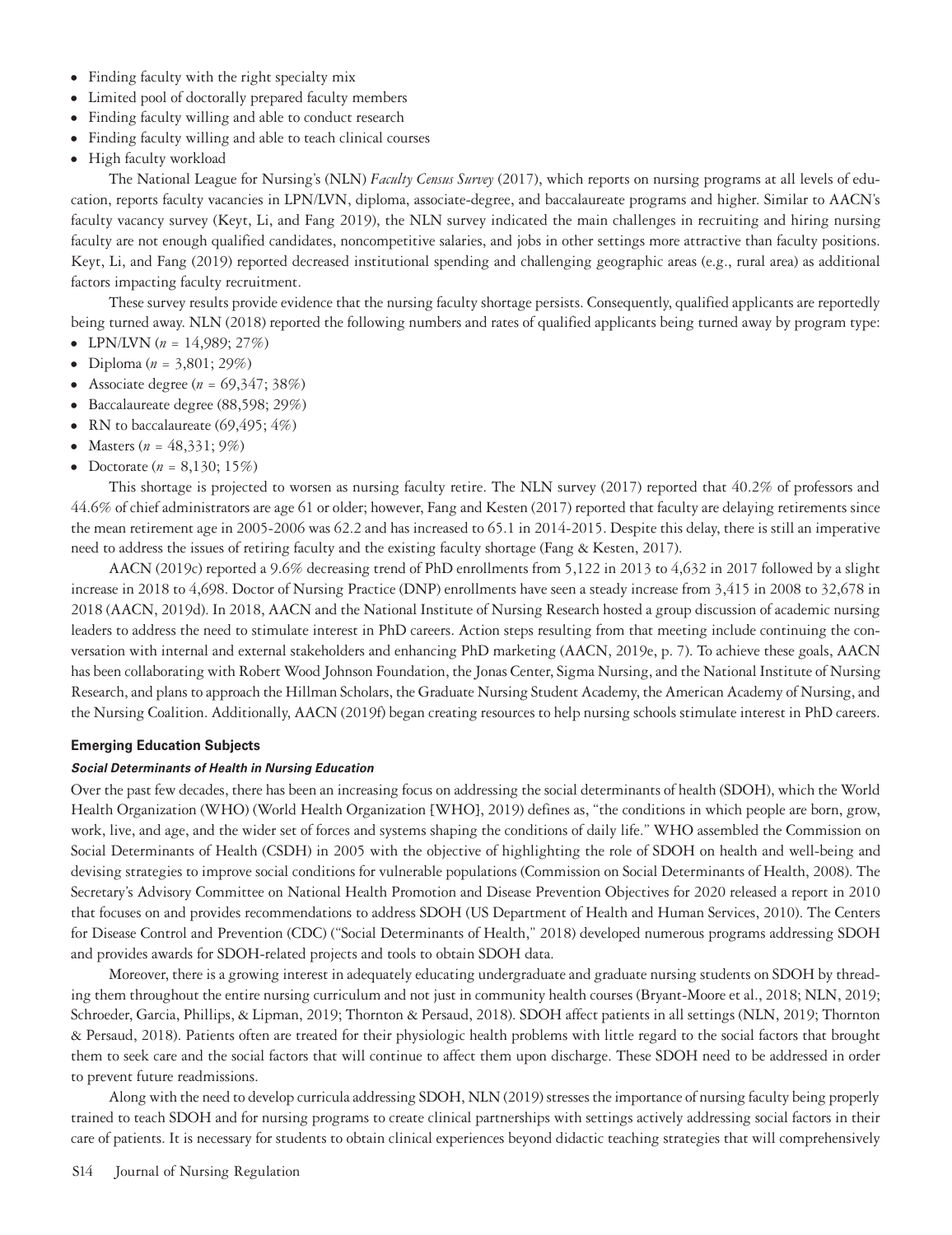- Finding faculty with the right specialty mix
- Limited pool of doctorally prepared faculty members
- Finding faculty willing and able to conduct research
- Finding faculty willing and able to teach clinical courses
- High faculty workload

The National League for Nursing's (NLN) *Faculty Census Survey* (2017), which reports on nursing programs at all levels of education, reports faculty vacancies in LPN/LVN, diploma, associate-degree, and baccalaureate programs and higher. Similar to AACN's faculty vacancy survey (Keyt, Li, and Fang 2019), the NLN survey indicated the main challenges in recruiting and hiring nursing faculty are not enough qualified candidates, noncompetitive salaries, and jobs in other settings more attractive than faculty positions. Keyt, Li, and Fang (2019) reported decreased institutional spending and challenging geographic areas (e.g., rural area) as additional factors impacting faculty recruitment.

These survey results provide evidence that the nursing faculty shortage persists. Consequently, qualified applicants are reportedly being turned away. NLN (2018) reported the following numbers and rates of qualified applicants being turned away by program type:

- LPN/LVN (*n* = 14,989; 27%)
- Diploma (*n* = 3,801; 29%)
- Associate degree (*n* = 69,347; 38%)
- Baccalaureate degree (88,598; 29%)
- RN to baccalaureate (69,495; 4%)
- Masters (*n* = 48,331; 9%)
- Doctorate (*n* = 8,130; 15%)

This shortage is projected to worsen as nursing faculty retire. The NLN survey (2017) reported that 40.2% of professors and 44.6% of chief administrators are age 61 or older; however, Fang and Kesten (2017) reported that faculty are delaying retirements since the mean retirement age in 2005-2006 was 62.2 and has increased to 65.1 in 2014-2015. Despite this delay, there is still an imperative need to address the issues of retiring faculty and the existing faculty shortage (Fang & Kesten, 2017).

AACN (2019c) reported a 9.6% decreasing trend of PhD enrollments from 5,122 in 2013 to 4,632 in 2017 followed by a slight increase in 2018 to 4,698. Doctor of Nursing Practice (DNP) enrollments have seen a steady increase from 3,415 in 2008 to 32,678 in 2018 (AACN, 2019d). In 2018, AACN and the National Institute of Nursing Research hosted a group discussion of academic nursing leaders to address the need to stimulate interest in PhD careers. Action steps resulting from that meeting include continuing the conversation with internal and external stakeholders and enhancing PhD marketing (AACN, 2019e, p. 7). To achieve these goals, AACN has been collaborating with Robert Wood Johnson Foundation, the Jonas Center, Sigma Nursing, and the National Institute of Nursing Research, and plans to approach the Hillman Scholars, the Graduate Nursing Student Academy, the American Academy of Nursing, and the Nursing Coalition. Additionally, AACN (2019f) began creating resources to help nursing schools stimulate interest in PhD careers.

### Emerging Education Subjects

#### *Social Determinants of Health in Nursing Education*

Over the past few decades, there has been an increasing focus on addressing the social determinants of health (SDOH), which the World Health Organization (WHO) (World Health Organization [WHO], 2019) defines as, "the conditions in which people are born, grow, work, live, and age, and the wider set of forces and systems shaping the conditions of daily life." WHO assembled the Commission on Social Determinants of Health (CSDH) in 2005 with the objective of highlighting the role of SDOH on health and well-being and devising strategies to improve social conditions for vulnerable populations (Commission on Social Determinants of Health, 2008). The Secretary's Advisory Committee on National Health Promotion and Disease Prevention Objectives for 2020 released a report in 2010 that focuses on and provides recommendations to address SDOH (US Department of Health and Human Services, 2010). The Centers for Disease Control and Prevention (CDC) ("Social Determinants of Health," 2018) developed numerous programs addressing SDOH and provides awards for SDOH-related projects and tools to obtain SDOH data.

Moreover, there is a growing interest in adequately educating undergraduate and graduate nursing students on SDOH by threading them throughout the entire nursing curriculum and not just in community health courses (Bryant-Moore et al., 2018; NLN, 2019; Schroeder, Garcia, Phillips, & Lipman, 2019; Thornton & Persaud, 2018). SDOH affect patients in all settings (NLN, 2019; Thornton & Persaud, 2018). Patients often are treated for their physiologic health problems with little regard to the social factors that brought them to seek care and the social factors that will continue to affect them upon discharge. These SDOH need to be addressed in order to prevent future readmissions.

Along with the need to develop curricula addressing SDOH, NLN (2019) stresses the importance of nursing faculty being properly trained to teach SDOH and for nursing programs to create clinical partnerships with settings actively addressing social factors in their care of patients. It is necessary for students to obtain clinical experiences beyond didactic teaching strategies that will comprehensively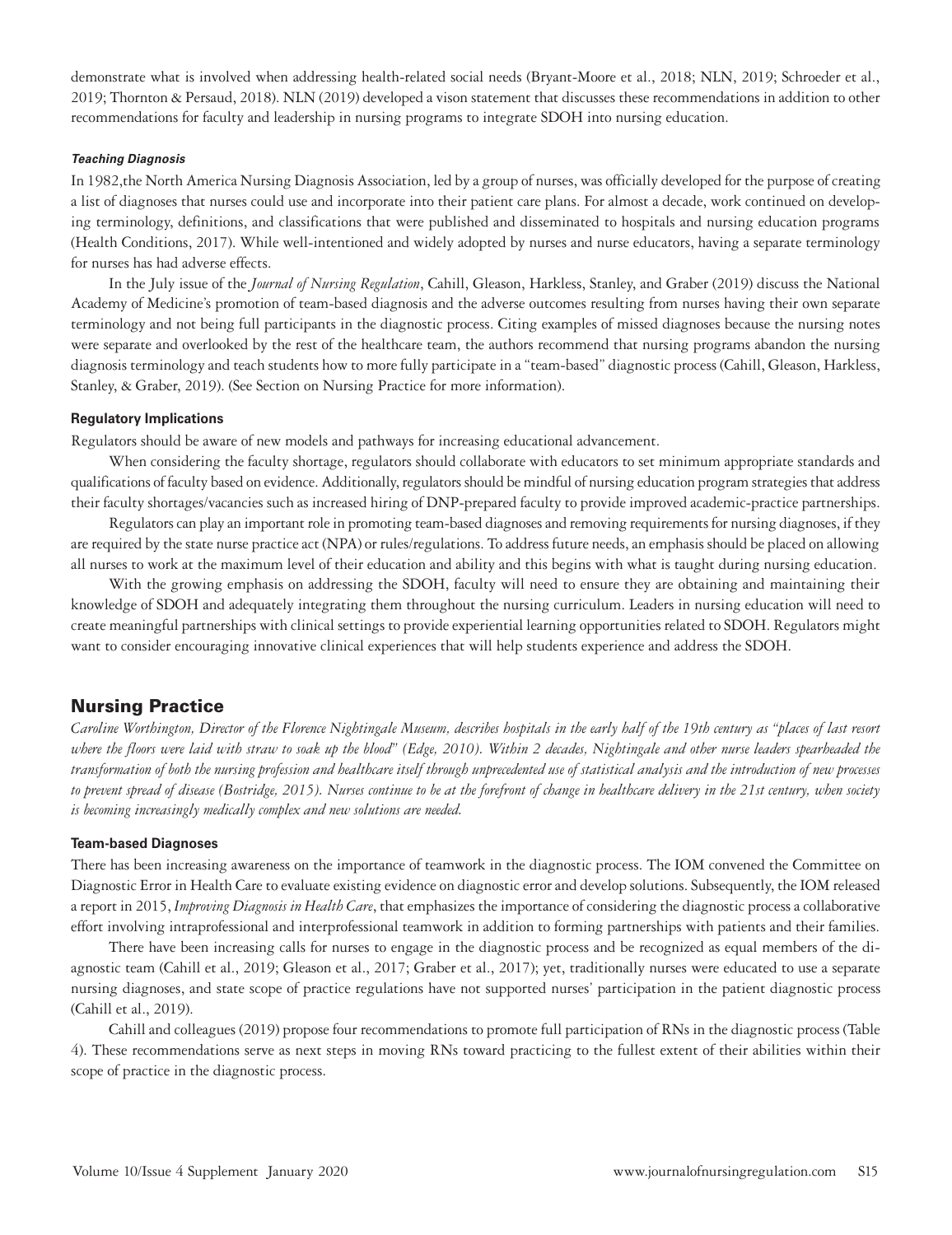demonstrate what is involved when addressing health-related social needs (Bryant-Moore et al., 2018; NLN, 2019; Schroeder et al., 2019; Thornton & Persaud, 2018). NLN (2019) developed a vison statement that discusses these recommendations in addition to other recommendations for faculty and leadership in nursing programs to integrate SDOH into nursing education.

#### *Teaching Diagnosis*

In 1982,the North America Nursing Diagnosis Association, led by a group of nurses, was officially developed for the purpose of creating a list of diagnoses that nurses could use and incorporate into their patient care plans. For almost a decade, work continued on developing terminology, definitions, and classifications that were published and disseminated to hospitals and nursing education programs (Health Conditions, 2017). While well-intentioned and widely adopted by nurses and nurse educators, having a separate terminology for nurses has had adverse effects.

In the July issue of the *Journal of Nursing Regulation*, Cahill, Gleason, Harkless, Stanley, and Graber (2019) discuss the National Academy of Medicine's promotion of team-based diagnosis and the adverse outcomes resulting from nurses having their own separate terminology and not being full participants in the diagnostic process. Citing examples of missed diagnoses because the nursing notes were separate and overlooked by the rest of the healthcare team, the authors recommend that nursing programs abandon the nursing diagnosis terminology and teach students how to more fully participate in a "team-based" diagnostic process (Cahill, Gleason, Harkless, Stanley, & Graber, 2019). (See Section on Nursing Practice for more information).

### Regulatory Implications

Regulators should be aware of new models and pathways for increasing educational advancement.

When considering the faculty shortage, regulators should collaborate with educators to set minimum appropriate standards and qualifications of faculty based on evidence. Additionally, regulators should be mindful of nursing education program strategies that address their faculty shortages/vacancies such as increased hiring of DNP-prepared faculty to provide improved academic-practice partnerships.

Regulators can play an important role in promoting team-based diagnoses and removing requirements for nursing diagnoses, if they are required by the state nurse practice act (NPA) or rules/regulations. To address future needs, an emphasis should be placed on allowing all nurses to work at the maximum level of their education and ability and this begins with what is taught during nursing education.

With the growing emphasis on addressing the SDOH, faculty will need to ensure they are obtaining and maintaining their knowledge of SDOH and adequately integrating them throughout the nursing curriculum. Leaders in nursing education will need to create meaningful partnerships with clinical settings to provide experiential learning opportunities related to SDOH. Regulators might want to consider encouraging innovative clinical experiences that will help students experience and address the SDOH.

## Nursing Practice

*Caroline Worthington, Director of the Florence Nightingale Museum, describes hospitals in the early half of the 19th century as "places of last resort where the floors were laid with straw to soak up the blood" (Edge, 2010). Within 2 decades, Nightingale and other nurse leaders spearheaded the transformation of both the nursing profession and healthcare itself through unprecedented use of statistical analysis and the introduction of new processes to prevent spread of disease (Bostridge, 2015). Nurses continue to be at the forefront of change in healthcare delivery in the 21st century, when society is becoming increasingly medically complex and new solutions are needed.*

### Team-based Diagnoses

There has been increasing awareness on the importance of teamwork in the diagnostic process. The IOM convened the Committee on Diagnostic Error in Health Care to evaluate existing evidence on diagnostic error and develop solutions. Subsequently, the IOM released a report in 2015, *Improving Diagnosis in Health Care*, that emphasizes the importance of considering the diagnostic process a collaborative effort involving intraprofessional and interprofessional teamwork in addition to forming partnerships with patients and their families.

There have been increasing calls for nurses to engage in the diagnostic process and be recognized as equal members of the diagnostic team (Cahill et al., 2019; Gleason et al., 2017; Graber et al., 2017); yet, traditionally nurses were educated to use a separate nursing diagnoses, and state scope of practice regulations have not supported nurses' participation in the patient diagnostic process (Cahill et al., 2019).

Cahill and colleagues (2019) propose four recommendations to promote full participation of RNs in the diagnostic process (Table 4). These recommendations serve as next steps in moving RNs toward practicing to the fullest extent of their abilities within their scope of practice in the diagnostic process.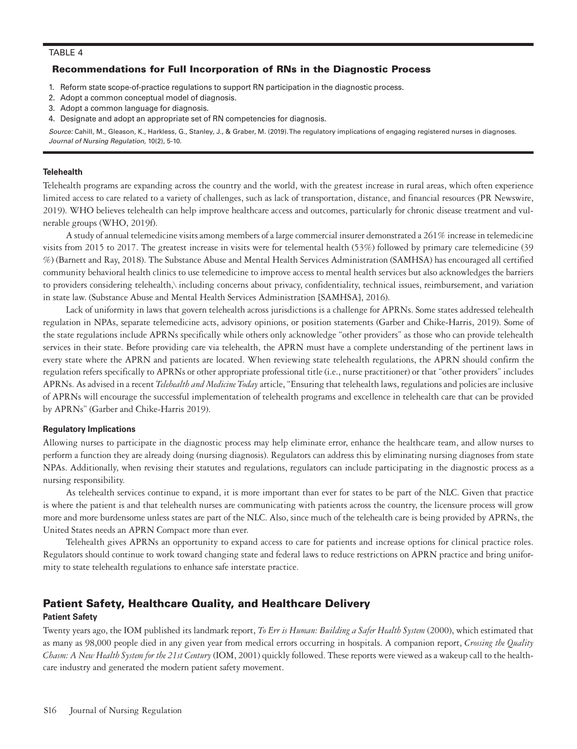TABLE 4

### Recommendations for Full Incorporation of RNs in the Diagnostic Process

1. Reform state scope-of-practice regulations to support RN participation in the diagnostic process.
2. Adopt a common conceptual model of diagnosis.
3. Adopt a common language for diagnosis.
4. Designate and adopt an appropriate set of RN competencies for diagnosis.

*Source:* Cahill, M., Gleason, K., Harkless, G., Stanley, J., & Graber, M. (2019). The regulatory implications of engaging registered nurses in diagnoses. *Journal of Nursing Regulation,* 10(2), 5-10.

#### Telehealth

Telehealth programs are expanding across the country and the world, with the greatest increase in rural areas, which often experience limited access to care related to a variety of challenges, such as lack of transportation, distance, and financial resources (PR Newswire, 2019). WHO believes telehealth can help improve healthcare access and outcomes, particularly for chronic disease treatment and vulnerable groups (WHO, 2019f).

A study of annual telemedicine visits among members of a large commercial insurer demonstrated a 261% increase in telemedicine visits from 2015 to 2017. The greatest increase in visits were for telemental health (53%) followed by primary care telemedicine (39 %) (Barnett and Ray, 2018). The Substance Abuse and Mental Health Services Administration (SAMHSA) has encouraged all certified community behavioral health clinics to use telemedicine to improve access to mental health services but also acknowledges the barriers to providers considering telehealth,\ including concerns about privacy, confidentiality, technical issues, reimbursement, and variation in state law. (Substance Abuse and Mental Health Services Administration [SAMHSA], 2016).

Lack of uniformity in laws that govern telehealth across jurisdictions is a challenge for APRNs. Some states addressed telehealth regulation in NPAs, separate telemedicine acts, advisory opinions, or position statements (Garber and Chike-Harris, 2019). Some of the state regulations include APRNs specifically while others only acknowledge "other providers" as those who can provide telehealth services in their state. Before providing care via telehealth, the APRN must have a complete understanding of the pertinent laws in every state where the APRN and patients are located. When reviewing state telehealth regulations, the APRN should confirm the regulation refers specifically to APRNs or other appropriate professional title (i.e., nurse practitioner) or that "other providers" includes APRNs. As advised in a recent *Telehealth and Medicine Today* article, "Ensuring that telehealth laws, regulations and policies are inclusive of APRNs will encourage the successful implementation of telehealth programs and excellence in telehealth care that can be provided by APRNs" (Garber and Chike-Harris 2019).

#### Regulatory Implications

Allowing nurses to participate in the diagnostic process may help eliminate error, enhance the healthcare team, and allow nurses to perform a function they are already doing (nursing diagnosis). Regulators can address this by eliminating nursing diagnoses from state NPAs. Additionally, when revising their statutes and regulations, regulators can include participating in the diagnostic process as a nursing responsibility.

As telehealth services continue to expand, it is more important than ever for states to be part of the NLC. Given that practice is where the patient is and that telehealth nurses are communicating with patients across the country, the licensure process will grow more and more burdensome unless states are part of the NLC. Also, since much of the telehealth care is being provided by APRNs, the United States needs an APRN Compact more than ever.

Telehealth gives APRNs an opportunity to expand access to care for patients and increase options for clinical practice roles. Regulators should continue to work toward changing state and federal laws to reduce restrictions on APRN practice and bring uniformity to state telehealth regulations to enhance safe interstate practice.

## Patient Safety, Healthcare Quality, and Healthcare Delivery

#### Patient Safety

Twenty years ago, the IOM published its landmark report, *To Err is Human: Building a Safer Health System* (2000), which estimated that as many as 98,000 people died in any given year from medical errors occurring in hospitals. A companion report, *Crossing the Quality Chasm: A New Health System for the 21st Century* (IOM, 2001) quickly followed. These reports were viewed as a wakeup call to the healthcare industry and generated the modern patient safety movement.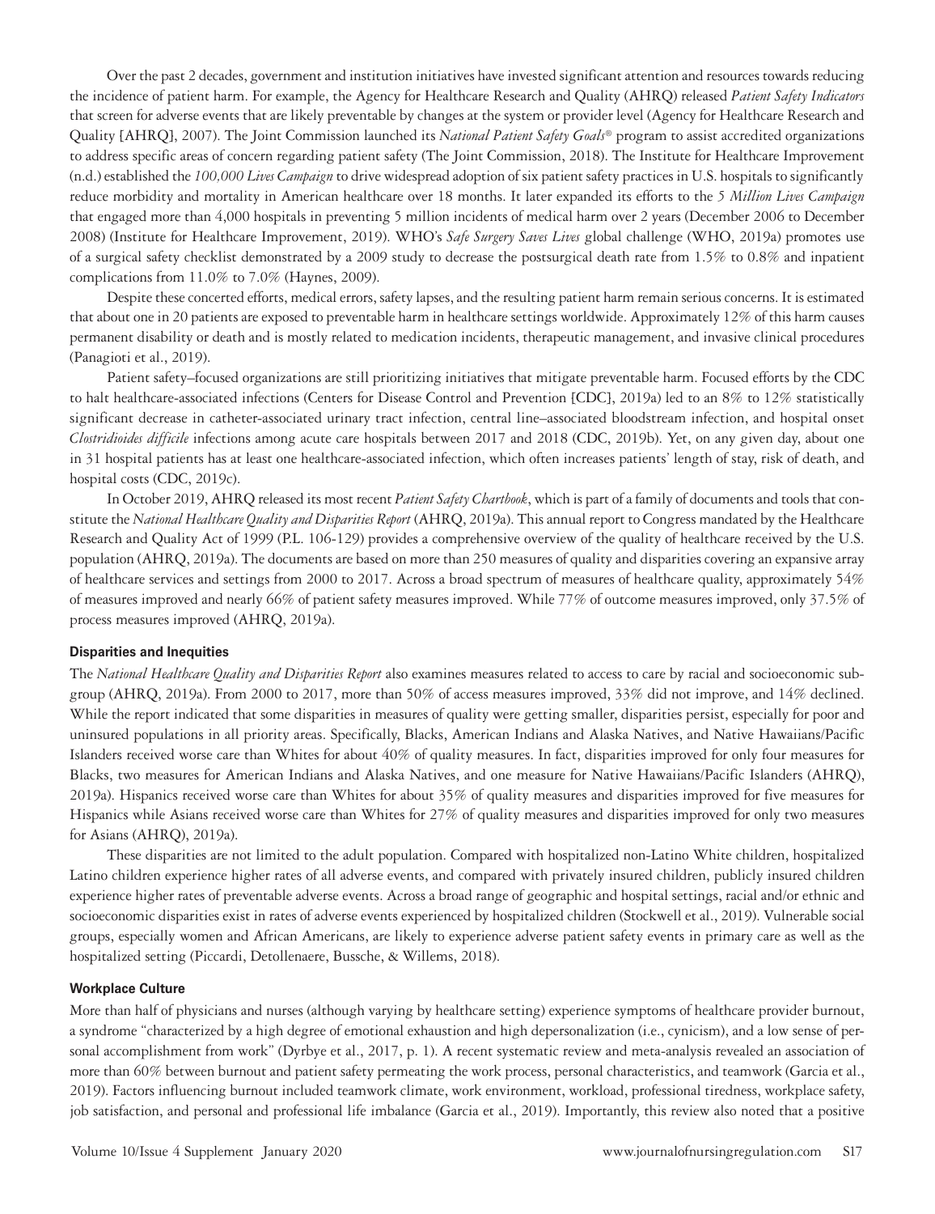Over the past 2 decades, government and institution initiatives have invested significant attention and resources towards reducing the incidence of patient harm. For example, the Agency for Healthcare Research and Quality (AHRQ) released *Patient Safety Indicators* that screen for adverse events that are likely preventable by changes at the system or provider level (Agency for Healthcare Research and Quality [AHRQ], 2007). The Joint Commission launched its *National Patient Safety Goals®* program to assist accredited organizations to address specific areas of concern regarding patient safety (The Joint Commission, 2018). The Institute for Healthcare Improvement (n.d.) established the *100,000 Lives Campaign* to drive widespread adoption of six patient safety practices in U.S. hospitals to significantly reduce morbidity and mortality in American healthcare over 18 months. It later expanded its efforts to the *5 Million Lives Campaign* that engaged more than 4,000 hospitals in preventing 5 million incidents of medical harm over 2 years (December 2006 to December 2008) (Institute for Healthcare Improvement, 2019). WHO's *Safe Surgery Saves Lives* global challenge (WHO, 2019a) promotes use of a surgical safety checklist demonstrated by a 2009 study to decrease the postsurgical death rate from 1.5% to 0.8% and inpatient complications from 11.0% to 7.0% (Haynes, 2009).

Despite these concerted efforts, medical errors, safety lapses, and the resulting patient harm remain serious concerns. It is estimated that about one in 20 patients are exposed to preventable harm in healthcare settings worldwide. Approximately 12% of this harm causes permanent disability or death and is mostly related to medication incidents, therapeutic management, and invasive clinical procedures (Panagioti et al., 2019).

Patient safety–focused organizations are still prioritizing initiatives that mitigate preventable harm. Focused efforts by the CDC to halt healthcare-associated infections (Centers for Disease Control and Prevention [CDC], 2019a) led to an 8% to 12% statistically significant decrease in catheter-associated urinary tract infection, central line–associated bloodstream infection, and hospital onset *Clostridioides difficile* infections among acute care hospitals between 2017 and 2018 (CDC, 2019b). Yet, on any given day, about one in 31 hospital patients has at least one healthcare-associated infection, which often increases patients' length of stay, risk of death, and hospital costs (CDC, 2019c).

In October 2019, AHRQ released its most recent *Patient Safety Chartbook*, which is part of a family of documents and tools that constitute the *National Healthcare Quality and Disparities Report* (AHRQ, 2019a). This annual report to Congress mandated by the Healthcare Research and Quality Act of 1999 (P.L. 106-129) provides a comprehensive overview of the quality of healthcare received by the U.S. population (AHRQ, 2019a). The documents are based on more than 250 measures of quality and disparities covering an expansive array of healthcare services and settings from 2000 to 2017. Across a broad spectrum of measures of healthcare quality, approximately 54% of measures improved and nearly 66% of patient safety measures improved. While 77% of outcome measures improved, only 37.5% of process measures improved (AHRQ, 2019a).

### Disparities and Inequities

The *National Healthcare Quality and Disparities Report* also examines measures related to access to care by racial and socioeconomic subgroup (AHRQ, 2019a). From 2000 to 2017, more than 50% of access measures improved, 33% did not improve, and 14% declined. While the report indicated that some disparities in measures of quality were getting smaller, disparities persist, especially for poor and uninsured populations in all priority areas. Specifically, Blacks, American Indians and Alaska Natives, and Native Hawaiians/Pacific Islanders received worse care than Whites for about 40% of quality measures. In fact, disparities improved for only four measures for Blacks, two measures for American Indians and Alaska Natives, and one measure for Native Hawaiians/Pacific Islanders (AHRQ), 2019a). Hispanics received worse care than Whites for about 35% of quality measures and disparities improved for five measures for Hispanics while Asians received worse care than Whites for 27% of quality measures and disparities improved for only two measures for Asians (AHRQ), 2019a).

These disparities are not limited to the adult population. Compared with hospitalized non-Latino White children, hospitalized Latino children experience higher rates of all adverse events, and compared with privately insured children, publicly insured children experience higher rates of preventable adverse events. Across a broad range of geographic and hospital settings, racial and/or ethnic and socioeconomic disparities exist in rates of adverse events experienced by hospitalized children (Stockwell et al., 2019). Vulnerable social groups, especially women and African Americans, are likely to experience adverse patient safety events in primary care as well as the hospitalized setting (Piccardi, Detollenaere, Bussche, & Willems, 2018).

### Workplace Culture

More than half of physicians and nurses (although varying by healthcare setting) experience symptoms of healthcare provider burnout, a syndrome "characterized by a high degree of emotional exhaustion and high depersonalization (i.e., cynicism), and a low sense of personal accomplishment from work" (Dyrbye et al., 2017, p. 1). A recent systematic review and meta-analysis revealed an association of more than 60% between burnout and patient safety permeating the work process, personal characteristics, and teamwork (Garcia et al., 2019). Factors influencing burnout included teamwork climate, work environment, workload, professional tiredness, workplace safety, job satisfaction, and personal and professional life imbalance (Garcia et al., 2019). Importantly, this review also noted that a positive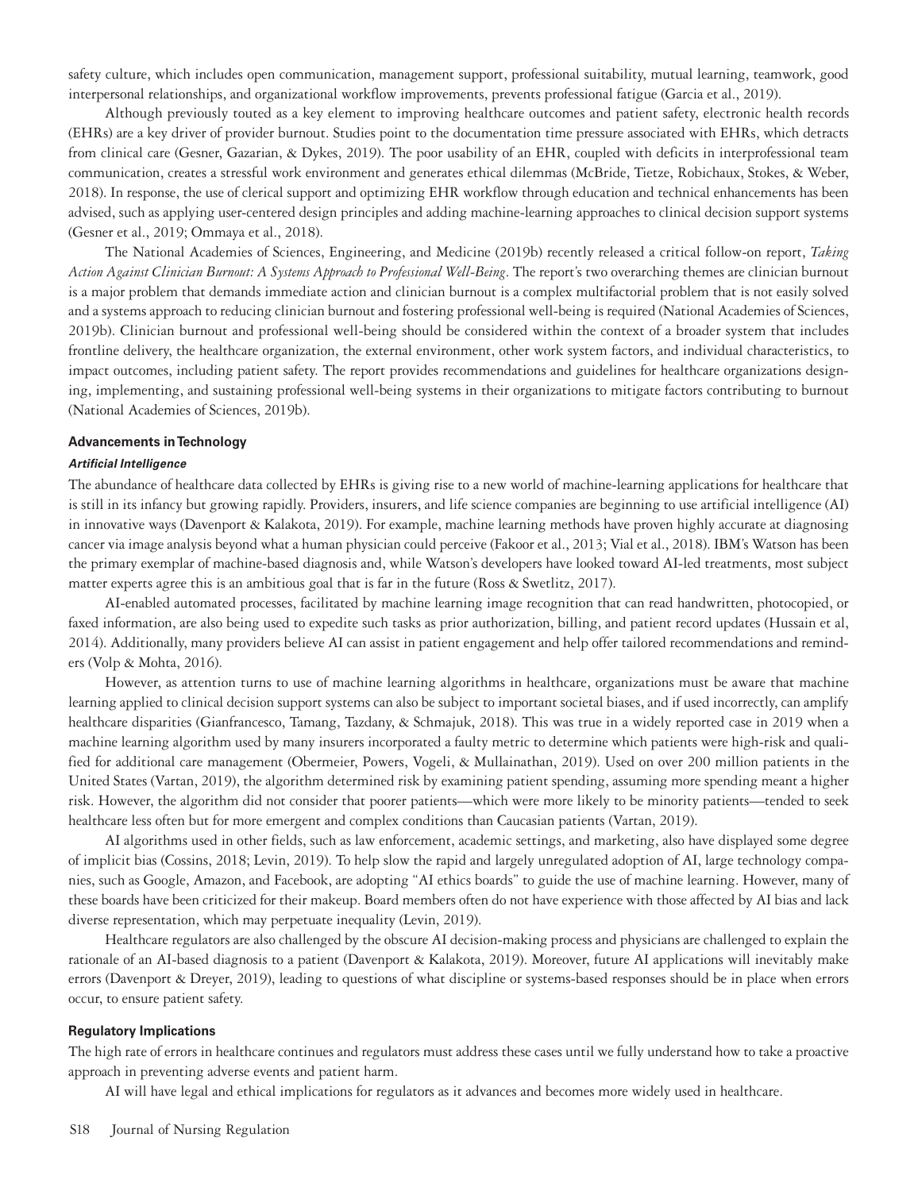safety culture, which includes open communication, management support, professional suitability, mutual learning, teamwork, good interpersonal relationships, and organizational workflow improvements, prevents professional fatigue (Garcia et al., 2019).

Although previously touted as a key element to improving healthcare outcomes and patient safety, electronic health records (EHRs) are a key driver of provider burnout. Studies point to the documentation time pressure associated with EHRs, which detracts from clinical care (Gesner, Gazarian, & Dykes, 2019). The poor usability of an EHR, coupled with deficits in interprofessional team communication, creates a stressful work environment and generates ethical dilemmas (McBride, Tietze, Robichaux, Stokes, & Weber, 2018). In response, the use of clerical support and optimizing EHR workflow through education and technical enhancements has been advised, such as applying user-centered design principles and adding machine-learning approaches to clinical decision support systems (Gesner et al., 2019; Ommaya et al., 2018).

The National Academies of Sciences, Engineering, and Medicine (2019b) recently released a critical follow-on report, *Taking Action Against Clinician Burnout: A Systems Approach to Professional Well-Being*. The report's two overarching themes are clinician burnout is a major problem that demands immediate action and clinician burnout is a complex multifactorial problem that is not easily solved and a systems approach to reducing clinician burnout and fostering professional well-being is required (National Academies of Sciences, 2019b). Clinician burnout and professional well-being should be considered within the context of a broader system that includes frontline delivery, the healthcare organization, the external environment, other work system factors, and individual characteristics, to impact outcomes, including patient safety. The report provides recommendations and guidelines for healthcare organizations designing, implementing, and sustaining professional well-being systems in their organizations to mitigate factors contributing to burnout (National Academies of Sciences, 2019b).

## Advancements in Technology

### Artificial Intelligence

The abundance of healthcare data collected by EHRs is giving rise to a new world of machine-learning applications for healthcare that is still in its infancy but growing rapidly. Providers, insurers, and life science companies are beginning to use artificial intelligence (AI) in innovative ways (Davenport & Kalakota, 2019). For example, machine learning methods have proven highly accurate at diagnosing cancer via image analysis beyond what a human physician could perceive (Fakoor et al., 2013; Vial et al., 2018). IBM's Watson has been the primary exemplar of machine-based diagnosis and, while Watson's developers have looked toward AI-led treatments, most subject matter experts agree this is an ambitious goal that is far in the future (Ross & Swetlitz, 2017).

AI-enabled automated processes, facilitated by machine learning image recognition that can read handwritten, photocopied, or faxed information, are also being used to expedite such tasks as prior authorization, billing, and patient record updates (Hussain et al, 2014). Additionally, many providers believe AI can assist in patient engagement and help offer tailored recommendations and reminders (Volp & Mohta, 2016).

However, as attention turns to use of machine learning algorithms in healthcare, organizations must be aware that machine learning applied to clinical decision support systems can also be subject to important societal biases, and if used incorrectly, can amplify healthcare disparities (Gianfrancesco, Tamang, Tazdany, & Schmajuk, 2018). This was true in a widely reported case in 2019 when a machine learning algorithm used by many insurers incorporated a faulty metric to determine which patients were high-risk and qualified for additional care management (Obermeier, Powers, Vogeli, & Mullainathan, 2019). Used on over 200 million patients in the United States (Vartan, 2019), the algorithm determined risk by examining patient spending, assuming more spending meant a higher risk. However, the algorithm did not consider that poorer patients—which were more likely to be minority patients—tended to seek healthcare less often but for more emergent and complex conditions than Caucasian patients (Vartan, 2019).

AI algorithms used in other fields, such as law enforcement, academic settings, and marketing, also have displayed some degree of implicit bias (Cossins, 2018; Levin, 2019). To help slow the rapid and largely unregulated adoption of AI, large technology companies, such as Google, Amazon, and Facebook, are adopting "AI ethics boards" to guide the use of machine learning. However, many of these boards have been criticized for their makeup. Board members often do not have experience with those affected by AI bias and lack diverse representation, which may perpetuate inequality (Levin, 2019).

Healthcare regulators are also challenged by the obscure AI decision-making process and physicians are challenged to explain the rationale of an AI-based diagnosis to a patient (Davenport & Kalakota, 2019). Moreover, future AI applications will inevitably make errors (Davenport & Dreyer, 2019), leading to questions of what discipline or systems-based responses should be in place when errors occur, to ensure patient safety.

## Regulatory Implications

The high rate of errors in healthcare continues and regulators must address these cases until we fully understand how to take a proactive approach in preventing adverse events and patient harm.

AI will have legal and ethical implications for regulators as it advances and becomes more widely used in healthcare.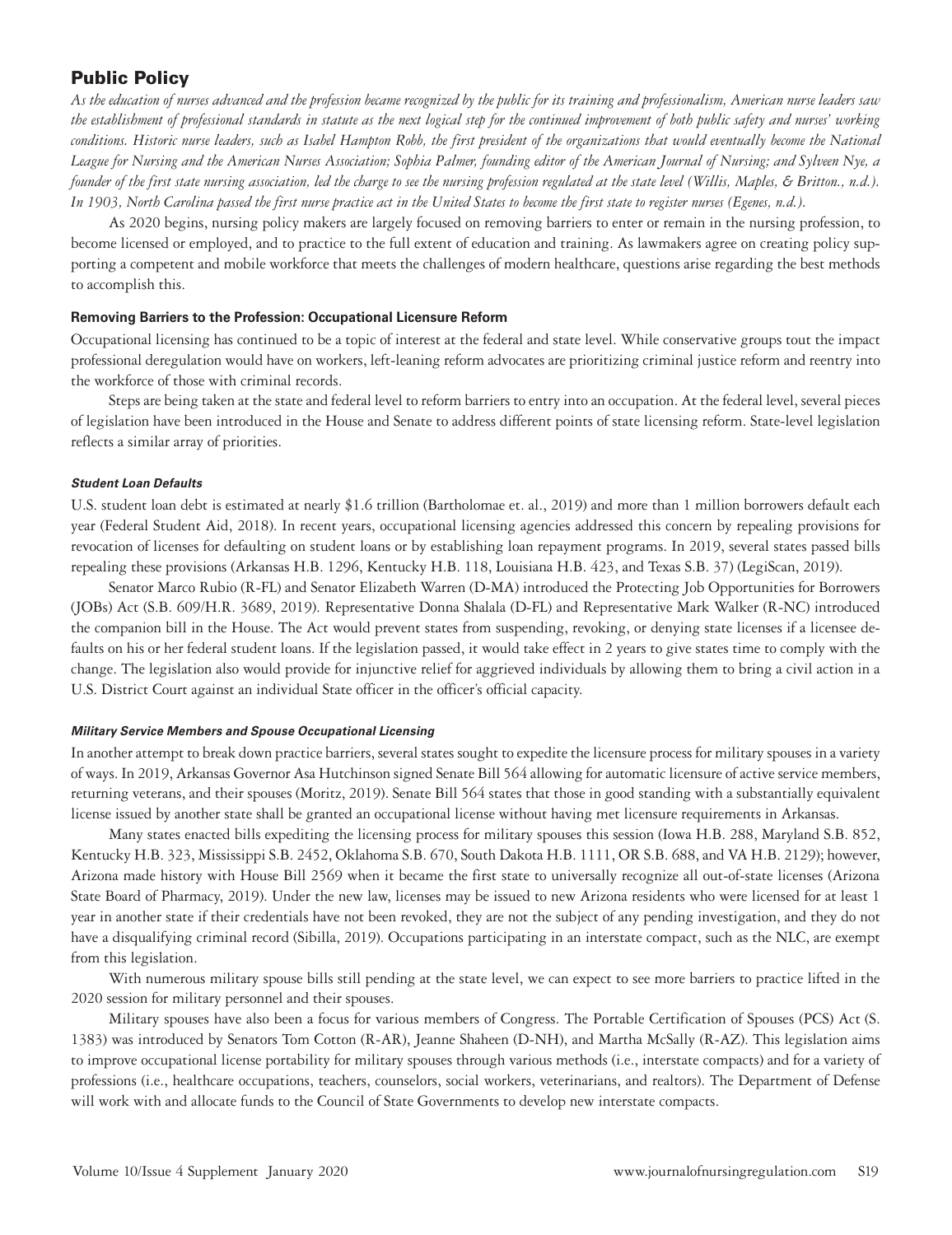## Public Policy

*As the education of nurses advanced and the profession became recognized by the public for its training and professionalism, American nurse leaders saw the establishment of professional standards in statute as the next logical step for the continued improvement of both public safety and nurses' working conditions. Historic nurse leaders, such as Isabel Hampton Robb, the first president of the organizations that would eventually become the National League for Nursing and the American Nurses Association; Sophia Palmer, founding editor of the American Journal of Nursing; and Sylveen Nye, a founder of the first state nursing association, led the charge to see the nursing profession regulated at the state level (Willis, Maples, & Britton., n.d.). In 1903, North Carolina passed the first nurse practice act in the United States to become the first state to register nurses (Egenes, n.d.).*

As 2020 begins, nursing policy makers are largely focused on removing barriers to enter or remain in the nursing profession, to become licensed or employed, and to practice to the full extent of education and training. As lawmakers agree on creating policy supporting a competent and mobile workforce that meets the challenges of modern healthcare, questions arise regarding the best methods to accomplish this.

### Removing Barriers to the Profession: Occupational Licensure Reform

Occupational licensing has continued to be a topic of interest at the federal and state level. While conservative groups tout the impact professional deregulation would have on workers, left-leaning reform advocates are prioritizing criminal justice reform and reentry into the workforce of those with criminal records.

Steps are being taken at the state and federal level to reform barriers to entry into an occupation. At the federal level, several pieces of legislation have been introduced in the House and Senate to address different points of state licensing reform. State-level legislation reflects a similar array of priorities.

#### *Student Loan Defaults*

U.S. student loan debt is estimated at nearly $1.6 trillion (Bartholomae et. al., 2019) and more than 1 million borrowers default each year (Federal Student Aid, 2018). In recent years, occupational licensing agencies addressed this concern by repealing provisions for revocation of licenses for defaulting on student loans or by establishing loan repayment programs. In 2019, several states passed bills repealing these provisions (Arkansas H.B. 1296, Kentucky H.B. 118, Louisiana H.B. 423, and Texas S.B. 37) (LegiScan, 2019).

Senator Marco Rubio (R-FL) and Senator Elizabeth Warren (D-MA) introduced the Protecting Job Opportunities for Borrowers (JOBs) Act (S.B. 609/H.R. 3689, 2019). Representative Donna Shalala (D-FL) and Representative Mark Walker (R-NC) introduced the companion bill in the House. The Act would prevent states from suspending, revoking, or denying state licenses if a licensee defaults on his or her federal student loans. If the legislation passed, it would take effect in 2 years to give states time to comply with the change. The legislation also would provide for injunctive relief for aggrieved individuals by allowing them to bring a civil action in a U.S. District Court against an individual State officer in the officer's official capacity.

#### *Military Service Members and Spouse Occupational Licensing*

In another attempt to break down practice barriers, several states sought to expedite the licensure process for military spouses in a variety of ways. In 2019, Arkansas Governor Asa Hutchinson signed Senate Bill 564 allowing for automatic licensure of active service members, returning veterans, and their spouses (Moritz, 2019). Senate Bill 564 states that those in good standing with a substantially equivalent license issued by another state shall be granted an occupational license without having met licensure requirements in Arkansas.

Many states enacted bills expediting the licensing process for military spouses this session (Iowa H.B. 288, Maryland S.B. 852, Kentucky H.B. 323, Mississippi S.B. 2452, Oklahoma S.B. 670, South Dakota H.B. 1111, OR S.B. 688, and VA H.B. 2129); however, Arizona made history with House Bill 2569 when it became the first state to universally recognize all out-of-state licenses (Arizona State Board of Pharmacy, 2019). Under the new law, licenses may be issued to new Arizona residents who were licensed for at least 1 year in another state if their credentials have not been revoked, they are not the subject of any pending investigation, and they do not have a disqualifying criminal record (Sibilla, 2019). Occupations participating in an interstate compact, such as the NLC, are exempt from this legislation.

With numerous military spouse bills still pending at the state level, we can expect to see more barriers to practice lifted in the 2020 session for military personnel and their spouses.

Military spouses have also been a focus for various members of Congress. The Portable Certification of Spouses (PCS) Act (S. 1383) was introduced by Senators Tom Cotton (R-AR), Jeanne Shaheen (D-NH), and Martha McSally (R-AZ). This legislation aims to improve occupational license portability for military spouses through various methods (i.e., interstate compacts) and for a variety of professions (i.e., healthcare occupations, teachers, counselors, social workers, veterinarians, and realtors). The Department of Defense will work with and allocate funds to the Council of State Governments to develop new interstate compacts.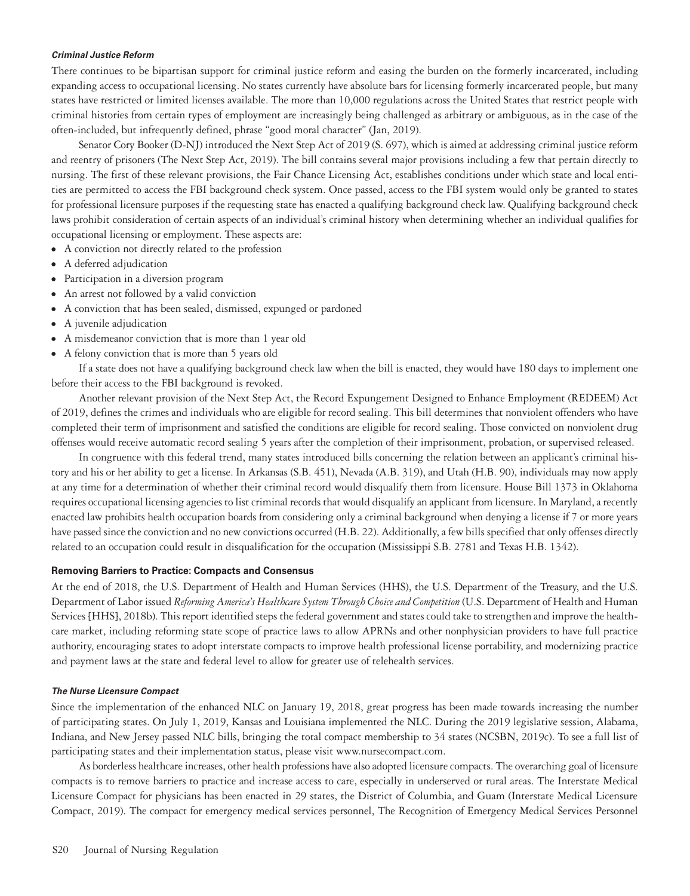#### *Criminal Justice Reform*

There continues to be bipartisan support for criminal justice reform and easing the burden on the formerly incarcerated, including expanding access to occupational licensing. No states currently have absolute bars for licensing formerly incarcerated people, but many states have restricted or limited licenses available. The more than 10,000 regulations across the United States that restrict people with criminal histories from certain types of employment are increasingly being challenged as arbitrary or ambiguous, as in the case of the often-included, but infrequently defined, phrase "good moral character" (Jan, 2019).

Senator Cory Booker (D-NJ) introduced the Next Step Act of 2019 (S. 697), which is aimed at addressing criminal justice reform and reentry of prisoners (The Next Step Act, 2019). The bill contains several major provisions including a few that pertain directly to nursing. The first of these relevant provisions, the Fair Chance Licensing Act, establishes conditions under which state and local entities are permitted to access the FBI background check system. Once passed, access to the FBI system would only be granted to states for professional licensure purposes if the requesting state has enacted a qualifying background check law. Qualifying background check laws prohibit consideration of certain aspects of an individual's criminal history when determining whether an individual qualifies for occupational licensing or employment. These aspects are:

- A conviction not directly related to the profession
- A deferred adjudication
- Participation in a diversion program
- An arrest not followed by a valid conviction
- A conviction that has been sealed, dismissed, expunged or pardoned
- A juvenile adjudication
- A misdemeanor conviction that is more than 1 year old
- A felony conviction that is more than 5 years old

If a state does not have a qualifying background check law when the bill is enacted, they would have 180 days to implement one before their access to the FBI background is revoked.

Another relevant provision of the Next Step Act, the Record Expungement Designed to Enhance Employment (REDEEM) Act of 2019, defines the crimes and individuals who are eligible for record sealing. This bill determines that nonviolent offenders who have completed their term of imprisonment and satisfied the conditions are eligible for record sealing. Those convicted on nonviolent drug offenses would receive automatic record sealing 5 years after the completion of their imprisonment, probation, or supervised released.

In congruence with this federal trend, many states introduced bills concerning the relation between an applicant's criminal history and his or her ability to get a license. In Arkansas (S.B. 451), Nevada (A.B. 319), and Utah (H.B. 90), individuals may now apply at any time for a determination of whether their criminal record would disqualify them from licensure. House Bill 1373 in Oklahoma requires occupational licensing agencies to list criminal records that would disqualify an applicant from licensure. In Maryland, a recently enacted law prohibits health occupation boards from considering only a criminal background when denying a license if 7 or more years have passed since the conviction and no new convictions occurred (H.B. 22). Additionally, a few bills specified that only offenses directly related to an occupation could result in disqualification for the occupation (Mississippi S.B. 2781 and Texas H.B. 1342).

### Removing Barriers to Practice: Compacts and Consensus

At the end of 2018, the U.S. Department of Health and Human Services (HHS), the U.S. Department of the Treasury, and the U.S. Department of Labor issued *Reforming America's Healthcare System Through Choice and Competition* (U.S. Department of Health and Human Services [HHS], 2018b). This report identified steps the federal government and states could take to strengthen and improve the healthcare market, including reforming state scope of practice laws to allow APRNs and other nonphysician providers to have full practice authority, encouraging states to adopt interstate compacts to improve health professional license portability, and modernizing practice and payment laws at the state and federal level to allow for greater use of telehealth services.

#### *The Nurse Licensure Compact*

Since the implementation of the enhanced NLC on January 19, 2018, great progress has been made towards increasing the number of participating states. On July 1, 2019, Kansas and Louisiana implemented the NLC. During the 2019 legislative session, Alabama, Indiana, and New Jersey passed NLC bills, bringing the total compact membership to 34 states (NCSBN, 2019c). To see a full list of participating states and their implementation status, please visit www.nursecompact.com.

As borderless healthcare increases, other health professions have also adopted licensure compacts. The overarching goal of licensure compacts is to remove barriers to practice and increase access to care, especially in underserved or rural areas. The Interstate Medical Licensure Compact for physicians has been enacted in 29 states, the District of Columbia, and Guam (Interstate Medical Licensure Compact, 2019). The compact for emergency medical services personnel, The Recognition of Emergency Medical Services Personnel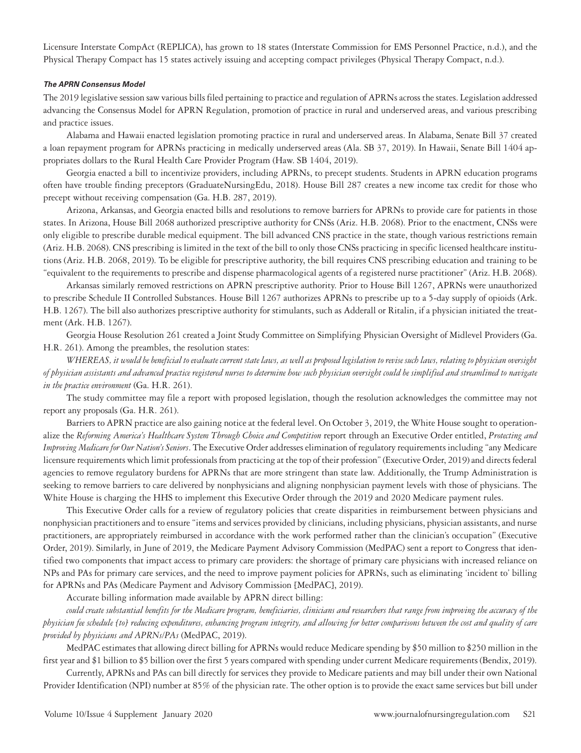Licensure Interstate CompAct (REPLICA), has grown to 18 states (Interstate Commission for EMS Personnel Practice, n.d.), and the Physical Therapy Compact has 15 states actively issuing and accepting compact privileges (Physical Therapy Compact, n.d.).

#### *The APRN Consensus Model*

The 2019 legislative session saw various bills filed pertaining to practice and regulation of APRNs across the states. Legislation addressed advancing the Consensus Model for APRN Regulation, promotion of practice in rural and underserved areas, and various prescribing and practice issues.

Alabama and Hawaii enacted legislation promoting practice in rural and underserved areas. In Alabama, Senate Bill 37 created a loan repayment program for APRNs practicing in medically underserved areas (Ala. SB 37, 2019). In Hawaii, Senate Bill 1404 appropriates dollars to the Rural Health Care Provider Program (Haw. SB 1404, 2019).

Georgia enacted a bill to incentivize providers, including APRNs, to precept students. Students in APRN education programs often have trouble finding preceptors (GraduateNursingEdu, 2018). House Bill 287 creates a new income tax credit for those who precept without receiving compensation (Ga. H.B. 287, 2019).

Arizona, Arkansas, and Georgia enacted bills and resolutions to remove barriers for APRNs to provide care for patients in those states. In Arizona, House Bill 2068 authorized prescriptive authority for CNSs (Ariz. H.B. 2068). Prior to the enactment, CNSs were only eligible to prescribe durable medical equipment. The bill advanced CNS practice in the state, though various restrictions remain (Ariz. H.B. 2068). CNS prescribing is limited in the text of the bill to only those CNSs practicing in specific licensed healthcare institutions (Ariz. H.B. 2068, 2019). To be eligible for prescriptive authority, the bill requires CNS prescribing education and training to be "equivalent to the requirements to prescribe and dispense pharmacological agents of a registered nurse practitioner" (Ariz. H.B. 2068).

Arkansas similarly removed restrictions on APRN prescriptive authority. Prior to House Bill 1267, APRNs were unauthorized to prescribe Schedule II Controlled Substances. House Bill 1267 authorizes APRNs to prescribe up to a 5-day supply of opioids (Ark. H.B. 1267). The bill also authorizes prescriptive authority for stimulants, such as Adderall or Ritalin, if a physician initiated the treatment (Ark. H.B. 1267).

Georgia House Resolution 261 created a Joint Study Committee on Simplifying Physician Oversight of Midlevel Providers (Ga. H.R. 261). Among the preambles, the resolution states:

*WHEREAS, it would be beneficial to evaluate current state laws, as well as proposed legislation to revise such laws, relating to physician oversight of physician assistants and advanced practice registered nurses to determine how such physician oversight could be simplified and streamlined to navigate in the practice environment* (Ga. H.R. 261).

The study committee may file a report with proposed legislation, though the resolution acknowledges the committee may not report any proposals (Ga. H.R. 261).

Barriers to APRN practice are also gaining notice at the federal level. On October 3, 2019, the White House sought to operationalize the *Reforming America's Healthcare System Through Choice and Competition* report through an Executive Order entitled, *Protecting and Improving Medicare for Our Nation's Seniors*. The Executive Order addresses elimination of regulatory requirements including "any Medicare licensure requirements which limit professionals from practicing at the top of their profession" (Executive Order, 2019) and directs federal agencies to remove regulatory burdens for APRNs that are more stringent than state law. Additionally, the Trump Administration is seeking to remove barriers to care delivered by nonphysicians and aligning nonphysician payment levels with those of physicians. The White House is charging the HHS to implement this Executive Order through the 2019 and 2020 Medicare payment rules.

This Executive Order calls for a review of regulatory policies that create disparities in reimbursement between physicians and nonphysician practitioners and to ensure "items and services provided by clinicians, including physicians, physician assistants, and nurse practitioners, are appropriately reimbursed in accordance with the work performed rather than the clinician's occupation" (Executive Order, 2019). Similarly, in June of 2019, the Medicare Payment Advisory Commission (MedPAC) sent a report to Congress that identified two components that impact access to primary care providers: the shortage of primary care physicians with increased reliance on NPs and PAs for primary care services, and the need to improve payment policies for APRNs, such as eliminating 'incident to' billing for APRNs and PAs (Medicare Payment and Advisory Commission [MedPAC], 2019).

Accurate billing information made available by APRN direct billing:

*could create substantial benefits for the Medicare program, beneficiaries, clinicians and researchers that range from improving the accuracy of the physician fee schedule {to} reducing expenditures, enhancing program integrity, and allowing for better comparisons between the cost and quality of care provided by physicians and APRNs/PAs* (MedPAC, 2019).

MedPAC estimates that allowing direct billing for APRNs would reduce Medicare spending by $50 million to $250 million in the first year and $1 billion to $5 billion over the first 5 years compared with spending under current Medicare requirements (Bendix, 2019).

Currently, APRNs and PAs can bill directly for services they provide to Medicare patients and may bill under their own National Provider Identification (NPI) number at 85% of the physician rate. The other option is to provide the exact same services but bill under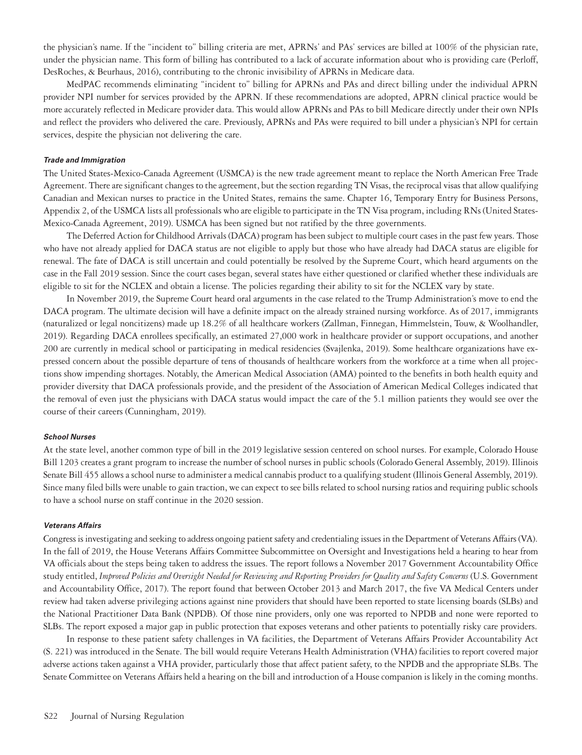the physician's name. If the "incident to" billing criteria are met, APRNs' and PAs' services are billed at 100% of the physician rate, under the physician name. This form of billing has contributed to a lack of accurate information about who is providing care (Perloff, DesRoches, & Beurhaus, 2016), contributing to the chronic invisibility of APRNs in Medicare data.

MedPAC recommends eliminating "incident to" billing for APRNs and PAs and direct billing under the individual APRN provider NPI number for services provided by the APRN. If these recommendations are adopted, APRN clinical practice would be more accurately reflected in Medicare provider data. This would allow APRNs and PAs to bill Medicare directly under their own NPIs and reflect the providers who delivered the care. Previously, APRNs and PAs were required to bill under a physician's NPI for certain services, despite the physician not delivering the care.

#### *Trade and Immigration*

The United States-Mexico-Canada Agreement (USMCA) is the new trade agreement meant to replace the North American Free Trade Agreement. There are significant changes to the agreement, but the section regarding TN Visas, the reciprocal visas that allow qualifying Canadian and Mexican nurses to practice in the United States, remains the same. Chapter 16, Temporary Entry for Business Persons, Appendix 2, of the USMCA lists all professionals who are eligible to participate in the TN Visa program, including RNs (United States-Mexico-Canada Agreement, 2019). USMCA has been signed but not ratified by the three governments.

The Deferred Action for Childhood Arrivals (DACA) program has been subject to multiple court cases in the past few years. Those who have not already applied for DACA status are not eligible to apply but those who have already had DACA status are eligible for renewal. The fate of DACA is still uncertain and could potentially be resolved by the Supreme Court, which heard arguments on the case in the Fall 2019 session. Since the court cases began, several states have either questioned or clarified whether these individuals are eligible to sit for the NCLEX and obtain a license. The policies regarding their ability to sit for the NCLEX vary by state.

In November 2019, the Supreme Court heard oral arguments in the case related to the Trump Administration's move to end the DACA program. The ultimate decision will have a definite impact on the already strained nursing workforce. As of 2017, immigrants (naturalized or legal noncitizens) made up 18.2% of all healthcare workers (Zallman, Finnegan, Himmelstein, Touw, & Woolhandler, 2019). Regarding DACA enrollees specifically, an estimated 27,000 work in healthcare provider or support occupations, and another 200 are currently in medical school or participating in medical residencies (Svajlenka, 2019). Some healthcare organizations have expressed concern about the possible departure of tens of thousands of healthcare workers from the workforce at a time when all projections show impending shortages. Notably, the American Medical Association (AMA) pointed to the benefits in both health equity and provider diversity that DACA professionals provide, and the president of the Association of American Medical Colleges indicated that the removal of even just the physicians with DACA status would impact the care of the 5.1 million patients they would see over the course of their careers (Cunningham, 2019).

#### *School Nurses*

At the state level, another common type of bill in the 2019 legislative session centered on school nurses. For example, Colorado House Bill 1203 creates a grant program to increase the number of school nurses in public schools (Colorado General Assembly, 2019). Illinois Senate Bill 455 allows a school nurse to administer a medical cannabis product to a qualifying student (Illinois General Assembly, 2019). Since many filed bills were unable to gain traction, we can expect to see bills related to school nursing ratios and requiring public schools to have a school nurse on staff continue in the 2020 session.

#### *Veterans Affairs*

Congress is investigating and seeking to address ongoing patient safety and credentialing issues in the Department of Veterans Affairs (VA). In the fall of 2019, the House Veterans Affairs Committee Subcommittee on Oversight and Investigations held a hearing to hear from VA officials about the steps being taken to address the issues. The report follows a November 2017 Government Accountability Office study entitled, *Improved Policies and Oversight Needed for Reviewing and Reporting Providers for Quality and Safety Concerns* (U.S. Government and Accountability Office, 2017). The report found that between October 2013 and March 2017, the five VA Medical Centers under review had taken adverse privileging actions against nine providers that should have been reported to state licensing boards (SLBs) and the National Practitioner Data Bank (NPDB). Of those nine providers, only one was reported to NPDB and none were reported to SLBs. The report exposed a major gap in public protection that exposes veterans and other patients to potentially risky care providers.

In response to these patient safety challenges in VA facilities, the Department of Veterans Affairs Provider Accountability Act (S. 221) was introduced in the Senate. The bill would require Veterans Health Administration (VHA) facilities to report covered major adverse actions taken against a VHA provider, particularly those that affect patient safety, to the NPDB and the appropriate SLBs. The Senate Committee on Veterans Affairs held a hearing on the bill and introduction of a House companion is likely in the coming months.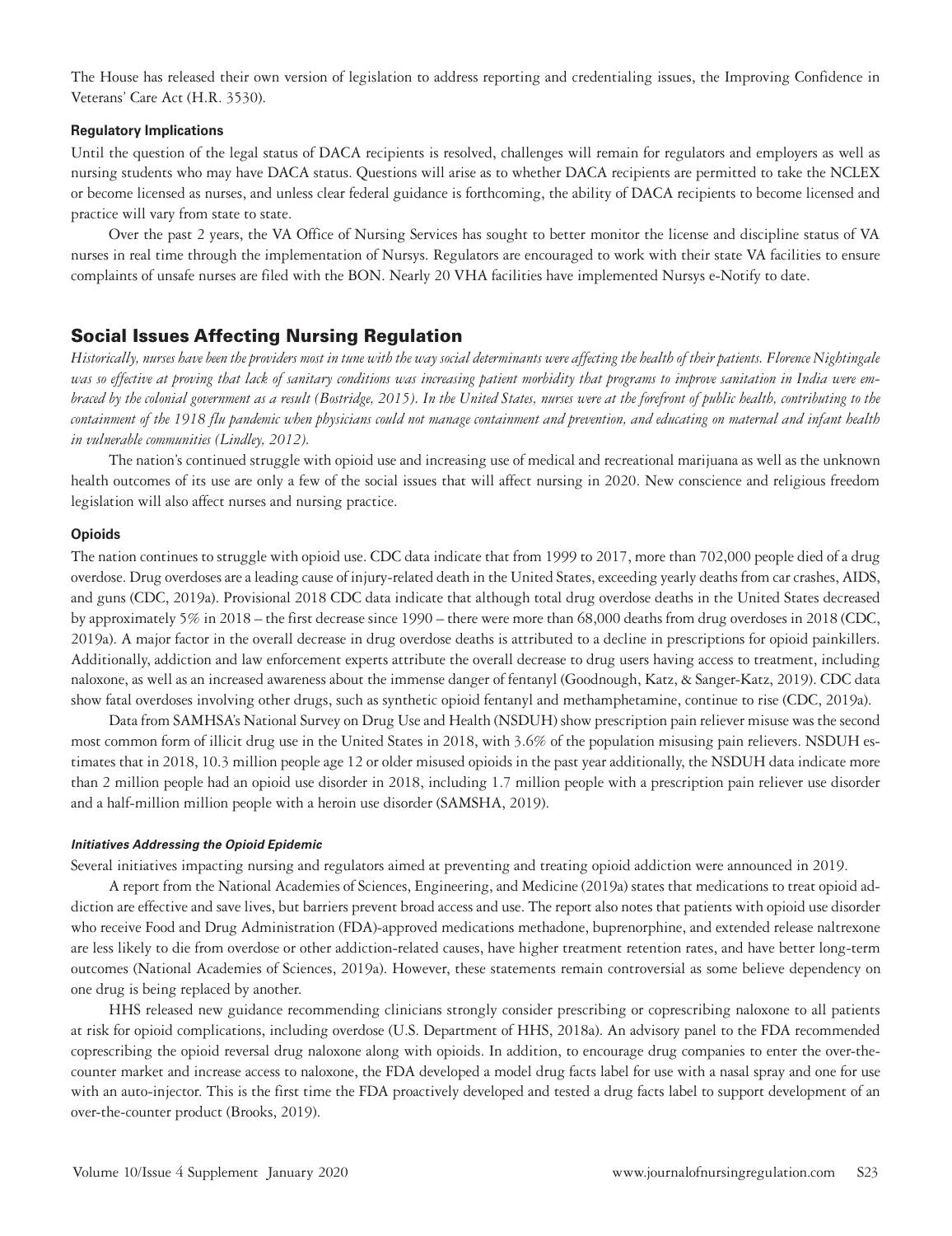The House has released their own version of legislation to address reporting and credentialing issues, the Improving Confidence in Veterans' Care Act (H.R. 3530).

#### Regulatory Implications

Until the question of the legal status of DACA recipients is resolved, challenges will remain for regulators and employers as well as nursing students who may have DACA status. Questions will arise as to whether DACA recipients are permitted to take the NCLEX or become licensed as nurses, and unless clear federal guidance is forthcoming, the ability of DACA recipients to become licensed and practice will vary from state to state.

Over the past 2 years, the VA Office of Nursing Services has sought to better monitor the license and discipline status of VA nurses in real time through the implementation of Nursys. Regulators are encouraged to work with their state VA facilities to ensure complaints of unsafe nurses are filed with the BON. Nearly 20 VHA facilities have implemented Nursys e-Notify to date.

## Social Issues Affecting Nursing Regulation

*Historically, nurses have been the providers most in tune with the way social determinants were affecting the health of their patients. Florence Nightingale was so effective at proving that lack of sanitary conditions was increasing patient morbidity that programs to improve sanitation in India were embraced by the colonial government as a result (Bostridge, 2015). In the United States, nurses were at the forefront of public health, contributing to the containment of the 1918 flu pandemic when physicians could not manage containment and prevention, and educating on maternal and infant health in vulnerable communities (Lindley, 2012).*

The nation's continued struggle with opioid use and increasing use of medical and recreational marijuana as well as the unknown health outcomes of its use are only a few of the social issues that will affect nursing in 2020. New conscience and religious freedom legislation will also affect nurses and nursing practice.

#### Opioids

The nation continues to struggle with opioid use. CDC data indicate that from 1999 to 2017, more than 702,000 people died of a drug overdose. Drug overdoses are a leading cause of injury-related death in the United States, exceeding yearly deaths from car crashes, AIDS, and guns (CDC, 2019a). Provisional 2018 CDC data indicate that although total drug overdose deaths in the United States decreased by approximately 5% in 2018 – the first decrease since 1990 – there were more than 68,000 deaths from drug overdoses in 2018 (CDC, 2019a). A major factor in the overall decrease in drug overdose deaths is attributed to a decline in prescriptions for opioid painkillers. Additionally, addiction and law enforcement experts attribute the overall decrease to drug users having access to treatment, including naloxone, as well as an increased awareness about the immense danger of fentanyl (Goodnough, Katz, & Sanger-Katz, 2019). CDC data show fatal overdoses involving other drugs, such as synthetic opioid fentanyl and methamphetamine, continue to rise (CDC, 2019a).

Data from SAMHSA's National Survey on Drug Use and Health (NSDUH) show prescription pain reliever misuse was the second most common form of illicit drug use in the United States in 2018, with 3.6% of the population misusing pain relievers. NSDUH estimates that in 2018, 10.3 million people age 12 or older misused opioids in the past year additionally, the NSDUH data indicate more than 2 million people had an opioid use disorder in 2018, including 1.7 million people with a prescription pain reliever use disorder and a half-million million people with a heroin use disorder (SAMSHA, 2019).

##### *Initiatives Addressing the Opioid Epidemic*

Several initiatives impacting nursing and regulators aimed at preventing and treating opioid addiction were announced in 2019.

A report from the National Academies of Sciences, Engineering, and Medicine (2019a) states that medications to treat opioid addiction are effective and save lives, but barriers prevent broad access and use. The report also notes that patients with opioid use disorder who receive Food and Drug Administration (FDA)-approved medications methadone, buprenorphine, and extended release naltrexone are less likely to die from overdose or other addiction-related causes, have higher treatment retention rates, and have better long-term outcomes (National Academies of Sciences, 2019a). However, these statements remain controversial as some believe dependency on one drug is being replaced by another.

HHS released new guidance recommending clinicians strongly consider prescribing or coprescribing naloxone to all patients at risk for opioid complications, including overdose (U.S. Department of HHS, 2018a). An advisory panel to the FDA recommended coprescribing the opioid reversal drug naloxone along with opioids. In addition, to encourage drug companies to enter the over-the-counter market and increase access to naloxone, the FDA developed a model drug facts label for use with a nasal spray and one for use with an auto-injector. This is the first time the FDA proactively developed and tested a drug facts label to support development of an over-the-counter product (Brooks, 2019).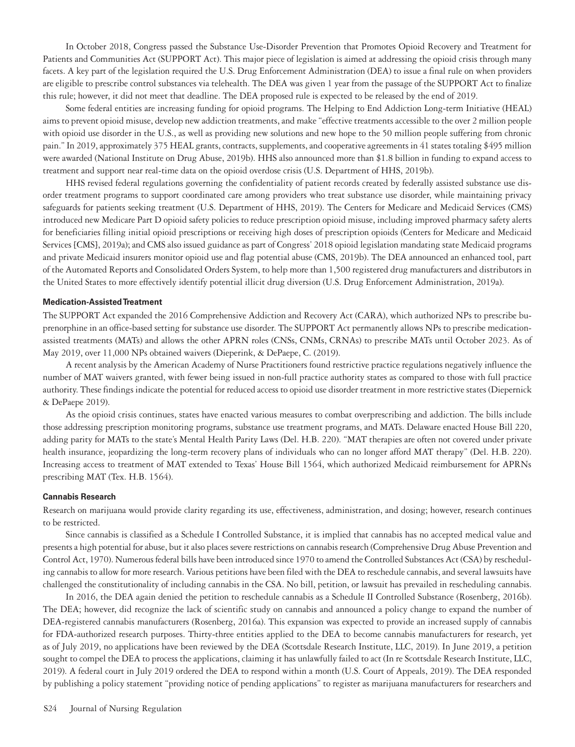In October 2018, Congress passed the Substance Use-Disorder Prevention that Promotes Opioid Recovery and Treatment for Patients and Communities Act (SUPPORT Act). This major piece of legislation is aimed at addressing the opioid crisis through many facets. A key part of the legislation required the U.S. Drug Enforcement Administration (DEA) to issue a final rule on when providers are eligible to prescribe control substances via telehealth. The DEA was given 1 year from the passage of the SUPPORT Act to finalize this rule; however, it did not meet that deadline. The DEA proposed rule is expected to be released by the end of 2019.

Some federal entities are increasing funding for opioid programs. The Helping to End Addiction Long-term Initiative (HEAL) aims to prevent opioid misuse, develop new addiction treatments, and make "effective treatments accessible to the over 2 million people with opioid use disorder in the U.S., as well as providing new solutions and new hope to the 50 million people suffering from chronic pain." In 2019, approximately 375 HEAL grants, contracts, supplements, and cooperative agreements in 41 states totaling $495 million were awarded (National Institute on Drug Abuse, 2019b). HHS also announced more than $1.8 billion in funding to expand access to treatment and support near real-time data on the opioid overdose crisis (U.S. Department of HHS, 2019b).

HHS revised federal regulations governing the confidentiality of patient records created by federally assisted substance use disorder treatment programs to support coordinated care among providers who treat substance use disorder, while maintaining privacy safeguards for patients seeking treatment (U.S. Department of HHS, 2019). The Centers for Medicare and Medicaid Services (CMS) introduced new Medicare Part D opioid safety policies to reduce prescription opioid misuse, including improved pharmacy safety alerts for beneficiaries filling initial opioid prescriptions or receiving high doses of prescription opioids (Centers for Medicare and Medicaid Services [CMS], 2019a); and CMS also issued guidance as part of Congress' 2018 opioid legislation mandating state Medicaid programs and private Medicaid insurers monitor opioid use and flag potential abuse (CMS, 2019b). The DEA announced an enhanced tool, part of the Automated Reports and Consolidated Orders System, to help more than 1,500 registered drug manufacturers and distributors in the United States to more effectively identify potential illicit drug diversion (U.S. Drug Enforcement Administration, 2019a).

#### Medication-Assisted Treatment

The SUPPORT Act expanded the 2016 Comprehensive Addiction and Recovery Act (CARA), which authorized NPs to prescribe buprenorphine in an office-based setting for substance use disorder. The SUPPORT Act permanently allows NPs to prescribe medication-assisted treatments (MATs) and allows the other APRN roles (CNSs, CNMs, CRNAs) to prescribe MATs until October 2023. As of May 2019, over 11,000 NPs obtained waivers (Dieperink, & DePaepe, C. (2019).

A recent analysis by the American Academy of Nurse Practitioners found restrictive practice regulations negatively influence the number of MAT waivers granted, with fewer being issued in non-full practice authority states as compared to those with full practice authority. These findings indicate the potential for reduced access to opioid use disorder treatment in more restrictive states (Diepernick & DePaepe 2019).

As the opioid crisis continues, states have enacted various measures to combat overprescribing and addiction. The bills include those addressing prescription monitoring programs, substance use treatment programs, and MATs. Delaware enacted House Bill 220, adding parity for MATs to the state's Mental Health Parity Laws (Del. H.B. 220). "MAT therapies are often not covered under private health insurance, jeopardizing the long-term recovery plans of individuals who can no longer afford MAT therapy" (Del. H.B. 220). Increasing access to treatment of MAT extended to Texas' House Bill 1564, which authorized Medicaid reimbursement for APRNs prescribing MAT (Tex. H.B. 1564).

#### Cannabis Research

Research on marijuana would provide clarity regarding its use, effectiveness, administration, and dosing; however, research continues to be restricted.

Since cannabis is classified as a Schedule I Controlled Substance, it is implied that cannabis has no accepted medical value and presents a high potential for abuse, but it also places severe restrictions on cannabis research (Comprehensive Drug Abuse Prevention and Control Act, 1970). Numerous federal bills have been introduced since 1970 to amend the Controlled Substances Act (CSA) by rescheduling cannabis to allow for more research. Various petitions have been filed with the DEA to reschedule cannabis, and several lawsuits have challenged the constitutionality of including cannabis in the CSA. No bill, petition, or lawsuit has prevailed in rescheduling cannabis.

In 2016, the DEA again denied the petition to reschedule cannabis as a Schedule II Controlled Substance (Rosenberg, 2016b). The DEA; however, did recognize the lack of scientific study on cannabis and announced a policy change to expand the number of DEA-registered cannabis manufacturers (Rosenberg, 2016a). This expansion was expected to provide an increased supply of cannabis for FDA-authorized research purposes. Thirty-three entities applied to the DEA to become cannabis manufacturers for research, yet as of July 2019, no applications have been reviewed by the DEA (Scottsdale Research Institute, LLC, 2019). In June 2019, a petition sought to compel the DEA to process the applications, claiming it has unlawfully failed to act (In re Scottsdale Research Institute, LLC, 2019). A federal court in July 2019 ordered the DEA to respond within a month (U.S. Court of Appeals, 2019). The DEA responded by publishing a policy statement "providing notice of pending applications" to register as marijuana manufacturers for researchers and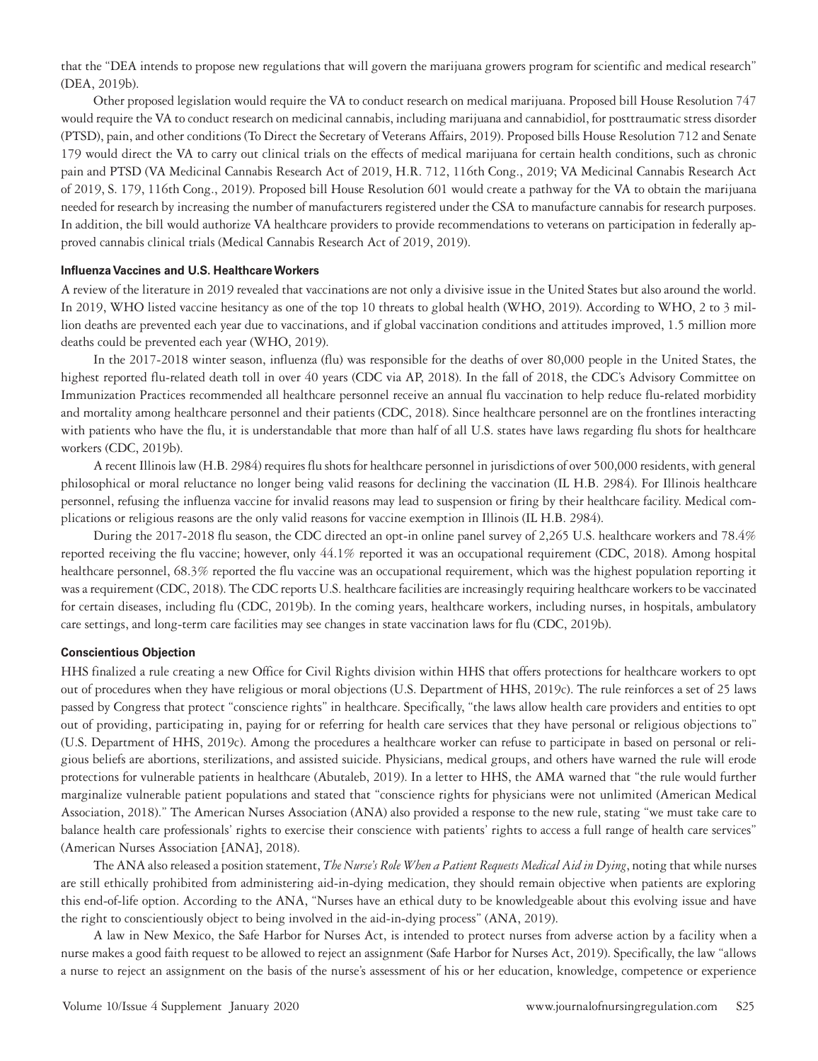that the "DEA intends to propose new regulations that will govern the marijuana growers program for scientific and medical research" (DEA, 2019b).

Other proposed legislation would require the VA to conduct research on medical marijuana. Proposed bill House Resolution 747 would require the VA to conduct research on medicinal cannabis, including marijuana and cannabidiol, for posttraumatic stress disorder (PTSD), pain, and other conditions (To Direct the Secretary of Veterans Affairs, 2019). Proposed bills House Resolution 712 and Senate 179 would direct the VA to carry out clinical trials on the effects of medical marijuana for certain health conditions, such as chronic pain and PTSD (VA Medicinal Cannabis Research Act of 2019, H.R. 712, 116th Cong., 2019; VA Medicinal Cannabis Research Act of 2019, S. 179, 116th Cong., 2019). Proposed bill House Resolution 601 would create a pathway for the VA to obtain the marijuana needed for research by increasing the number of manufacturers registered under the CSA to manufacture cannabis for research purposes. In addition, the bill would authorize VA healthcare providers to provide recommendations to veterans on participation in federally approved cannabis clinical trials (Medical Cannabis Research Act of 2019, 2019).

### Influenza Vaccines and U.S. Healthcare Workers

A review of the literature in 2019 revealed that vaccinations are not only a divisive issue in the United States but also around the world. In 2019, WHO listed vaccine hesitancy as one of the top 10 threats to global health (WHO, 2019). According to WHO, 2 to 3 million deaths are prevented each year due to vaccinations, and if global vaccination conditions and attitudes improved, 1.5 million more deaths could be prevented each year (WHO, 2019).

In the 2017-2018 winter season, influenza (flu) was responsible for the deaths of over 80,000 people in the United States, the highest reported flu-related death toll in over 40 years (CDC via AP, 2018). In the fall of 2018, the CDC's Advisory Committee on Immunization Practices recommended all healthcare personnel receive an annual flu vaccination to help reduce flu-related morbidity and mortality among healthcare personnel and their patients (CDC, 2018). Since healthcare personnel are on the frontlines interacting with patients who have the flu, it is understandable that more than half of all U.S. states have laws regarding flu shots for healthcare workers (CDC, 2019b).

A recent Illinois law (H.B. 2984) requires flu shots for healthcare personnel in jurisdictions of over 500,000 residents, with general philosophical or moral reluctance no longer being valid reasons for declining the vaccination (IL H.B. 2984). For Illinois healthcare personnel, refusing the influenza vaccine for invalid reasons may lead to suspension or firing by their healthcare facility. Medical complications or religious reasons are the only valid reasons for vaccine exemption in Illinois (IL H.B. 2984).

During the 2017-2018 flu season, the CDC directed an opt-in online panel survey of 2,265 U.S. healthcare workers and 78.4% reported receiving the flu vaccine; however, only 44.1% reported it was an occupational requirement (CDC, 2018). Among hospital healthcare personnel, 68.3% reported the flu vaccine was an occupational requirement, which was the highest population reporting it was a requirement (CDC, 2018). The CDC reports U.S. healthcare facilities are increasingly requiring healthcare workers to be vaccinated for certain diseases, including flu (CDC, 2019b). In the coming years, healthcare workers, including nurses, in hospitals, ambulatory care settings, and long-term care facilities may see changes in state vaccination laws for flu (CDC, 2019b).

### Conscientious Objection

HHS finalized a rule creating a new Office for Civil Rights division within HHS that offers protections for healthcare workers to opt out of procedures when they have religious or moral objections (U.S. Department of HHS, 2019c). The rule reinforces a set of 25 laws passed by Congress that protect "conscience rights" in healthcare. Specifically, "the laws allow health care providers and entities to opt out of providing, participating in, paying for or referring for health care services that they have personal or religious objections to" (U.S. Department of HHS, 2019c). Among the procedures a healthcare worker can refuse to participate in based on personal or religious beliefs are abortions, sterilizations, and assisted suicide. Physicians, medical groups, and others have warned the rule will erode protections for vulnerable patients in healthcare (Abutaleb, 2019). In a letter to HHS, the AMA warned that "the rule would further marginalize vulnerable patient populations and stated that "conscience rights for physicians were not unlimited (American Medical Association, 2018)." The American Nurses Association (ANA) also provided a response to the new rule, stating "we must take care to balance health care professionals' rights to exercise their conscience with patients' rights to access a full range of health care services" (American Nurses Association [ANA], 2018).

The ANA also released a position statement, *The Nurse's Role When a Patient Requests Medical Aid in Dying*, noting that while nurses are still ethically prohibited from administering aid-in-dying medication, they should remain objective when patients are exploring this end-of-life option. According to the ANA, "Nurses have an ethical duty to be knowledgeable about this evolving issue and have the right to conscientiously object to being involved in the aid-in-dying process" (ANA, 2019).

A law in New Mexico, the Safe Harbor for Nurses Act, is intended to protect nurses from adverse action by a facility when a nurse makes a good faith request to be allowed to reject an assignment (Safe Harbor for Nurses Act, 2019). Specifically, the law "allows a nurse to reject an assignment on the basis of the nurse's assessment of his or her education, knowledge, competence or experience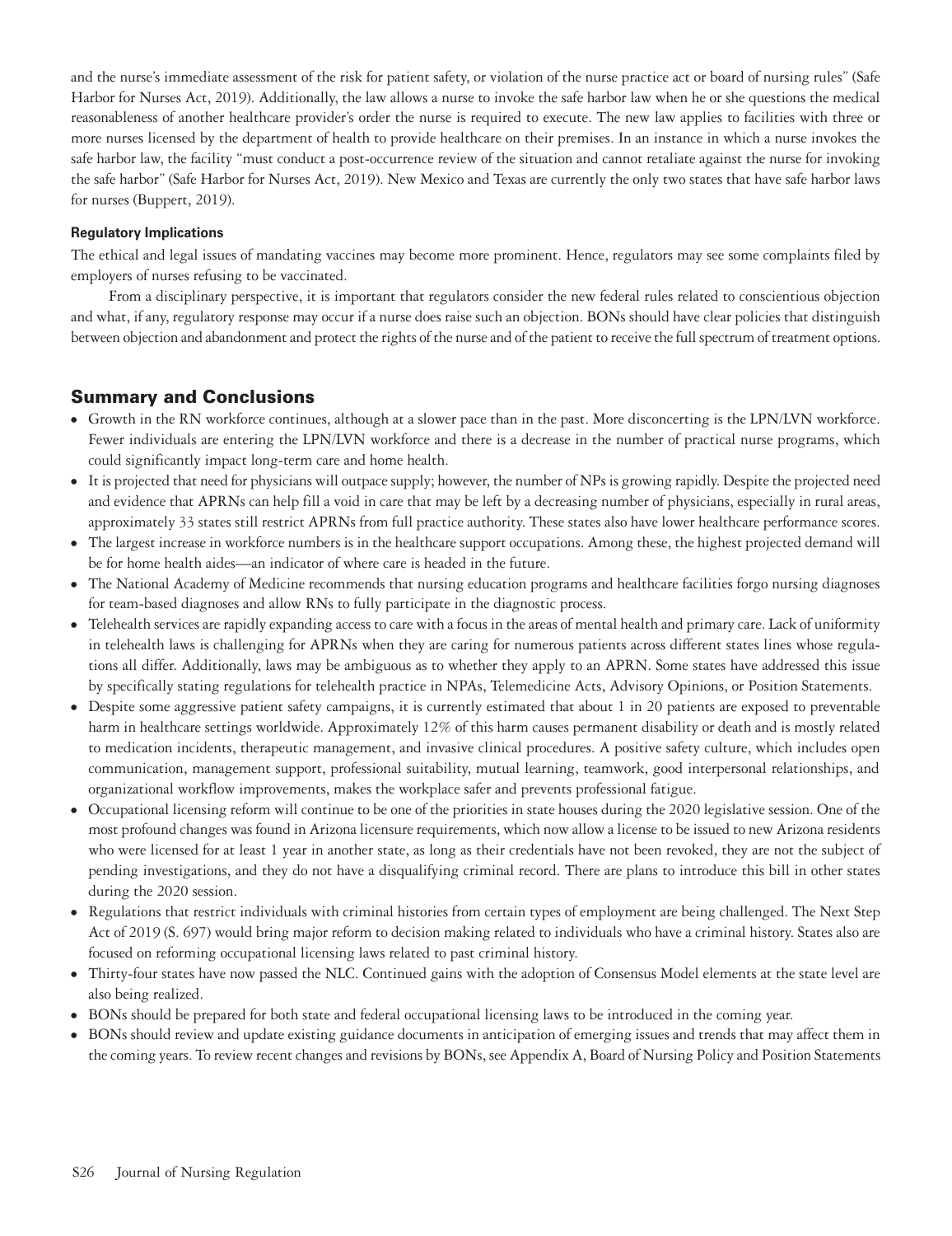and the nurse's immediate assessment of the risk for patient safety, or violation of the nurse practice act or board of nursing rules" (Safe Harbor for Nurses Act, 2019). Additionally, the law allows a nurse to invoke the safe harbor law when he or she questions the medical reasonableness of another healthcare provider's order the nurse is required to execute. The new law applies to facilities with three or more nurses licensed by the department of health to provide healthcare on their premises. In an instance in which a nurse invokes the safe harbor law, the facility "must conduct a post-occurrence review of the situation and cannot retaliate against the nurse for invoking the safe harbor" (Safe Harbor for Nurses Act, 2019). New Mexico and Texas are currently the only two states that have safe harbor laws for nurses (Buppert, 2019).

#### Regulatory Implications

The ethical and legal issues of mandating vaccines may become more prominent. Hence, regulators may see some complaints filed by employers of nurses refusing to be vaccinated.

From a disciplinary perspective, it is important that regulators consider the new federal rules related to conscientious objection and what, if any, regulatory response may occur if a nurse does raise such an objection. BONs should have clear policies that distinguish between objection and abandonment and protect the rights of the nurse and of the patient to receive the full spectrum of treatment options.

## Summary and Conclusions

- Growth in the RN workforce continues, although at a slower pace than in the past. More disconcerting is the LPN/LVN workforce. Fewer individuals are entering the LPN/LVN workforce and there is a decrease in the number of practical nurse programs, which could significantly impact long-term care and home health.
- It is projected that need for physicians will outpace supply; however, the number of NPs is growing rapidly. Despite the projected need and evidence that APRNs can help fill a void in care that may be left by a decreasing number of physicians, especially in rural areas, approximately 33 states still restrict APRNs from full practice authority. These states also have lower healthcare performance scores.
- The largest increase in workforce numbers is in the healthcare support occupations. Among these, the highest projected demand will be for home health aides—an indicator of where care is headed in the future.
- The National Academy of Medicine recommends that nursing education programs and healthcare facilities forgo nursing diagnoses for team-based diagnoses and allow RNs to fully participate in the diagnostic process.
- Telehealth services are rapidly expanding access to care with a focus in the areas of mental health and primary care. Lack of uniformity in telehealth laws is challenging for APRNs when they are caring for numerous patients across different states lines whose regulations all differ. Additionally, laws may be ambiguous as to whether they apply to an APRN. Some states have addressed this issue by specifically stating regulations for telehealth practice in NPAs, Telemedicine Acts, Advisory Opinions, or Position Statements.
- Despite some aggressive patient safety campaigns, it is currently estimated that about 1 in 20 patients are exposed to preventable harm in healthcare settings worldwide. Approximately 12% of this harm causes permanent disability or death and is mostly related to medication incidents, therapeutic management, and invasive clinical procedures. A positive safety culture, which includes open communication, management support, professional suitability, mutual learning, teamwork, good interpersonal relationships, and organizational workflow improvements, makes the workplace safer and prevents professional fatigue.
- Occupational licensing reform will continue to be one of the priorities in state houses during the 2020 legislative session. One of the most profound changes was found in Arizona licensure requirements, which now allow a license to be issued to new Arizona residents who were licensed for at least 1 year in another state, as long as their credentials have not been revoked, they are not the subject of pending investigations, and they do not have a disqualifying criminal record. There are plans to introduce this bill in other states during the 2020 session.
- Regulations that restrict individuals with criminal histories from certain types of employment are being challenged. The Next Step Act of 2019 (S. 697) would bring major reform to decision making related to individuals who have a criminal history. States also are focused on reforming occupational licensing laws related to past criminal history.
- Thirty-four states have now passed the NLC. Continued gains with the adoption of Consensus Model elements at the state level are also being realized.
- BONs should be prepared for both state and federal occupational licensing laws to be introduced in the coming year.
- BONs should review and update existing guidance documents in anticipation of emerging issues and trends that may affect them in the coming years. To review recent changes and revisions by BONs, see Appendix A, Board of Nursing Policy and Position Statements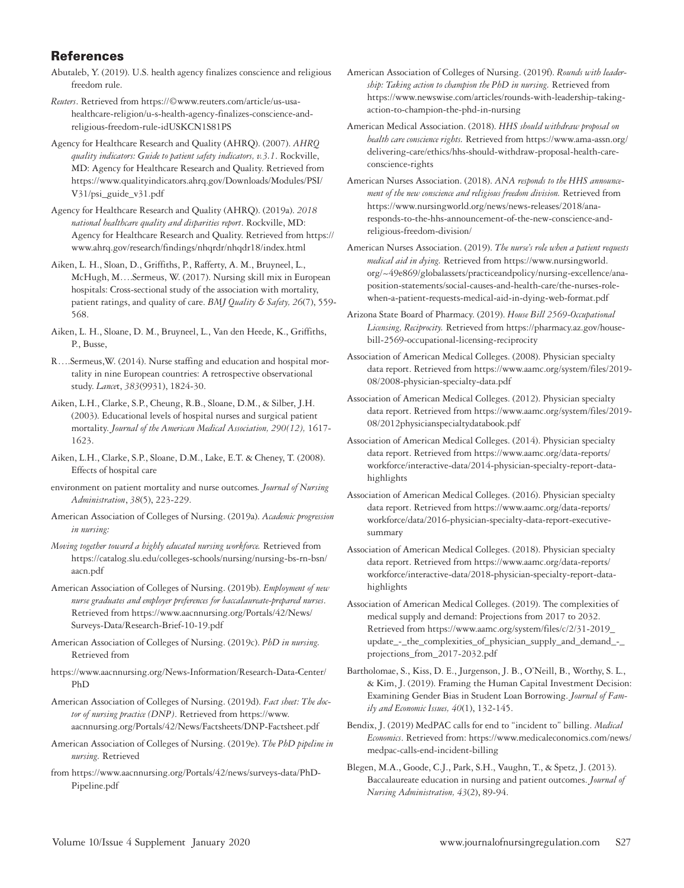## References

Abutaleb, Y. (2019). U.S. health agency finalizes conscience and religious freedom rule.

*Reuters*. Retrieved from https://©www.reuters.com/article/us-usa-healthcare-religion/u-s-health-agency-finalizes-conscience-and-religious-freedom-rule-idUSKCN1S81PS

Agency for Healthcare Research and Quality (AHRQ). (2007). *AHRQ quality indicators: Guide to patient safety indicators, v.3.1*. Rockville, MD: Agency for Healthcare Research and Quality. Retrieved from https://www.qualityindicators.ahrq.gov/Downloads/Modules/PSI/V31/psi_guide_v31.pdf

Agency for Healthcare Research and Quality (AHRQ). (2019a). *2018 national healthcare quality and disparities report*. Rockville, MD: Agency for Healthcare Research and Quality. Retrieved from https://www.ahrq.gov/research/findings/nhqrdr/nhqdr18/index.html

Aiken, L. H., Sloan, D., Griffiths, P., Rafferty, A. M., Bruyneel, L., McHugh, M….Sermeus, W. (2017). Nursing skill mix in European hospitals: Cross-sectional study of the association with mortality, patient ratings, and quality of care. *BMJ Quality & Safety, 26*(7), 559-568.

Aiken, L. H., Sloane, D. M., Bruyneel, L., Van den Heede, K., Griffiths, P., Busse,

R….Sermeus,W. (2014). Nurse staffing and education and hospital mortality in nine European countries: A retrospective observational study. *Lancet*, *383*(9931), 1824-30.

Aiken, L.H., Clarke, S.P., Cheung, R.B., Sloane, D.M., & Silber, J.H. (2003). Educational levels of hospital nurses and surgical patient mortality. *Journal of the American Medical Association, 290(12),* 1617-1623.

Aiken, L.H., Clarke, S.P., Sloane, D.M., Lake, E.T. & Cheney, T. (2008). Effects of hospital care

environment on patient mortality and nurse outcomes. *Journal of Nursing Administration*, *38*(5), 223-229.

American Association of Colleges of Nursing. (2019a). *Academic progression in nursing:*

*Moving together toward a highly educated nursing workforce.* Retrieved from https://catalog.slu.edu/colleges-schools/nursing/nursing-bs-rn-bsn/aacn.pdf

American Association of Colleges of Nursing. (2019b). *Employment of new nurse graduates and employer preferences for baccalaureate-prepared nurses*. Retrieved from https://www.aacnnursing.org/Portals/42/News/Surveys-Data/Research-Brief-10-19.pdf

American Association of Colleges of Nursing. (2019c). *PhD in nursing.* Retrieved from

https://www.aacnnursing.org/News-Information/Research-Data-Center/PhD

American Association of Colleges of Nursing. (2019d). *Fact sheet: The doctor of nursing practice (DNP)*. Retrieved from https://www.aacnnursing.org/Portals/42/News/Factsheets/DNP-Factsheet.pdf

American Association of Colleges of Nursing. (2019e). *The PhD pipeline in nursing.* Retrieved

from https://www.aacnnursing.org/Portals/42/news/surveys-data/PhD-Pipeline.pdf

American Association of Colleges of Nursing. (2019f). *Rounds with leadership: Taking action to champion the PhD in nursing.* Retrieved from https://www.newswise.com/articles/rounds-with-leadership-taking-action-to-champion-the-phd-in-nursing

American Medical Association. (2018). *HHS should withdraw proposal on health care conscience rights.* Retrieved from https://www.ama-assn.org/delivering-care/ethics/hhs-should-withdraw-proposal-health-care-conscience-rights

American Nurses Association. (2018). *ANA responds to the HHS announcement of the new conscience and religious freedom division.* Retrieved from https://www.nursingworld.org/news/news-releases/2018/ana-responds-to-the-hhs-announcement-of-the-new-conscience-and-religious-freedom-division/

American Nurses Association. (2019). *The nurse's role when a patient requests medical aid in dying.* Retrieved from https://www.nursingworld.org/~49e869/globalassets/practiceandpolicy/nursing-excellence/ana-position-statements/social-causes-and-health-care/the-nurses-role-when-a-patient-requests-medical-aid-in-dying-web-format.pdf

Arizona State Board of Pharmacy. (2019). *House Bill 2569-Occupational Licensing, Reciprocity.* Retrieved from https://pharmacy.az.gov/house-bill-2569-occupational-licensing-reciprocity

Association of American Medical Colleges. (2008). Physician specialty data report. Retrieved from https://www.aamc.org/system/files/2019-08/2008-physician-specialty-data.pdf

Association of American Medical Colleges. (2012). Physician specialty data report. Retrieved from https://www.aamc.org/system/files/2019-08/2012physicianspecialtydatabook.pdf

Association of American Medical Colleges. (2014). Physician specialty data report. Retrieved from https://www.aamc.org/data-reports/workforce/interactive-data/2014-physician-specialty-report-data-highlights

Association of American Medical Colleges. (2016). Physician specialty data report. Retrieved from https://www.aamc.org/data-reports/workforce/data/2016-physician-specialty-data-report-executive-summary

Association of American Medical Colleges. (2018). Physician specialty data report. Retrieved from https://www.aamc.org/data-reports/workforce/interactive-data/2018-physician-specialty-report-data-highlights

Association of American Medical Colleges. (2019). The complexities of medical supply and demand: Projections from 2017 to 2032. Retrieved from https://www.aamc.org/system/files/c/2/31-2019_update_-_the_complexities_of_physician_supply_and_demand_-_projections_from_2017-2032.pdf

Bartholomae, S., Kiss, D. E., Jurgenson, J. B., O'Neill, B., Worthy, S. L., & Kim, J. (2019). Framing the Human Capital Investment Decision: Examining Gender Bias in Student Loan Borrowing. *Journal of Family and Economic Issues, 40*(1), 132-145.

Bendix, J. (2019) MedPAC calls for end to "incident to" billing. *Medical Economics*. Retrieved from: https://www.medicaleconomics.com/news/medpac-calls-end-incident-billing

Blegen, M.A., Goode, C.J., Park, S.H., Vaughn, T., & Spetz, J. (2013). Baccalaureate education in nursing and patient outcomes. *Journal of Nursing Administration, 43*(2), 89-94.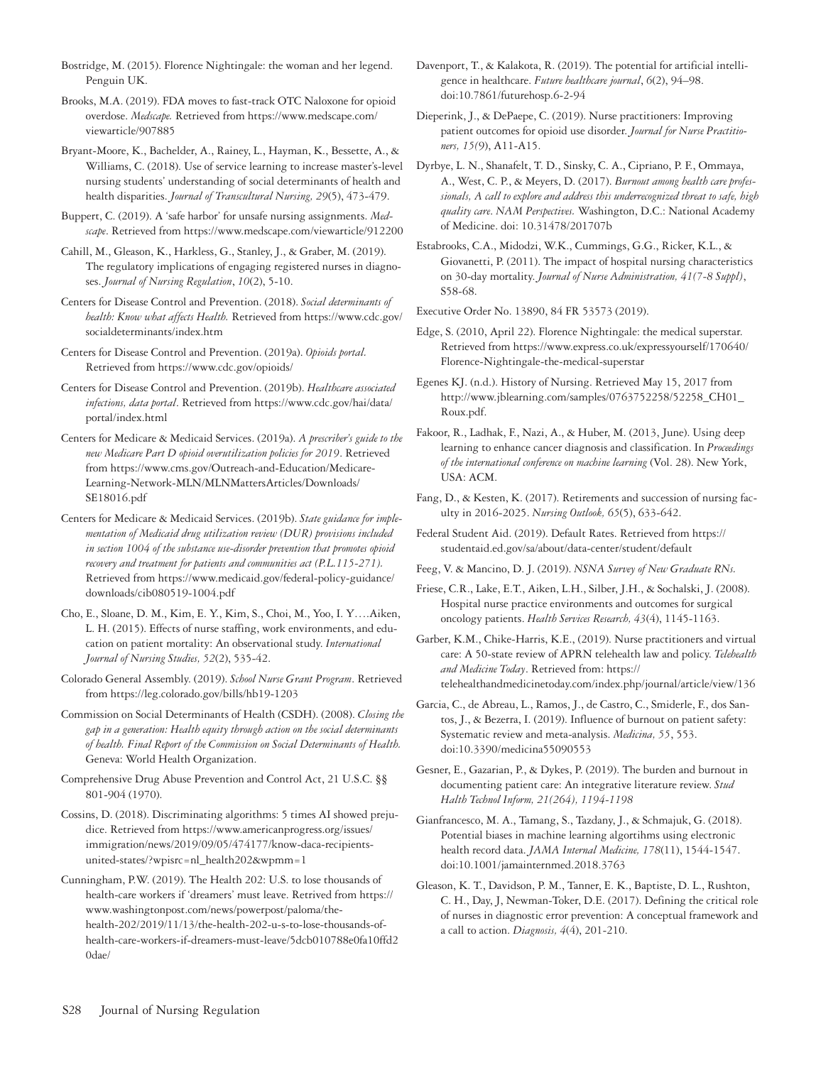Bostridge, M. (2015). Florence Nightingale: the woman and her legend. Penguin UK.

Brooks, M.A. (2019). FDA moves to fast-track OTC Naloxone for opioid overdose. *Medscape.* Retrieved from https://www.medscape.com/viewarticle/907885

Bryant-Moore, K., Bachelder, A., Rainey, L., Hayman, K., Bessette, A., & Williams, C. (2018). Use of service learning to increase master's-level nursing students' understanding of social determinants of health and health disparities. *Journal of Transcultural Nursing, 29*(5), 473-479.

Buppert, C. (2019). A 'safe harbor' for unsafe nursing assignments. *Medscape*. Retrieved from https://www.medscape.com/viewarticle/912200

Cahill, M., Gleason, K., Harkless, G., Stanley, J., & Graber, M. (2019). The regulatory implications of engaging registered nurses in diagnoses. *Journal of Nursing Regulation*, *10*(2), 5-10.

Centers for Disease Control and Prevention. (2018). *Social determinants of health: Know what affects Health.* Retrieved from https://www.cdc.gov/socialdeterminants/index.htm

Centers for Disease Control and Prevention. (2019a). *Opioids portal*. Retrieved from https://www.cdc.gov/opioids/

Centers for Disease Control and Prevention. (2019b). *Healthcare associated infections, data portal*. Retrieved from https://www.cdc.gov/hai/data/portal/index.html

Centers for Medicare & Medicaid Services. (2019a). *A prescriber's guide to the new Medicare Part D opioid overutilization policies for 2019*. Retrieved from https://www.cms.gov/Outreach-and-Education/Medicare-Learning-Network-MLN/MLNMattersArticles/Downloads/SE18016.pdf

Centers for Medicare & Medicaid Services. (2019b). *State guidance for implementation of Medicaid drug utilization review (DUR) provisions included in section 1004 of the substance use-disorder prevention that promotes opioid recovery and treatment for patients and communities act (P.L.115-271).* Retrieved from https://www.medicaid.gov/federal-policy-guidance/downloads/cib080519-1004.pdf

Cho, E., Sloane, D. M., Kim, E. Y., Kim, S., Choi, M., Yoo, I. Y….Aiken, L. H. (2015). Effects of nurse staffing, work environments, and education on patient mortality: An observational study. *International Journal of Nursing Studies, 52*(2), 535-42.

Colorado General Assembly. (2019). *School Nurse Grant Program*. Retrieved from https://leg.colorado.gov/bills/hb19-1203

Commission on Social Determinants of Health (CSDH). (2008). *Closing the gap in a generation: Health equity through action on the social determinants of health. Final Report of the Commission on Social Determinants of Health.* Geneva: World Health Organization.

Comprehensive Drug Abuse Prevention and Control Act, 21 U.S.C. §§ 801-904 (1970).

Cossins, D. (2018). Discriminating algorithms: 5 times AI showed prejudice. Retrieved from https://www.americanprogress.org/issues/immigration/news/2019/09/05/474177/know-daca-recipients-united-states/?wpisrc=nl_health202&wpmm=1

Cunningham, P.W. (2019). The Health 202: U.S. to lose thousands of health-care workers if 'dreamers' must leave. Retrived from https://www.washingtonpost.com/news/powerpost/paloma/the-health-202/2019/11/13/the-health-202-u-s-to-lose-thousands-of-health-care-workers-if-dreamers-must-leave/5dcb010788e0fa10ffd20dae/

Davenport, T., & Kalakota, R. (2019). The potential for artificial intelligence in healthcare. *Future healthcare journal*, *6*(2), 94–98. doi:10.7861/futurehosp.6-2-94

Dieperink, J., & DePaepe, C. (2019). Nurse practitioners: Improving patient outcomes for opioid use disorder. *Journal for Nurse Practitioners, 15(9*), A11-A15.

Dyrbye, L. N., Shanafelt, T. D., Sinsky, C. A., Cipriano, P. F., Ommaya, A., West, C. P., & Meyers, D. (2017). *Burnout among health care professionals, A call to explore and address this underrecognized threat to safe, high quality care*. *NAM Perspectives.* Washington, D.C.: National Academy of Medicine. doi: 10.31478/201707b

Estabrooks, C.A., Midodzi, W.K., Cummings, G.G., Ricker, K.L., & Giovanetti, P. (2011). The impact of hospital nursing characteristics on 30-day mortality. *Journal of Nurse Administration, 41(7-8 Suppl)*, S58-68.

Executive Order No. 13890, 84 FR 53573 (2019).

Edge, S. (2010, April 22). Florence Nightingale: the medical superstar. Retrieved from https://www.express.co.uk/expressyourself/170640/Florence-Nightingale-the-medical-superstar

Egenes KJ. (n.d.). History of Nursing. Retrieved May 15, 2017 from http://www.jblearning.com/samples/0763752258/52258_CH01_Roux.pdf.

Fakoor, R., Ladhak, F., Nazi, A., & Huber, M. (2013, June). Using deep learning to enhance cancer diagnosis and classification. In *Proceedings of the international conference on machine learning* (Vol. 28). New York, USA: ACM.

Fang, D., & Kesten, K. (2017). Retirements and succession of nursing faculty in 2016-2025. *Nursing Outlook, 65*(5), 633-642.

Federal Student Aid. (2019). Default Rates. Retrieved from https://studentaid.ed.gov/sa/about/data-center/student/default

Feeg, V. & Mancino, D. J. (2019). *NSNA Survey of New Graduate RNs.*

Friese, C.R., Lake, E.T., Aiken, L.H., Silber, J.H., & Sochalski, J. (2008). Hospital nurse practice environments and outcomes for surgical oncology patients. *Health Services Research, 43*(4), 1145-1163.

Garber, K.M., Chike-Harris, K.E., (2019). Nurse practitioners and virtual care: A 50-state review of APRN telehealth law and policy. *Telehealth and Medicine Today*. Retrieved from: https://telehealthandmedicinetoday.com/index.php/journal/article/view/136

Garcia, C., de Abreau, L., Ramos, J., de Castro, C., Smiderle, F., dos Santos, J., & Bezerra, I. (2019). Influence of burnout on patient safety: Systematic review and meta-analysis. *Medicina, 55*, 553. doi:10.3390/medicina55090553

Gesner, E., Gazarian, P., & Dykes, P. (2019). The burden and burnout in documenting patient care: An integrative literature review. *Stud Health Technol Inform, 21(264), 1194-1198*

Gianfrancesco, M. A., Tamang, S., Tazdany, J., & Schmajuk, G. (2018). Potential biases in machine learning algortihms using electronic health record data. *JAMA Internal Medicine, 178*(11), 1544-1547. doi:10.1001/jamainternmed.2018.3763

Gleason, K. T., Davidson, P. M., Tanner, E. K., Baptiste, D. L., Rushton, C. H., Day, J, Newman-Toker, D.E. (2017). Defining the critical role of nurses in diagnostic error prevention: A conceptual framework and a call to action. *Diagnosis, 4*(4), 201-210.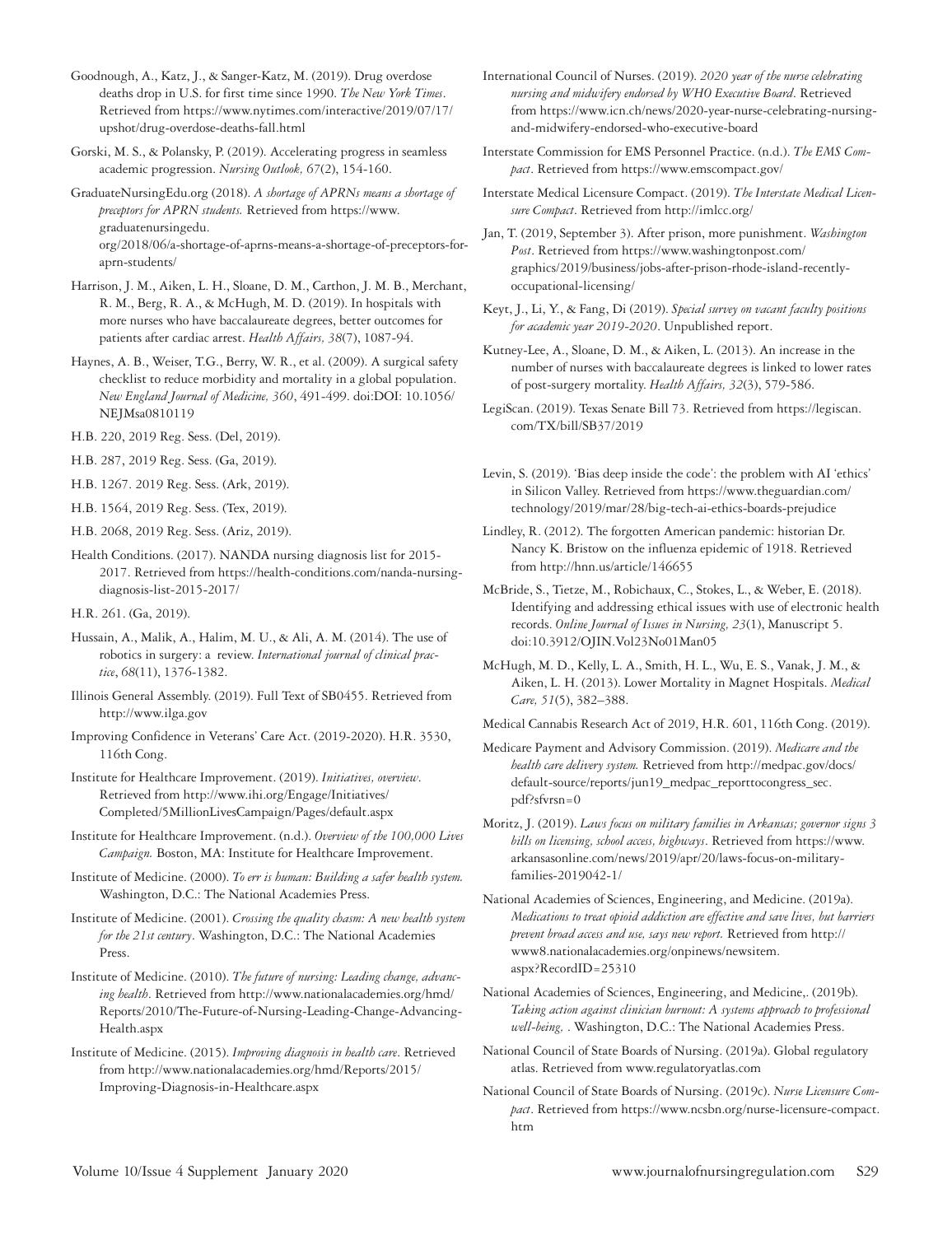Goodnough, A., Katz, J., & Sanger-Katz, M. (2019). Drug overdose deaths drop in U.S. for first time since 1990. *The New York Times*. Retrieved from https://www.nytimes.com/interactive/2019/07/17/upshot/drug-overdose-deaths-fall.html

Gorski, M. S., & Polansky, P. (2019). Accelerating progress in seamless academic progression. *Nursing Outlook, 67*(2), 154-160.

GraduateNursingEdu.org (2018). *A shortage of APRNs means a shortage of preceptors for APRN students.* Retrieved from https://www.graduatenursingedu.org/2018/06/a-shortage-of-aprns-means-a-shortage-of-preceptors-for-aprn-students/

Harrison, J. M., Aiken, L. H., Sloane, D. M., Carthon, J. M. B., Merchant, R. M., Berg, R. A., & McHugh, M. D. (2019). In hospitals with more nurses who have baccalaureate degrees, better outcomes for patients after cardiac arrest. *Health Affairs, 38*(7), 1087-94.

Haynes, A. B., Weiser, T.G., Berry, W. R., et al. (2009). A surgical safety checklist to reduce morbidity and mortality in a global population. *New England Journal of Medicine, 360*, 491-499. doi:DOI: 10.1056/NEJMsa0810119

H.B. 220, 2019 Reg. Sess. (Del, 2019).

H.B. 287, 2019 Reg. Sess. (Ga, 2019).

H.B. 1267. 2019 Reg. Sess. (Ark, 2019).

H.B. 1564, 2019 Reg. Sess. (Tex, 2019).

H.B. 2068, 2019 Reg. Sess. (Ariz, 2019).

Health Conditions. (2017). NANDA nursing diagnosis list for 2015-2017. Retrieved from https://health-conditions.com/nanda-nursing-diagnosis-list-2015-2017/

H.R. 261. (Ga, 2019).

Hussain, A., Malik, A., Halim, M. U., & Ali, A. M. (2014). The use of robotics in surgery: a review. *International journal of clinical practice*, *68*(11), 1376-1382.

Illinois General Assembly. (2019). Full Text of SB0455. Retrieved from http://www.ilga.gov

Improving Confidence in Veterans' Care Act. (2019-2020). H.R. 3530, 116th Cong.

Institute for Healthcare Improvement. (2019). *Initiatives, overview*. Retrieved from http://www.ihi.org/Engage/Initiatives/Completed/5MillionLivesCampaign/Pages/default.aspx

Institute for Healthcare Improvement. (n.d.). *Overview of the 100,000 Lives Campaign.* Boston, MA: Institute for Healthcare Improvement.

Institute of Medicine. (2000). *To err is human: Building a safer health system.* Washington, D.C.: The National Academies Press.

Institute of Medicine. (2001). *Crossing the quality chasm: A new health system for the 21st century*. Washington, D.C.: The National Academies Press.

Institute of Medicine. (2010). *The future of nursing: Leading change, advancing health*. Retrieved from http://www.nationalacademies.org/hmd/Reports/2010/The-Future-of-Nursing-Leading-Change-Advancing-Health.aspx

Institute of Medicine. (2015). *Improving diagnosis in health care*. Retrieved from http://www.nationalacademies.org/hmd/Reports/2015/Improving-Diagnosis-in-Healthcare.aspx

International Council of Nurses. (2019). *2020 year of the nurse celebrating nursing and midwifery endorsed by WHO Executive Board*. Retrieved from https://www.icn.ch/news/2020-year-nurse-celebrating-nursing-and-midwifery-endorsed-who-executive-board

Interstate Commission for EMS Personnel Practice. (n.d.). *The EMS Compact*. Retrieved from https://www.emscompact.gov/

Interstate Medical Licensure Compact. (2019). *The Interstate Medical Licensure Compact*. Retrieved from http://imlcc.org/

Jan, T. (2019, September 3). After prison, more punishment. *Washington Post*. Retrieved from https://www.washingtonpost.com/graphics/2019/business/jobs-after-prison-rhode-island-recently-occupational-licensing/

Keyt, J., Li, Y., & Fang, Di (2019). *Special survey on vacant faculty positions for academic year 2019-2020*. Unpublished report.

Kutney-Lee, A., Sloane, D. M., & Aiken, L. (2013). An increase in the number of nurses with baccalaureate degrees is linked to lower rates of post-surgery mortality. *Health Affairs, 32*(3), 579-586.

LegiScan. (2019). Texas Senate Bill 73. Retrieved from https://legiscan.com/TX/bill/SB37/2019

Levin, S. (2019). 'Bias deep inside the code': the problem with AI 'ethics' in Silicon Valley. Retrieved from https://www.theguardian.com/technology/2019/mar/28/big-tech-ai-ethics-boards-prejudice

Lindley, R. (2012). The forgotten American pandemic: historian Dr. Nancy K. Bristow on the influenza epidemic of 1918. Retrieved from http://hnn.us/article/146655

McBride, S., Tietze, M., Robichaux, C., Stokes, L., & Weber, E. (2018). Identifying and addressing ethical issues with use of electronic health records. *Online Journal of Issues in Nursing, 23*(1), Manuscript 5. doi:10.3912/OJIN.Vol23No01Man05

McHugh, M. D., Kelly, L. A., Smith, H. L., Wu, E. S., Vanak, J. M., & Aiken, L. H. (2013). Lower Mortality in Magnet Hospitals. *Medical Care, 51*(5), 382–388.

Medical Cannabis Research Act of 2019, H.R. 601, 116th Cong. (2019).

Medicare Payment and Advisory Commission. (2019). *Medicare and the health care delivery system.* Retrieved from http://medpac.gov/docs/default-source/reports/jun19_medpac_reporttocongress_sec.pdf?sfvrsn=0

Moritz, J. (2019). *Laws focus on military families in Arkansas; governor signs 3 bills on licensing, school access, highways*. Retrieved from https://www.arkansasonline.com/news/2019/apr/20/laws-focus-on-military-families-2019042-1/

National Academies of Sciences, Engineering, and Medicine. (2019a). *Medications to treat opioid addiction are effective and save lives, but barriers prevent broad access and use, says new report.* Retrieved from http://www8.nationalacademies.org/onpinews/newsitem.aspx?RecordID=25310

National Academies of Sciences, Engineering, and Medicine,. (2019b). *Taking action against clinician burnout: A systems approach to professional well-being,* . Washington, D.C.: The National Academies Press.

National Council of State Boards of Nursing. (2019a). Global regulatory atlas. Retrieved from www.regulatoryatlas.com

National Council of State Boards of Nursing. (2019c). *Nurse Licensure Compact*. Retrieved from https://www.ncsbn.org/nurse-licensure-compact.htm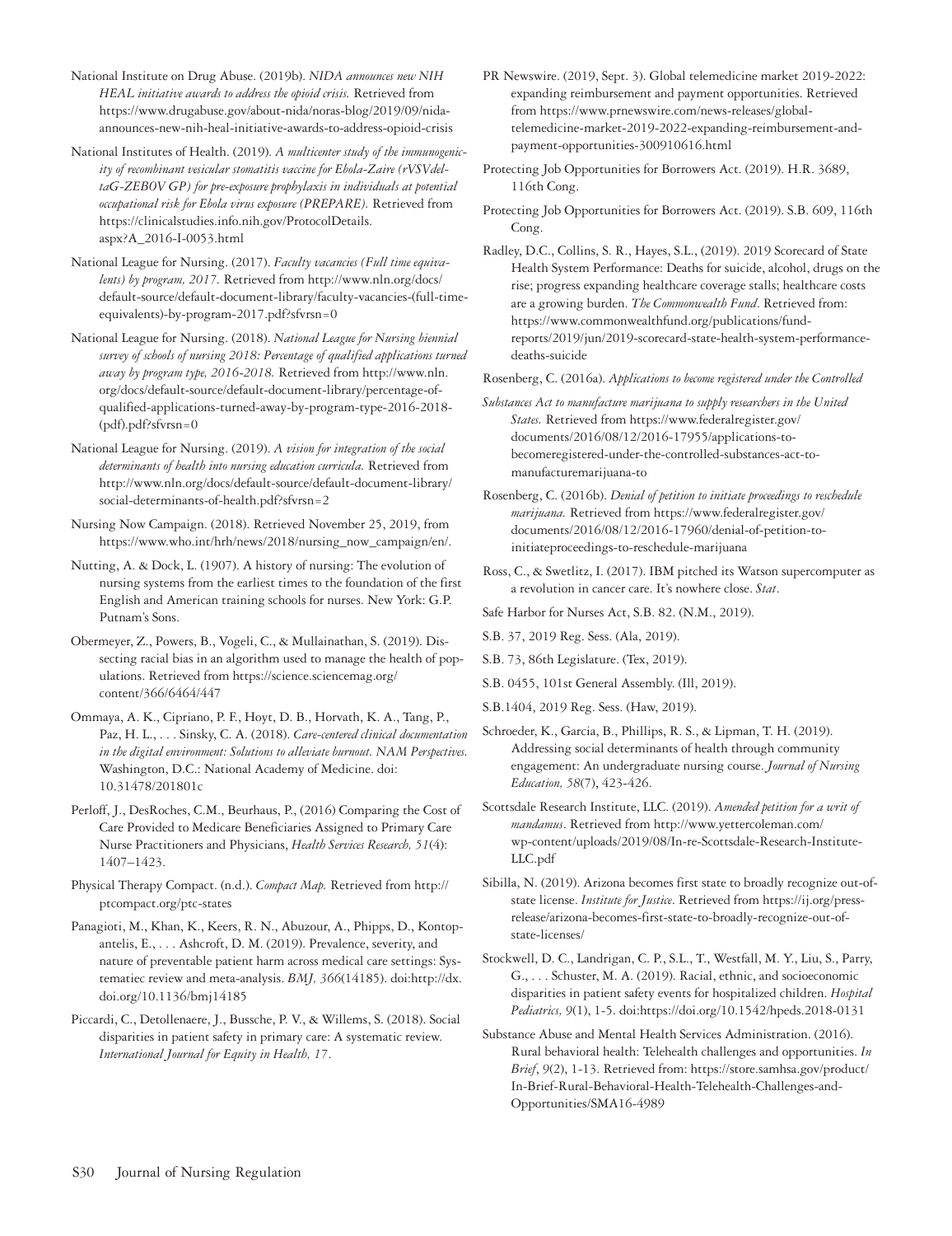National Institute on Drug Abuse. (2019b). *NIDA announces new NIH HEAL initiative awards to address the opioid crisis.* Retrieved from https://www.drugabuse.gov/about-nida/noras-blog/2019/09/nida-announces-new-nih-heal-initiative-awards-to-address-opioid-crisis

National Institutes of Health. (2019). *A multicenter study of the immunogenicity of recombinant vesicular stomatitis vaccine for Ebola-Zaire (rVSVdeltaG-ZEBOV GP) for pre-exposure prophylaxis in individuals at potential occupational risk for Ebola virus exposure (PREPARE).* Retrieved from https://clinicalstudies.info.nih.gov/ProtocolDetails.aspx?A_2016-I-0053.html

National League for Nursing. (2017). *Faculty vacancies (Full time equivalents) by program, 2017.* Retrieved from http://www.nln.org/docs/default-source/default-document-library/faculty-vacancies-(full-time-equivalents)-by-program-2017.pdf?sfvrsn=0

National League for Nursing. (2018). *National League for Nursing biennial survey of schools of nursing 2018: Percentage of qualified applications turned away by program type, 2016-2018.* Retrieved from http://www.nln.org/docs/default-source/default-document-library/percentage-of-qualified-applications-turned-away-by-program-type-2016-2018-(pdf).pdf?sfvrsn=0

National League for Nursing. (2019). *A vision for integration of the social determinants of health into nursing education curricula.* Retrieved from http://www.nln.org/docs/default-source/default-document-library/social-determinants-of-health.pdf?sfvrsn=2

Nursing Now Campaign. (2018). Retrieved November 25, 2019, from https://www.who.int/hrh/news/2018/nursing_now_campaign/en/.

Nutting, A. & Dock, L. (1907). A history of nursing: The evolution of nursing systems from the earliest times to the foundation of the first English and American training schools for nurses. New York: G.P. Putnam's Sons.

Obermeyer, Z., Powers, B., Vogeli, C., & Mullainathan, S. (2019). Dissecting racial bias in an algorithm used to manage the health of populations. Retrieved from https://science.sciencemag.org/content/366/6464/447

Ommaya, A. K., Cipriano, P. F., Hoyt, D. B., Horvath, K. A., Tang, P., Paz, H. L., . . . Sinsky, C. A. (2018). *Care-centered clinical documentation in the digital environment: Solutions to alleviate burnout. NAM Perspectives.* Washington, D.C.: National Academy of Medicine. doi: 10.31478/201801c

Perloff, J., DesRoches, C.M., Beurhaus, P., (2016) Comparing the Cost of Care Provided to Medicare Beneficiaries Assigned to Primary Care Nurse Practitioners and Physicians, *Health Services Research, 51*(4): 1407–1423.

Physical Therapy Compact. (n.d.). *Compact Map.* Retrieved from http://ptcompact.org/ptc-states

Panagioti, M., Khan, K., Keers, R. N., Abuzour, A., Phipps, D., Kontopantelis, E., . . . Ashcroft, D. M. (2019). Prevalence, severity, and nature of preventable patient harm across medical care settings: Systematiec review and meta-analysis. *BMJ, 366*(14185). doi:http://dx.doi.org/10.1136/bmj14185

Piccardi, C., Detollenaere, J., Bussche, P. V., & Willems, S. (2018). Social disparities in patient safety in primary care: A systematic review. *International Journal for Equity in Health, 17*.

PR Newswire. (2019, Sept. 3). Global telemedicine market 2019-2022: expanding reimbursement and payment opportunities. Retrieved from https://www.prnewswire.com/news-releases/global-telemedicine-market-2019-2022-expanding-reimbursement-and-payment-opportunities-300910616.html

Protecting Job Opportunities for Borrowers Act. (2019). H.R. 3689, 116th Cong.

Protecting Job Opportunities for Borrowers Act. (2019). S.B. 609, 116th Cong.

Radley, D.C., Collins, S. R., Hayes, S.L., (2019). 2019 Scorecard of State Health System Performance: Deaths for suicide, alcohol, drugs on the rise; progress expanding healthcare coverage stalls; healthcare costs are a growing burden. *The Commonwealth Fund*. Retrieved from: https://www.commonwealthfund.org/publications/fund-reports/2019/jun/2019-scorecard-state-health-system-performance-deaths-suicide

Rosenberg, C. (2016a). *Applications to become registered under the Controlled Substances Act to manufacture marijuana to supply researchers in the United States.* Retrieved from https://www.federalregister.gov/documents/2016/08/12/2016-17955/applications-to-becomeregistered-under-the-controlled-substances-act-to-manufacturemarijuana-to

Rosenberg, C. (2016b). *Denial of petition to initiate proceedings to reschedule marijuana.* Retrieved from https://www.federalregister.gov/documents/2016/08/12/2016-17960/denial-of-petition-to-initiateproceedings-to-reschedule-marijuana

Ross, C., & Swetlitz, I. (2017). IBM pitched its Watson supercomputer as a revolution in cancer care. It's nowhere close. *Stat*.

Safe Harbor for Nurses Act, S.B. 82. (N.M., 2019).

S.B. 37, 2019 Reg. Sess. (Ala, 2019).

S.B. 73, 86th Legislature. (Tex, 2019).

S.B. 0455, 101st General Assembly. (Ill, 2019).

S.B.1404, 2019 Reg. Sess. (Haw, 2019).

Schroeder, K., Garcia, B., Phillips, R. S., & Lipman, T. H. (2019). Addressing social determinants of health through community engagement: An undergraduate nursing course. *Journal of Nursing Education, 58*(7), 423-426.

Scottsdale Research Institute, LLC. (2019). *Amended petition for a writ of mandamus*. Retrieved from http://www.yettercoleman.com/wp-content/uploads/2019/08/In-re-Scottsdale-Research-Institute-LLC.pdf

Sibilla, N. (2019). Arizona becomes first state to broadly recognize out-of-state license. *Institute for Justice*. Retrieved from https://ij.org/press-release/arizona-becomes-first-state-to-broadly-recognize-out-of-state-licenses/

Stockwell, D. C., Landrigan, C. P., S.L., T., Westfall, M. Y., Liu, S., Parry, G., . . . Schuster, M. A. (2019). Racial, ethnic, and socioeconomic disparities in patient safety events for hospitalized children. *Hospital Pediatrics, 9*(1), 1-5. doi:https://doi.org/10.1542/hpeds.2018-0131

Substance Abuse and Mental Health Services Administration. (2016). Rural behavioral health: Telehealth challenges and opportunities. *In Brief*, *9*(2), 1-13. Retrieved from: https://store.samhsa.gov/product/In-Brief-Rural-Behavioral-Health-Telehealth-Challenges-and-Opportunities/SMA16-4989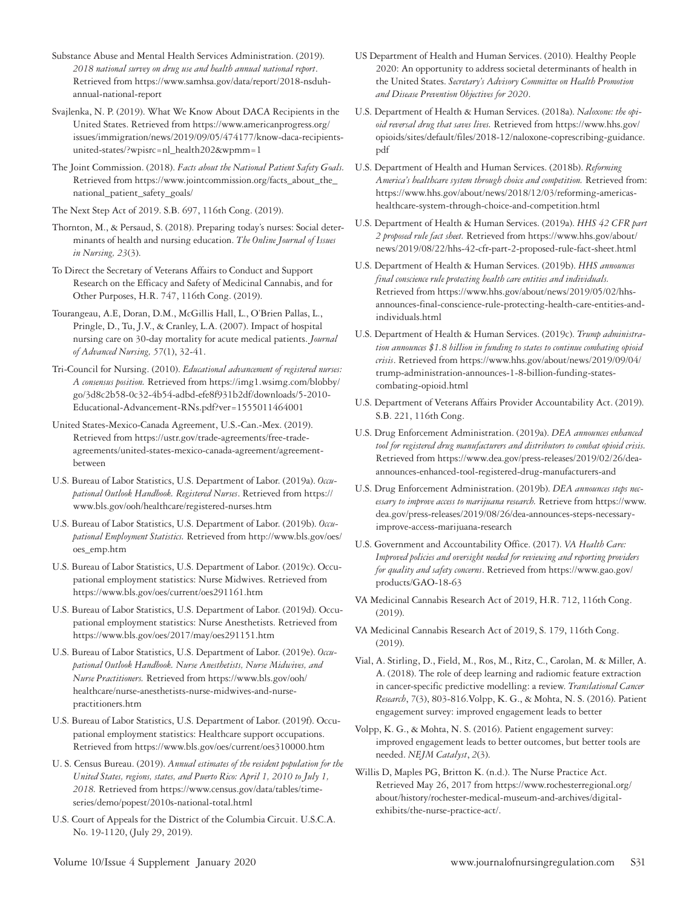Substance Abuse and Mental Health Services Administration. (2019). *2018 national survey on drug use and health annual national report*. Retrieved from https://www.samhsa.gov/data/report/2018-nsduh-annual-national-report

Svajlenka, N. P. (2019). What We Know About DACA Recipients in the United States. Retrieved from https://www.americanprogress.org/issues/immigration/news/2019/09/05/474177/know-daca-recipients-united-states/?wpisrc=nl_health202&wpmm=1

The Joint Commission. (2018). *Facts about the National Patient Safety Goals.* Retrieved from https://www.jointcommission.org/facts_about_the_national_patient_safety_goals/

The Next Step Act of 2019. S.B. 697, 116th Cong. (2019).

Thornton, M., & Persaud, S. (2018). Preparing today's nurses: Social determinants of health and nursing education. *The Online Journal of Issues in Nursing, 23*(3).

To Direct the Secretary of Veterans Affairs to Conduct and Support Research on the Efficacy and Safety of Medicinal Cannabis, and for Other Purposes, H.R. 747, 116th Cong. (2019).

Tourangeau, A.E, Doran, D.M., McGillis Hall, L., O'Brien Pallas, L., Pringle, D., Tu, J.V., & Cranley, L.A. (2007). Impact of hospital nursing care on 30-day mortality for acute medical patients. *Journal of Advanced Nursing, 57*(1), 32-41.

Tri-Council for Nursing. (2010). *Educational advancement of registered nurses: A consensus position.* Retrieved from https://img1.wsimg.com/blobby/go/3d8c2b58-0c32-4b54-adbd-efe8f931b2df/downloads/5-2010-Educational-Advancement-RNs.pdf?ver=1555011464001

United States-Mexico-Canada Agreement, U.S.-Can.-Mex. (2019). Retrieved from https://ustr.gov/trade-agreements/free-trade-agreements/united-states-mexico-canada-agreement/agreement-between

U.S. Bureau of Labor Statistics, U.S. Department of Labor. (2019a). *Occupational Outlook Handbook. Registered Nurses*. Retrieved from https://www.bls.gov/ooh/healthcare/registered-nurses.htm

U.S. Bureau of Labor Statistics, U.S. Department of Labor. (2019b). *Occupational Employment Statistics.* Retrieved from http://www.bls.gov/oes/oes_emp.htm

U.S. Bureau of Labor Statistics, U.S. Department of Labor. (2019c). Occupational employment statistics: Nurse Midwives. Retrieved from https://www.bls.gov/oes/current/oes291161.htm

U.S. Bureau of Labor Statistics, U.S. Department of Labor. (2019d). Occupational employment statistics: Nurse Anesthetists. Retrieved from https://www.bls.gov/oes/2017/may/oes291151.htm

U.S. Bureau of Labor Statistics, U.S. Department of Labor. (2019e). *Occupational Outlook Handbook. Nurse Anesthetists, Nurse Midwives, and Nurse Practitioners.* Retrieved from https://www.bls.gov/ooh/healthcare/nurse-anesthetists-nurse-midwives-and-nurse-practitioners.htm

U.S. Bureau of Labor Statistics, U.S. Department of Labor. (2019f). Occupational employment statistics: Healthcare support occupations. Retrieved from https://www.bls.gov/oes/current/oes310000.htm

U. S. Census Bureau. (2019). *Annual estimates of the resident population for the United States, regions, states, and Puerto Rico: April 1, 2010 to July 1, 2018.* Retrieved from https://www.census.gov/data/tables/time-series/demo/popest/2010s-national-total.html

U.S. Court of Appeals for the District of the Columbia Circuit. U.S.C.A. No. 19-1120, (July 29, 2019).

US Department of Health and Human Services. (2010). Healthy People 2020: An opportunity to address societal determinants of health in the United States. *Secretary's Advisory Committee on Health Promotion and Disease Prevention Objectives for 2020*.

U.S. Department of Health & Human Services. (2018a). *Naloxone: the opioid reversal drug that saves lives.* Retrieved from https://www.hhs.gov/opioids/sites/default/files/2018-12/naloxone-coprescribing-guidance.pdf

U.S. Department of Health and Human Services. (2018b). *Reforming America's healthcare system through choice and competition.* Retrieved from: https://www.hhs.gov/about/news/2018/12/03/reforming-americas-healthcare-system-through-choice-and-competition.html

U.S. Department of Health & Human Services. (2019a). *HHS 42 CFR part 2 proposed rule fact sheet.* Retrieved from https://www.hhs.gov/about/news/2019/08/22/hhs-42-cfr-part-2-proposed-rule-fact-sheet.html

U.S. Department of Health & Human Services. (2019b). *HHS announces final conscience rule protecting health care entities and individuals.* Retrieved from https://www.hhs.gov/about/news/2019/05/02/hhs-announces-final-conscience-rule-protecting-health-care-entities-and-individuals.html

U.S. Department of Health & Human Services. (2019c). *Trump administration announces $1.8 billion in funding to states to continue combating opioid crisis*. Retrieved from https://www.hhs.gov/about/news/2019/09/04/trump-administration-announces-1-8-billion-funding-states-combating-opioid.html

U.S. Department of Veterans Affairs Provider Accountability Act. (2019). S.B. 221, 116th Cong.

U.S. Drug Enforcement Administration. (2019a). *DEA announces enhanced tool for registered drug manufacturers and distributors to combat opioid crisis.* Retrieved from https://www.dea.gov/press-releases/2019/02/26/dea-announces-enhanced-tool-registered-drug-manufacturers-and

U.S. Drug Enforcement Administration. (2019b). *DEA announces steps necessary to improve access to marijuana research.* Retrieve from https://www.dea.gov/press-releases/2019/08/26/dea-announces-steps-necessary-improve-access-marijuana-research

U.S. Government and Accountability Office. (2017). *VA Health Care: Improved policies and oversight needed for reviewing and reporting providers for quality and safety concerns*. Retrieved from https://www.gao.gov/products/GAO-18-63

VA Medicinal Cannabis Research Act of 2019, H.R. 712, 116th Cong. (2019).

VA Medicinal Cannabis Research Act of 2019, S. 179, 116th Cong. (2019).

Vial, A. Stirling, D., Field, M., Ros, M., Ritz, C., Carolan, M. & Miller, A. A. (2018). The role of deep learning and radiomic feature extraction in cancer-specific predictive modelling: a review. *Translational Cancer Research*, 7(3), 803-816.Volpp, K. G., & Mohta, N. S. (2016). Patient engagement survey: improved engagement leads to better

Volpp, K. G., & Mohta, N. S. (2016). Patient engagement survey: improved engagement leads to better outcomes, but better tools are needed. *NEJM Catalyst*, *2*(3).

Willis D, Maples PG, Britton K. (n.d.). The Nurse Practice Act. Retrieved May 26, 2017 from https://www.rochesterregional.org/about/history/rochester-medical-museum-and-archives/digital-exhibits/the-nurse-practice-act/.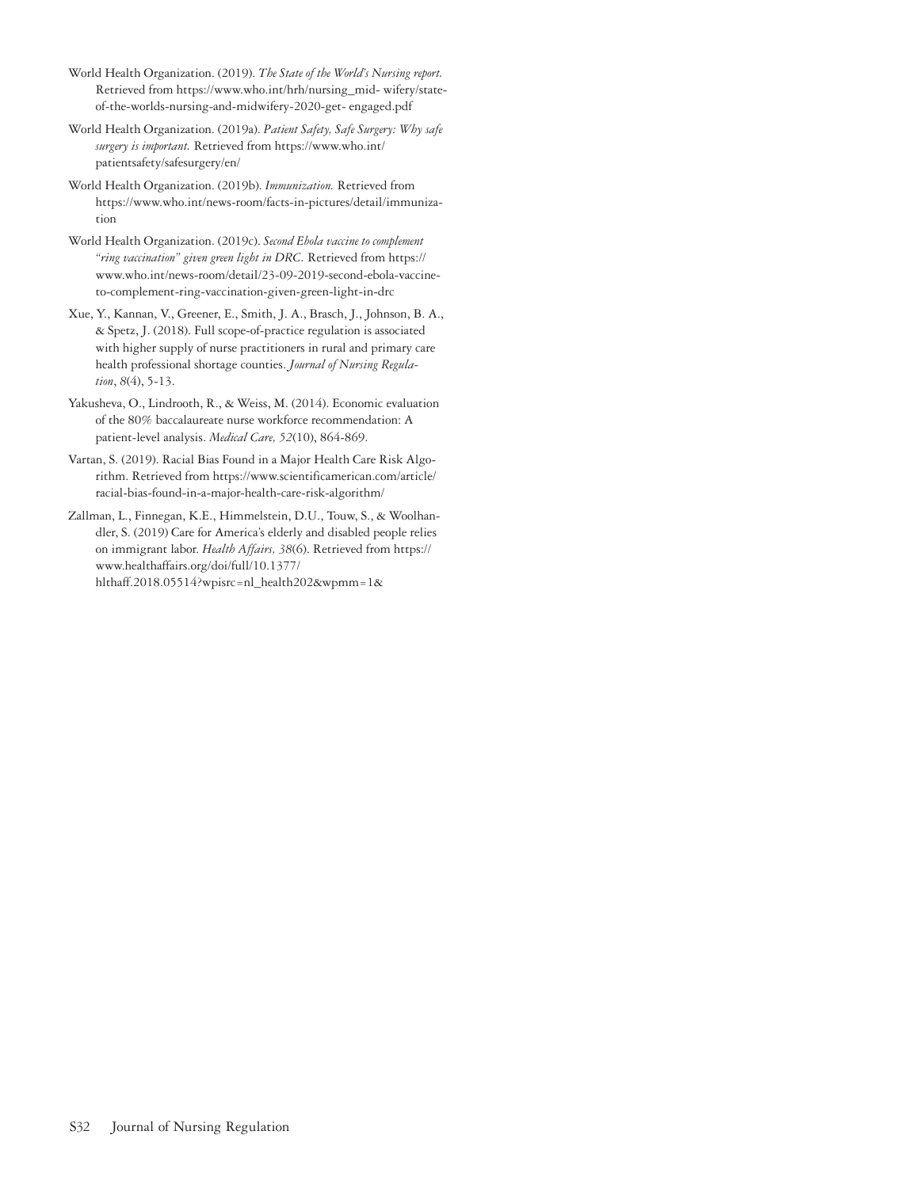World Health Organization. (2019). *The State of the World's Nursing report.* Retrieved from https://www.who.int/hrh/nursing_mid- wifery/state-of-the-worlds-nursing-and-midwifery-2020-get- engaged.pdf

World Health Organization. (2019a). *Patient Safety, Safe Surgery: Why safe surgery is important.* Retrieved from https://www.who.int/patientsafety/safesurgery/en/

World Health Organization. (2019b). *Immunization.* Retrieved from https://www.who.int/news-room/facts-in-pictures/detail/immunization

World Health Organization. (2019c). *Second Ebola vaccine to complement "ring vaccination" given green light in DRC.* Retrieved from https://www.who.int/news-room/detail/23-09-2019-second-ebola-vaccine-to-complement-ring-vaccination-given-green-light-in-drc

Xue, Y., Kannan, V., Greener, E., Smith, J. A., Brasch, J., Johnson, B. A., & Spetz, J. (2018). Full scope-of-practice regulation is associated with higher supply of nurse practitioners in rural and primary care health professional shortage counties. *Journal of Nursing Regulation*, *8*(4), 5-13.

Yakusheva, O., Lindrooth, R., & Weiss, M. (2014). Economic evaluation of the 80% baccalaureate nurse workforce recommendation: A patient-level analysis. *Medical Care, 52*(10), 864-869.

Vartan, S. (2019). Racial Bias Found in a Major Health Care Risk Algorithm. Retrieved from https://www.scientificamerican.com/article/racial-bias-found-in-a-major-health-care-risk-algorithm/

Zallman, L., Finnegan, K.E., Himmelstein, D.U., Touw, S., & Woolhandler, S. (2019) Care for America's elderly and disabled people relies on immigrant labor. *Health Affairs, 38*(6). Retrieved from https://www.healthaffairs.org/doi/full/10.1377/hlthaff.2018.05514?wpisrc=nl_health202&wpmm=1&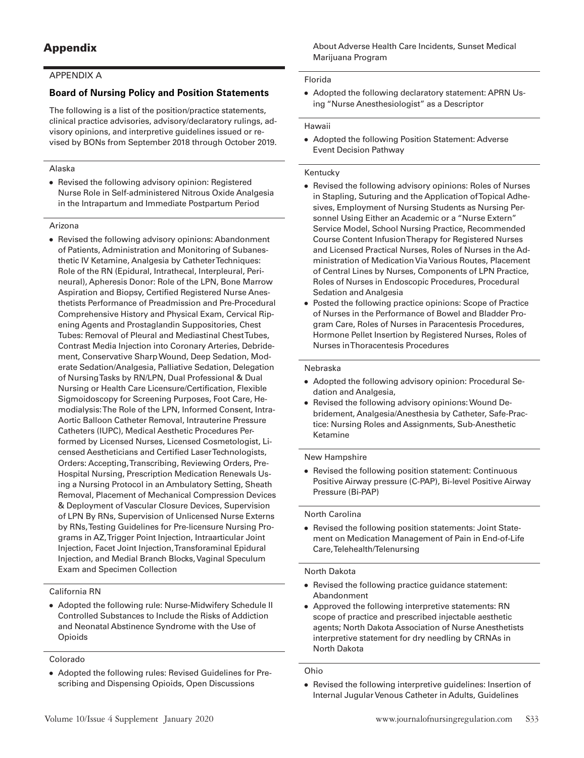# Appendix

APPENDIX A

## Board of Nursing Policy and Position Statements

The following is a list of the position/practice statements, clinical practice advisories, advisory/declaratory rulings, advisory opinions, and interpretive guidelines issued or revised by BONs from September 2018 through October 2019.

Alaska

- Revised the following advisory opinion: Registered Nurse Role in Self-administered Nitrous Oxide Analgesia in the Intrapartum and Immediate Postpartum Period

Arizona

- Revised the following advisory opinions: Abandonment of Patients, Administration and Monitoring of Subanesthetic IV Ketamine, Analgesia by Catheter Techniques: Role of the RN (Epidural, Intrathecal, Interpleural, Perineural), Apheresis Donor: Role of the LPN, Bone Marrow Aspiration and Biopsy, Certified Registered Nurse Anesthetists Performance of Preadmission and Pre-Procedural Comprehensive History and Physical Exam, Cervical Ripening Agents and Prostaglandin Suppositories, Chest Tubes: Removal of Pleural and Mediastinal Chest Tubes, Contrast Media Injection into Coronary Arteries, Debridement, Conservative Sharp Wound, Deep Sedation, Moderate Sedation/Analgesia, Palliative Sedation, Delegation of Nursing Tasks by RN/LPN, Dual Professional & Dual Nursing or Health Care Licensure/Certification, Flexible Sigmoidoscopy for Screening Purposes, Foot Care, Hemodialysis: The Role of the LPN, Informed Consent, Intra-Aortic Balloon Catheter Removal, Intrauterine Pressure Catheters (IUPC), Medical Aesthetic Procedures Performed by Licensed Nurses, Licensed Cosmetologist, Licensed Aestheticians and Certified Laser Technologists, Orders: Accepting, Transcribing, Reviewing Orders, Pre-Hospital Nursing, Prescription Medication Renewals Using a Nursing Protocol in an Ambulatory Setting, Sheath Removal, Placement of Mechanical Compression Devices & Deployment of Vascular Closure Devices, Supervision of LPN By RNs, Supervision of Unlicensed Nurse Externs by RNs, Testing Guidelines for Pre-licensure Nursing Programs in AZ, Trigger Point Injection, Intraarticular Joint Injection, Facet Joint Injection, Transforaminal Epidural Injection, and Medial Branch Blocks, Vaginal Speculum Exam and Specimen Collection

California RN

- Adopted the following rule: Nurse-Midwifery Schedule II Controlled Substances to Include the Risks of Addiction and Neonatal Abstinence Syndrome with the Use of Opioids

Colorado

- Adopted the following rules: Revised Guidelines for Prescribing and Dispensing Opioids, Open Discussions About Adverse Health Care Incidents, Sunset Medical Marijuana Program

Florida

- Adopted the following declaratory statement: APRN Using "Nurse Anesthesiologist" as a Descriptor

Hawaii

- Adopted the following Position Statement: Adverse Event Decision Pathway

Kentucky

- Revised the following advisory opinions: Roles of Nurses in Stapling, Suturing and the Application of Topical Adhesives, Employment of Nursing Students as Nursing Personnel Using Either an Academic or a "Nurse Extern" Service Model, School Nursing Practice, Recommended Course Content Infusion Therapy for Registered Nurses and Licensed Practical Nurses, Roles of Nurses in the Administration of Medication Via Various Routes, Placement of Central Lines by Nurses, Components of LPN Practice, Roles of Nurses in Endoscopic Procedures, Procedural Sedation and Analgesia
- Posted the following practice opinions: Scope of Practice of Nurses in the Performance of Bowel and Bladder Program Care, Roles of Nurses in Paracentesis Procedures, Hormone Pellet Insertion by Registered Nurses, Roles of Nurses in Thoracentesis Procedures

Nebraska

- Adopted the following advisory opinion: Procedural Sedation and Analgesia,
- Revised the following advisory opinions: Wound Debridement, Analgesia/Anesthesia by Catheter, Safe-Practice: Nursing Roles and Assignments, Sub-Anesthetic Ketamine

New Hampshire

- Revised the following position statement: Continuous Positive Airway pressure (C-PAP), Bi-level Positive Airway Pressure (Bi-PAP)

North Carolina

- Revised the following position statements: Joint Statement on Medication Management of Pain in End-of-Life Care, Telehealth/Telenursing

North Dakota

- Revised the following practice guidance statement: Abandonment
- Approved the following interpretive statements: RN scope of practice and prescribed injectable aesthetic agents; North Dakota Association of Nurse Anesthetists interpretive statement for dry needling by CRNAs in North Dakota

Ohio

- Revised the following interpretive guidelines: Insertion of Internal Jugular Venous Catheter in Adults, Guidelines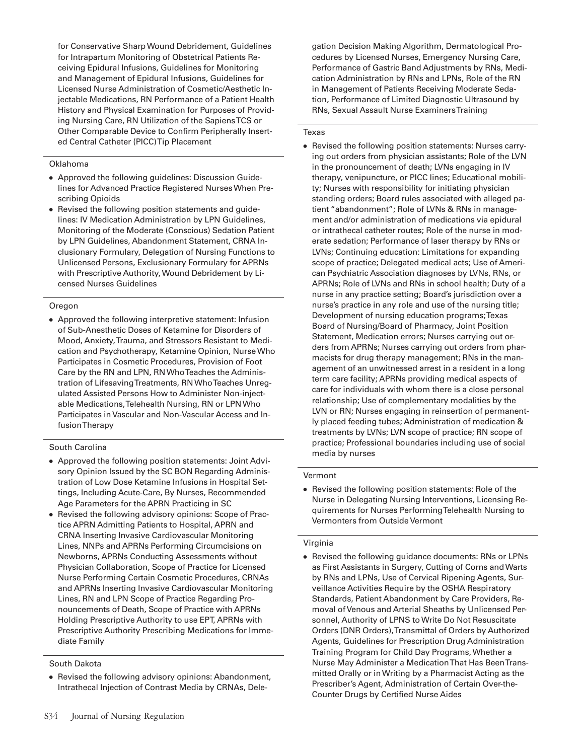for Conservative Sharp Wound Debridement, Guidelines for Intrapartum Monitoring of Obstetrical Patients Receiving Epidural Infusions, Guidelines for Monitoring and Management of Epidural Infusions, Guidelines for Licensed Nurse Administration of Cosmetic/Aesthetic Injectable Medications, RN Performance of a Patient Health History and Physical Examination for Purposes of Providing Nursing Care, RN Utilization of the Sapiens TCS or Other Comparable Device to Confirm Peripherally Inserted Central Catheter (PICC) Tip Placement

Oklahoma

- Approved the following guidelines: Discussion Guidelines for Advanced Practice Registered Nurses When Prescribing Opioids
- Revised the following position statements and guidelines: IV Medication Administration by LPN Guidelines, Monitoring of the Moderate (Conscious) Sedation Patient by LPN Guidelines, Abandonment Statement, CRNA Inclusionary Formulary, Delegation of Nursing Functions to Unlicensed Persons, Exclusionary Formulary for APRNs with Prescriptive Authority, Wound Debridement by Licensed Nurses Guidelines

Oregon

- Approved the following interpretive statement: Infusion of Sub-Anesthetic Doses of Ketamine for Disorders of Mood, Anxiety, Trauma, and Stressors Resistant to Medication and Psychotherapy, Ketamine Opinion, Nurse Who Participates in Cosmetic Procedures, Provision of Foot Care by the RN and LPN, RN Who Teaches the Administration of Lifesaving Treatments, RN Who Teaches Unregulated Assisted Persons How to Administer Non-injectable Medications, Telehealth Nursing, RN or LPN Who Participates in Vascular and Non-Vascular Access and Infusion Therapy

South Carolina

- Approved the following position statements: Joint Advisory Opinion Issued by the SC BON Regarding Administration of Low Dose Ketamine Infusions in Hospital Settings, Including Acute-Care, By Nurses, Recommended Age Parameters for the APRN Practicing in SC
- Revised the following advisory opinions: Scope of Practice APRN Admitting Patients to Hospital, APRN and CRNA Inserting Invasive Cardiovascular Monitoring Lines, NNPs and APRNs Performing Circumcisions on Newborns, APRNs Conducting Assessments without Physician Collaboration, Scope of Practice for Licensed Nurse Performing Certain Cosmetic Procedures, CRNAs and APRNs Inserting Invasive Cardiovascular Monitoring Lines, RN and LPN Scope of Practice Regarding Pronouncements of Death, Scope of Practice with APRNs Holding Prescriptive Authority to use EPT, APRNs with Prescriptive Authority Prescribing Medications for Immediate Family

South Dakota

- Revised the following advisory opinions: Abandonment, Intrathecal Injection of Contrast Media by CRNAs, Delegation Decision Making Algorithm, Dermatological Procedures by Licensed Nurses, Emergency Nursing Care, Performance of Gastric Band Adjustments by RNs, Medication Administration by RNs and LPNs, Role of the RN in Management of Patients Receiving Moderate Sedation, Performance of Limited Diagnostic Ultrasound by RNs, Sexual Assault Nurse Examiners Training

Texas

- Revised the following position statements: Nurses carrying out orders from physician assistants; Role of the LVN in the pronouncement of death; LVNs engaging in IV therapy, venipuncture, or PICC lines; Educational mobility; Nurses with responsibility for initiating physician standing orders; Board rules associated with alleged patient "abandonment"; Role of LVNs & RNs in management and/or administration of medications via epidural or intrathecal catheter routes; Role of the nurse in moderate sedation; Performance of laser therapy by RNs or LVNs; Continuing education: Limitations for expanding scope of practice; Delegated medical acts; Use of American Psychiatric Association diagnoses by LVNs, RNs, or APRNs; Role of LVNs and RNs in school health; Duty of a nurse in any practice setting; Board's jurisdiction over a nurse's practice in any role and use of the nursing title; Development of nursing education programs; Texas Board of Nursing/Board of Pharmacy, Joint Position Statement, Medication errors; Nurses carrying out orders from APRNs; Nurses carrying out orders from pharmacists for drug therapy management; RNs in the management of an unwitnessed arrest in a resident in a long term care facility; APRNs providing medical aspects of care for individuals with whom there is a close personal relationship; Use of complementary modalities by the LVN or RN; Nurses engaging in reinsertion of permanently placed feeding tubes; Administration of medication & treatments by LVNs; LVN scope of practice; RN scope of practice; Professional boundaries including use of social media by nurses

Vermont

- Revised the following position statements: Role of the Nurse in Delegating Nursing Interventions, Licensing Requirements for Nurses Performing Telehealth Nursing to Vermonters from Outside Vermont

Virginia

- Revised the following guidance documents: RNs or LPNs as First Assistants in Surgery, Cutting of Corns and Warts by RNs and LPNs, Use of Cervical Ripening Agents, Surveillance Activities Require by the OSHA Respiratory Standards, Patient Abandonment by Care Providers, Removal of Venous and Arterial Sheaths by Unlicensed Personnel, Authority of LPNS to Write Do Not Resuscitate Orders (DNR Orders), Transmittal of Orders by Authorized Agents, Guidelines for Prescription Drug Administration Training Program for Child Day Programs, Whether a Nurse May Administer a Medication That Has Been Transmitted Orally or in Writing by a Pharmacist Acting as the Prescriber's Agent, Administration of Certain Over-the-Counter Drugs by Certified Nurse Aides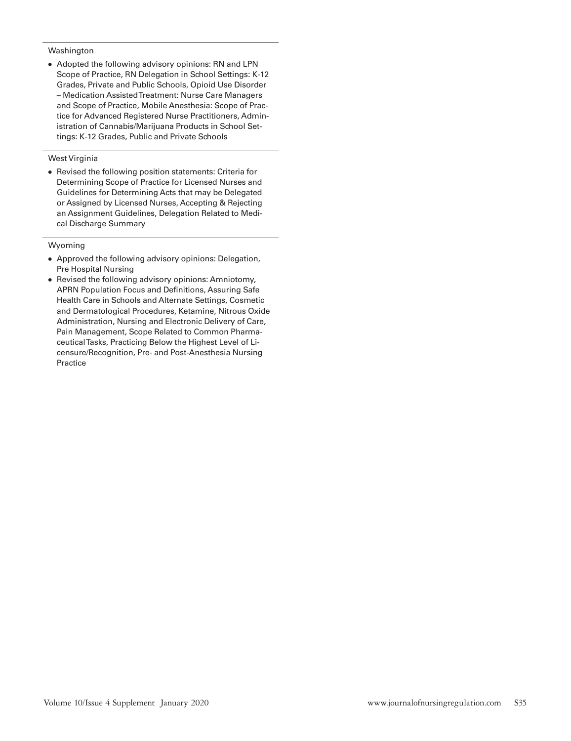Washington

- Adopted the following advisory opinions: RN and LPN Scope of Practice, RN Delegation in School Settings: K-12 Grades, Private and Public Schools, Opioid Use Disorder – Medication Assisted Treatment: Nurse Care Managers and Scope of Practice, Mobile Anesthesia: Scope of Practice for Advanced Registered Nurse Practitioners, Administration of Cannabis/Marijuana Products in School Settings: K-12 Grades, Public and Private Schools

West Virginia

- Revised the following position statements: Criteria for Determining Scope of Practice for Licensed Nurses and Guidelines for Determining Acts that may be Delegated or Assigned by Licensed Nurses, Accepting & Rejecting an Assignment Guidelines, Delegation Related to Medical Discharge Summary

Wyoming

- Approved the following advisory opinions: Delegation, Pre Hospital Nursing
- Revised the following advisory opinions: Amniotomy, APRN Population Focus and Definitions, Assuring Safe Health Care in Schools and Alternate Settings, Cosmetic and Dermatological Procedures, Ketamine, Nitrous Oxide Administration, Nursing and Electronic Delivery of Care, Pain Management, Scope Related to Common Pharmaceutical Tasks, Practicing Below the Highest Level of Licensure/Recognition, Pre- and Post-Anesthesia Nursing Practice